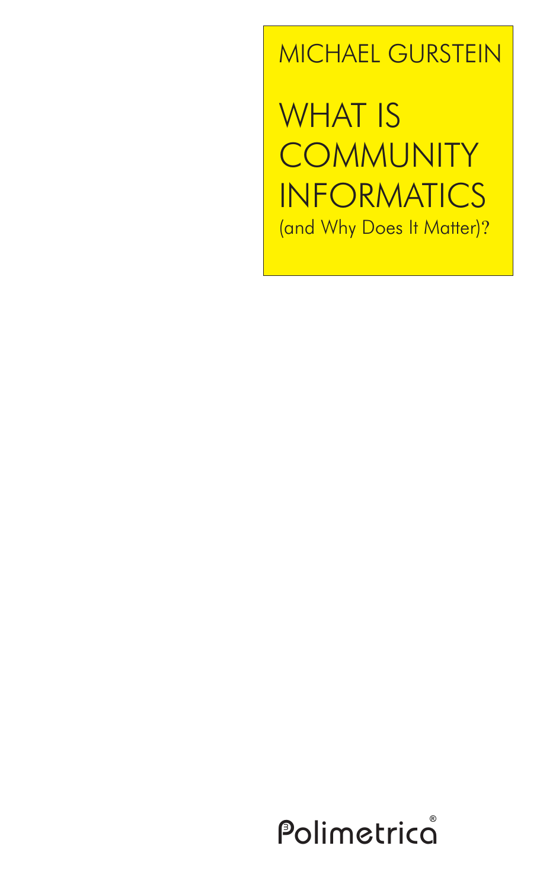MICHAEL GURSTEIN

# WHAT IS COMMUNITY INFORMATICS (and Why Does It Matter)?

Polimetrica®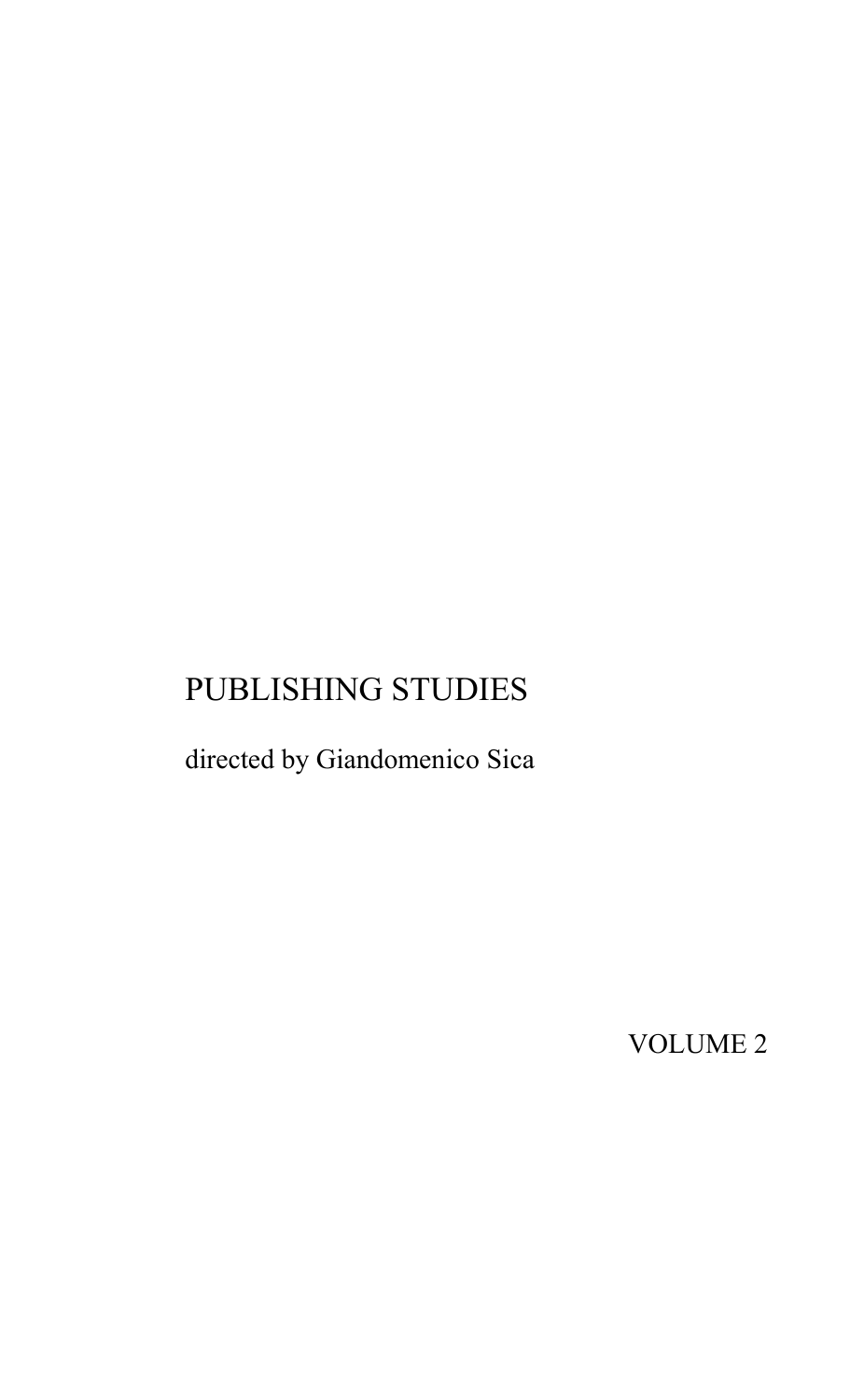PUBLISHING STUDIES

directed by Giandomenico Sica

VOLUME 2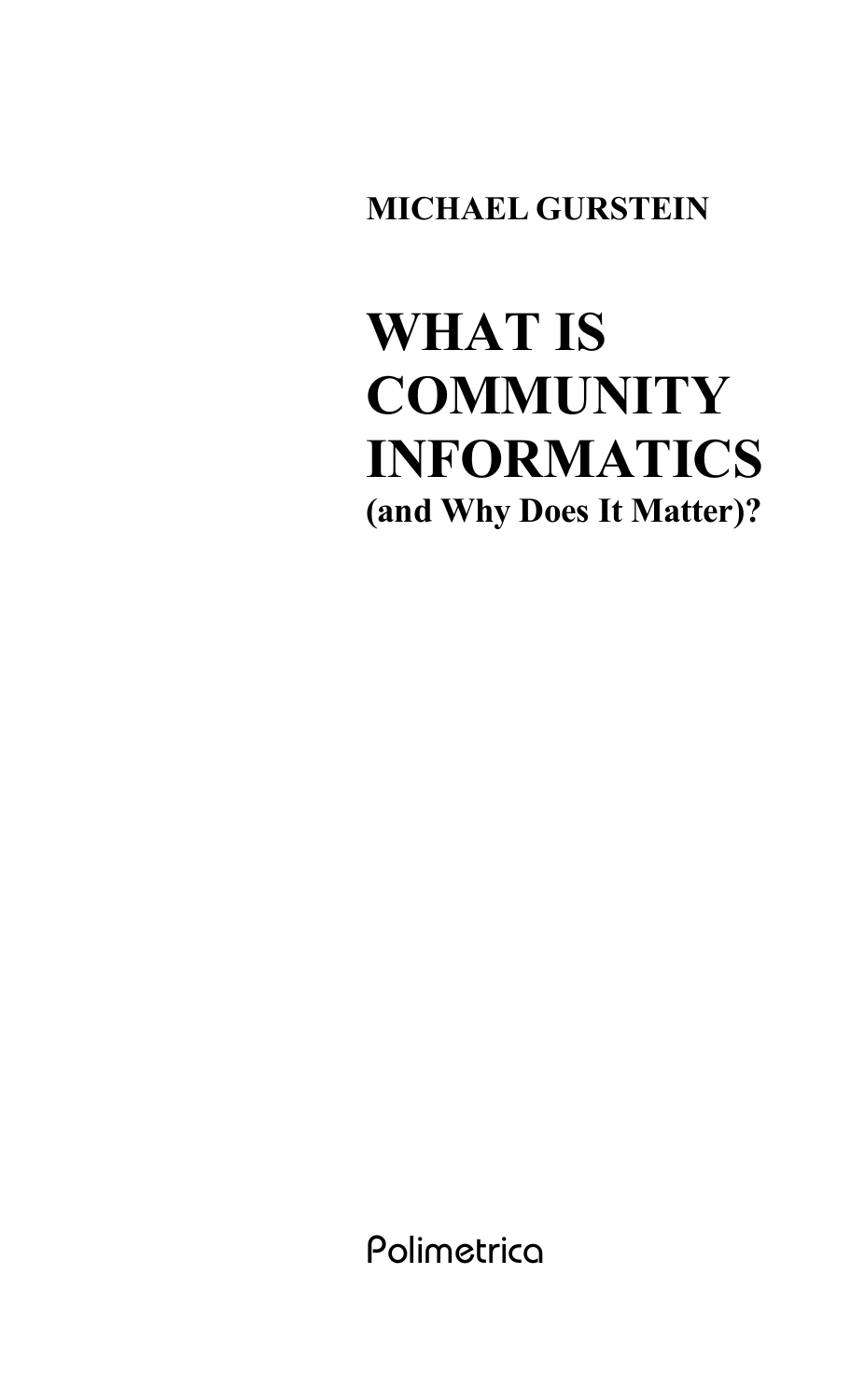**MICHAEL GURSTEIN**

# WHAT IS COMMUNITY INFORMATICS

**(and Why Does It Matter)?**

Polimetrica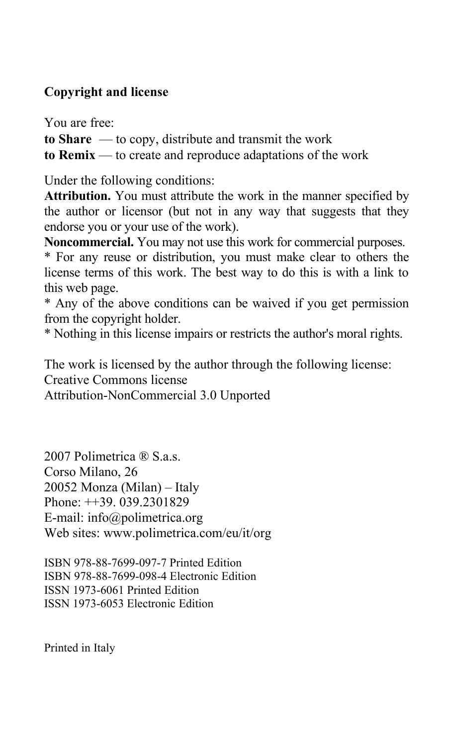**Copyright and license**

You are free:
**to Share** — to copy, distribute and transmit the work
**to Remix** — to create and reproduce adaptations of the work

Under the following conditions:
**Attribution.** You must attribute the work in the manner specified by the author or licensor (but not in any way that suggests that they endorse you or your use of the work).
**Noncommercial.** You may not use this work for commercial purposes.
* For any reuse or distribution, you must make clear to others the license terms of this work. The best way to do this is with a link to this web page.
* Any of the above conditions can be waived if you get permission from the copyright holder.
* Nothing in this license impairs or restricts the author's moral rights.

The work is licensed by the author through the following license:
Creative Commons license
Attribution-NonCommercial 3.0 Unported

2007 Polimetrica ® S.a.s.
Corso Milano, 26
20052 Monza (Milan) – Italy
Phone: ++39. 039.2301829
E-mail: info@polimetrica.org
Web sites: www.polimetrica.com/eu/it/org

ISBN 978-88-7699-097-7 Printed Edition
ISBN 978-88-7699-098-4 Electronic Edition
ISSN 1973-6061 Printed Edition
ISSN 1973-6053 Electronic Edition

Printed in Italy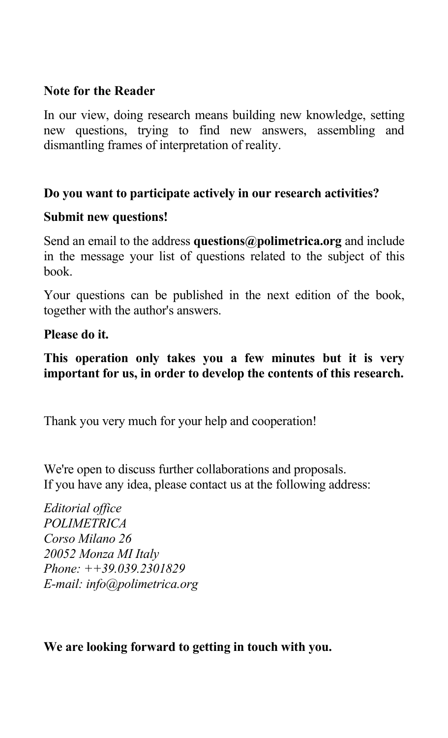**Note for the Reader**

In our view, doing research means building new knowledge, setting new questions, trying to find new answers, assembling and dismantling frames of interpretation of reality.

**Do you want to participate actively in our research activities?**

**Submit new questions!**

Send an email to the address **questions@polimetrica.org** and include in the message your list of questions related to the subject of this book.

Your questions can be published in the next edition of the book, together with the author's answers.

**Please do it.**

**This operation only takes you a few minutes but it is very important for us, in order to develop the contents of this research.**

Thank you very much for your help and cooperation!

We're open to discuss further collaborations and proposals.
If you have any idea, please contact us at the following address:

*Editorial office*
*POLIMETRICA*
*Corso Milano 26*
*20052 Monza MI Italy*
*Phone: ++39.039.2301829*
*E-mail: info@polimetrica.org*

**We are looking forward to getting in touch with you.**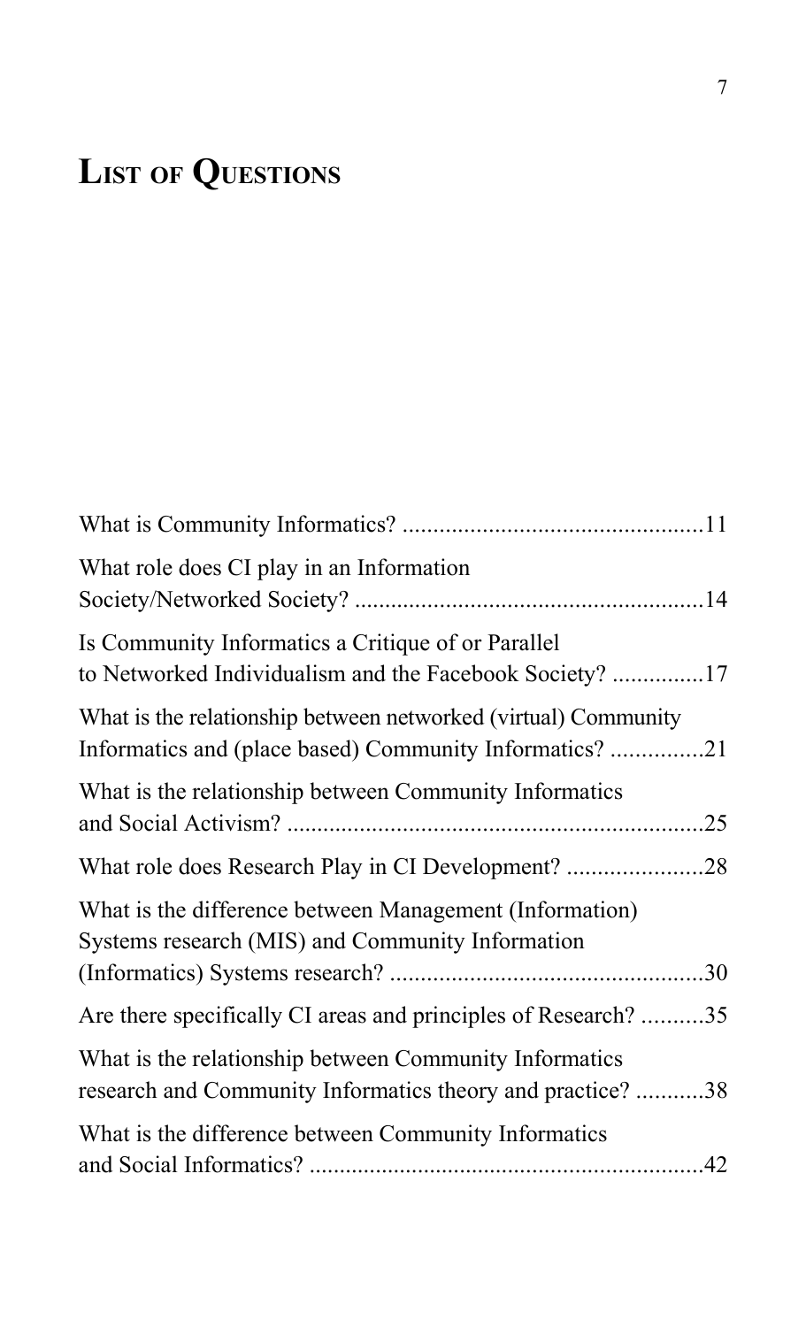# List of Questions

What is Community Informatics? ................................................11

What role does CI play in an Information Society/Networked Society? ........................................................14

Is Community Informatics a Critique of or Parallel to Networked Individualism and the Facebook Society? ...............17

What is the relationship between networked (virtual) Community Informatics and (place based) Community Informatics? ...............21

What is the relationship between Community Informatics and Social Activism? ....................................................................25

What role does Research Play in CI Development? ......................28

What is the difference between Management (Information) Systems research (MIS) and Community Information (Informatics) Systems research? ...................................................30

Are there specifically CI areas and principles of Research? ..........35

What is the relationship between Community Informatics research and Community Informatics theory and practice? ...........38

What is the difference between Community Informatics and Social Informatics? ................................................................42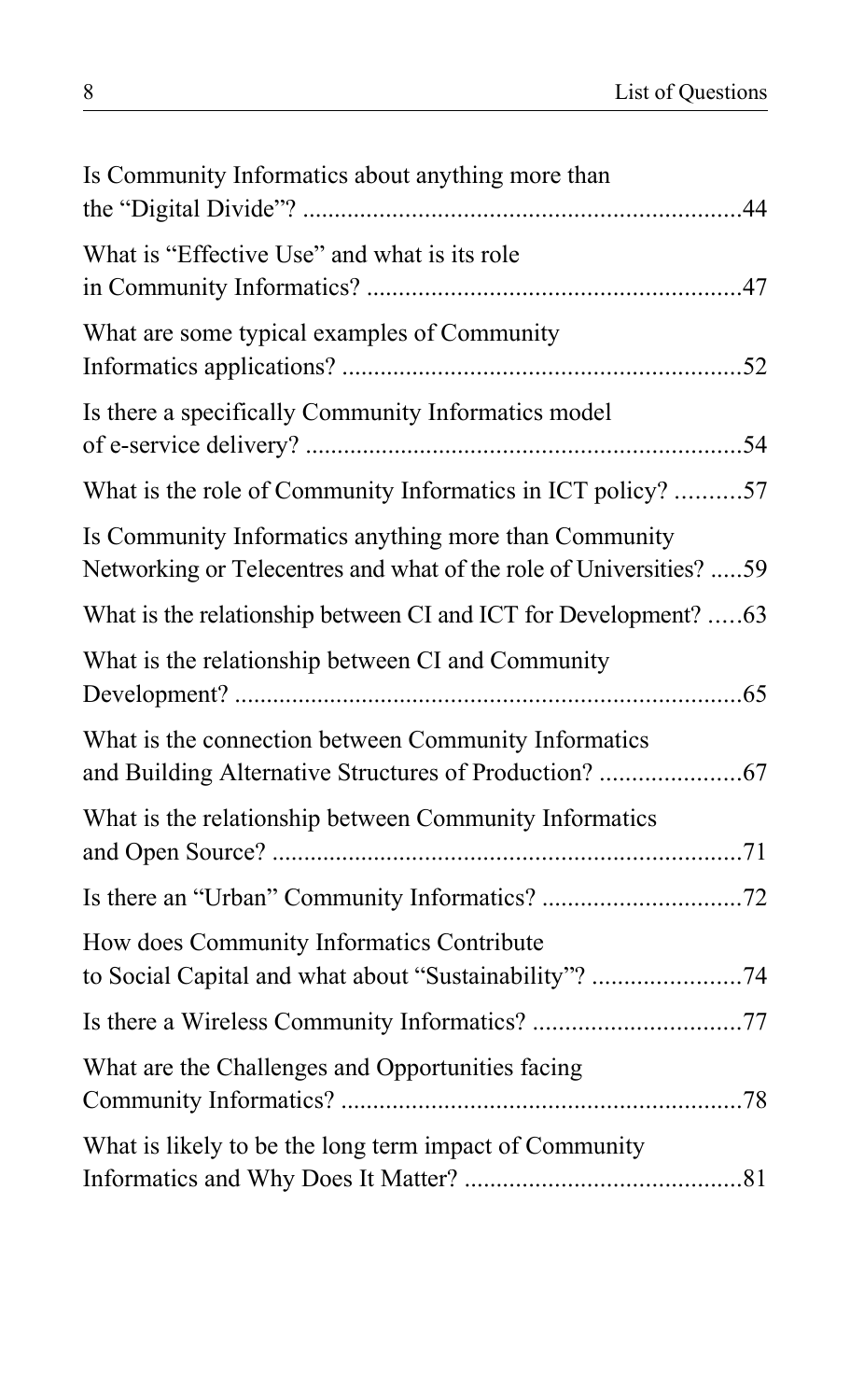Is Community Informatics about anything more than the "Digital Divide"? ....................44

What is "Effective Use" and what is its role in Community Informatics? ....................47

What are some typical examples of Community Informatics applications? ....................52

Is there a specifically Community Informatics model of e-service delivery? ....................54

What is the role of Community Informatics in ICT policy? ..........57

Is Community Informatics anything more than Community Networking or Telecentres and what of the role of Universities? .....59

What is the relationship between CI and ICT for Development? .....63

What is the relationship between CI and Community Development? ....................65

What is the connection between Community Informatics and Building Alternative Structures of Production? ....................67

What is the relationship between Community Informatics and Open Source? ....................71

Is there an "Urban" Community Informatics? ....................72

How does Community Informatics Contribute to Social Capital and what about "Sustainability"? ....................74

Is there a Wireless Community Informatics? ....................77

What are the Challenges and Opportunities facing Community Informatics? ....................78

What is likely to be the long term impact of Community Informatics and Why Does It Matter? ....................81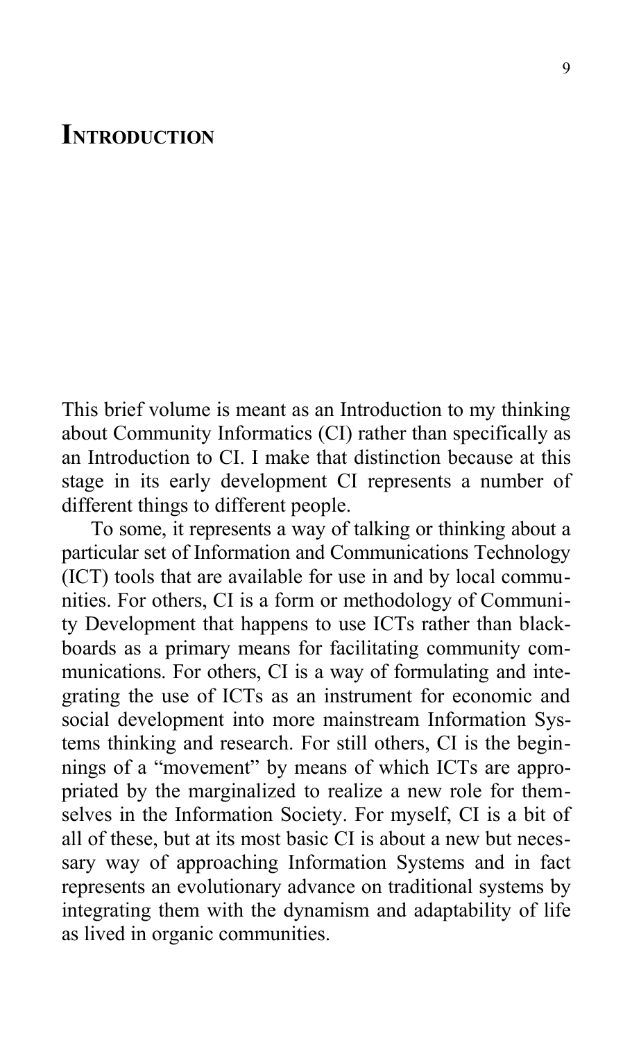# Introduction

This brief volume is meant as an Introduction to my thinking about Community Informatics (CI) rather than specifically as an Introduction to CI. I make that distinction because at this stage in its early development CI represents a number of different things to different people.

To some, it represents a way of talking or thinking about a particular set of Information and Communications Technology (ICT) tools that are available for use in and by local communities. For others, CI is a form or methodology of Community Development that happens to use ICTs rather than blackboards as a primary means for facilitating community communications. For others, CI is a way of formulating and integrating the use of ICTs as an instrument for economic and social development into more mainstream Information Systems thinking and research. For still others, CI is the beginnings of a "movement" by means of which ICTs are appropriated by the marginalized to realize a new role for themselves in the Information Society. For myself, CI is a bit of all of these, but at its most basic CI is about a new but necessary way of approaching Information Systems and in fact represents an evolutionary advance on traditional systems by integrating them with the dynamism and adaptability of life as lived in organic communities.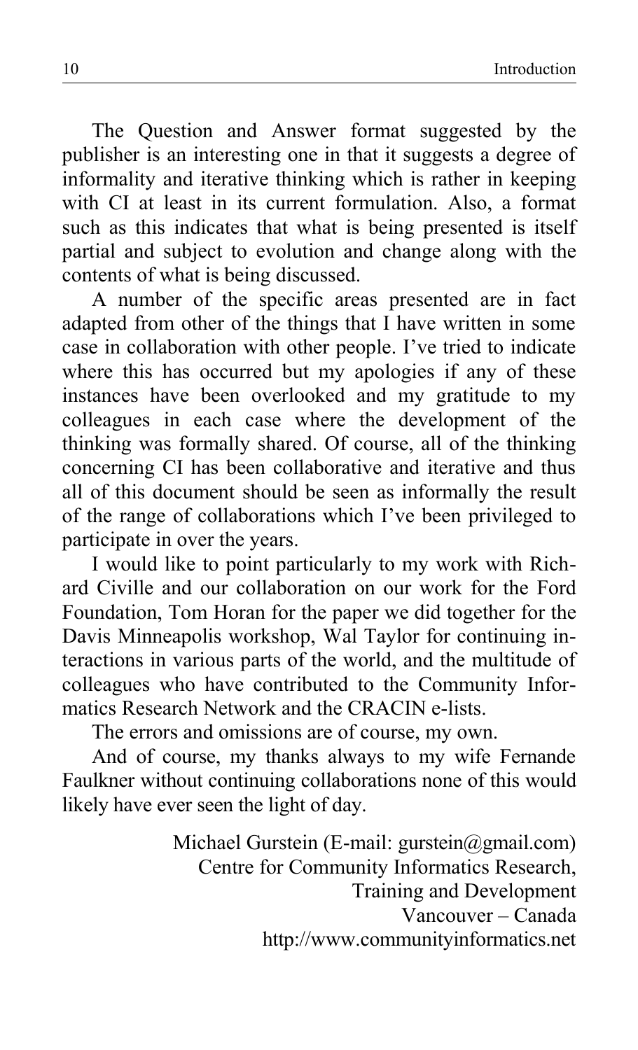The Question and Answer format suggested by the publisher is an interesting one in that it suggests a degree of informality and iterative thinking which is rather in keeping with CI at least in its current formulation. Also, a format such as this indicates that what is being presented is itself partial and subject to evolution and change along with the contents of what is being discussed.

A number of the specific areas presented are in fact adapted from other of the things that I have written in some case in collaboration with other people. I've tried to indicate where this has occurred but my apologies if any of these instances have been overlooked and my gratitude to my colleagues in each case where the development of the thinking was formally shared. Of course, all of the thinking concerning CI has been collaborative and iterative and thus all of this document should be seen as informally the result of the range of collaborations which I've been privileged to participate in over the years.

I would like to point particularly to my work with Richard Civille and our collaboration on our work for the Ford Foundation, Tom Horan for the paper we did together for the Davis Minneapolis workshop, Wal Taylor for continuing interactions in various parts of the world, and the multitude of colleagues who have contributed to the Community Informatics Research Network and the CRACIN e-lists.

The errors and omissions are of course, my own.

And of course, my thanks always to my wife Fernande Faulkner without continuing collaborations none of this would likely have ever seen the light of day.

Michael Gurstein (E-mail: gurstein@gmail.com)
Centre for Community Informatics Research,
Training and Development
Vancouver – Canada
http://www.communityinformatics.net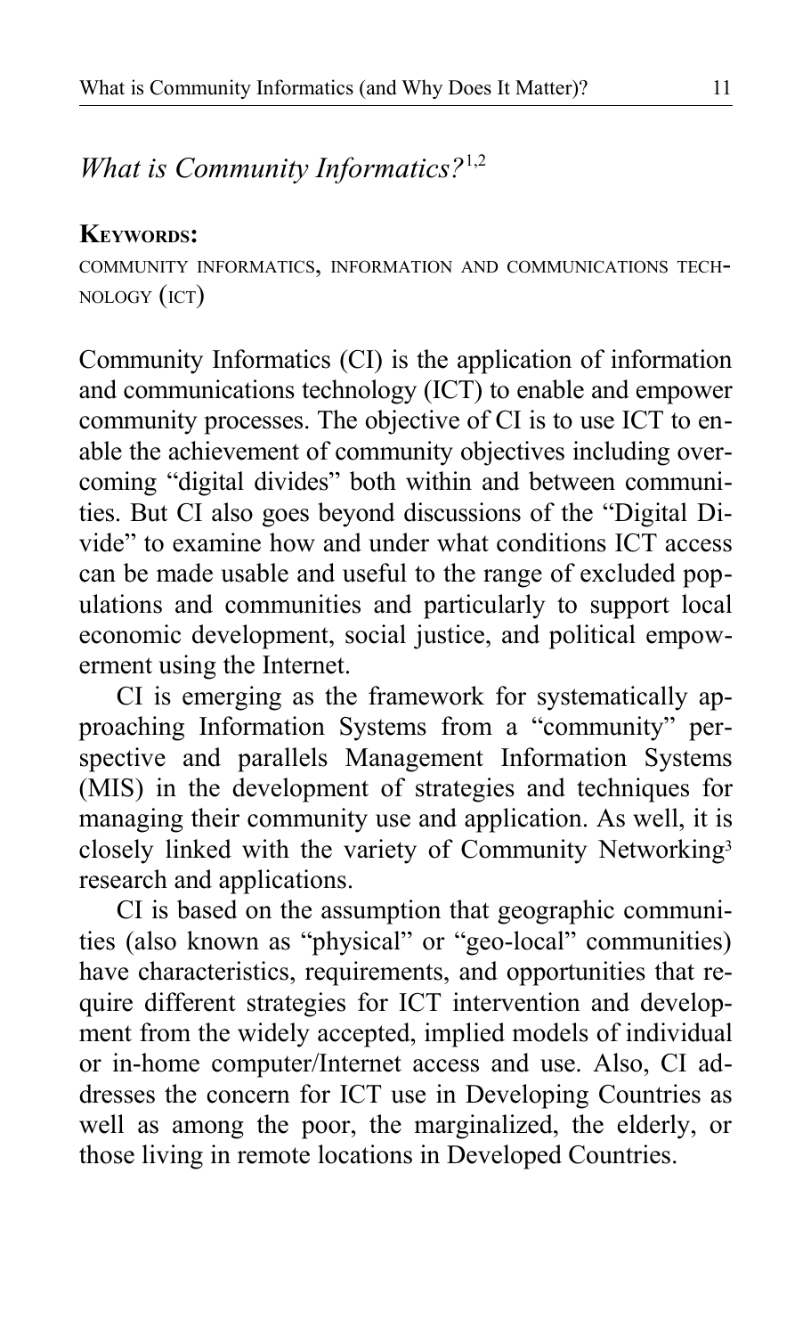## *What is Community Informatics?*[1,2]

**KEYWORDS:**

COMMUNITY INFORMATICS, INFORMATION AND COMMUNICATIONS TECHNOLOGY (ICT)

Community Informatics (CI) is the application of information and communications technology (ICT) to enable and empower community processes. The objective of CI is to use ICT to enable the achievement of community objectives including overcoming "digital divides" both within and between communities. But CI also goes beyond discussions of the "Digital Divide" to examine how and under what conditions ICT access can be made usable and useful to the range of excluded populations and communities and particularly to support local economic development, social justice, and political empowerment using the Internet.

CI is emerging as the framework for systematically approaching Information Systems from a "community" perspective and parallels Management Information Systems (MIS) in the development of strategies and techniques for managing their community use and application. As well, it is closely linked with the variety of Community Networking[3] research and applications.

CI is based on the assumption that geographic communities (also known as "physical" or "geo-local" communities) have characteristics, requirements, and opportunities that require different strategies for ICT intervention and development from the widely accepted, implied models of individual or in-home computer/Internet access and use. Also, CI addresses the concern for ICT use in Developing Countries as well as among the poor, the marginalized, the elderly, or those living in remote locations in Developed Countries.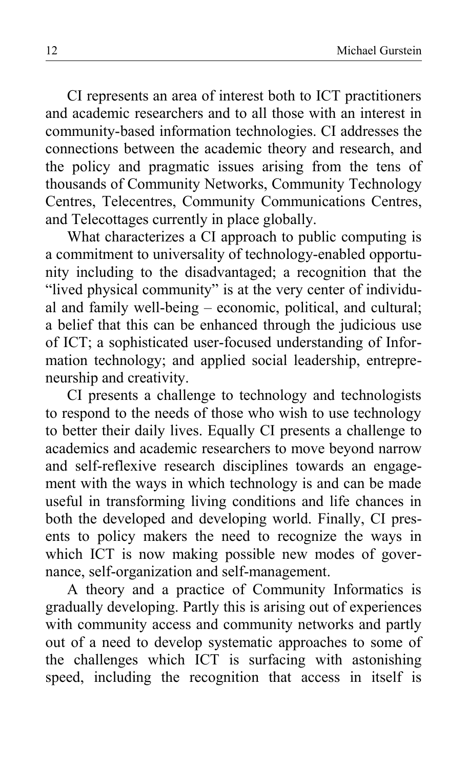CI represents an area of interest both to ICT practitioners and academic researchers and to all those with an interest in community-based information technologies. CI addresses the connections between the academic theory and research, and the policy and pragmatic issues arising from the tens of thousands of Community Networks, Community Technology Centres, Telecentres, Community Communications Centres, and Telecottages currently in place globally.

What characterizes a CI approach to public computing is a commitment to universality of technology-enabled opportunity including to the disadvantaged; a recognition that the "lived physical community" is at the very center of individual and family well-being – economic, political, and cultural; a belief that this can be enhanced through the judicious use of ICT; a sophisticated user-focused understanding of Information technology; and applied social leadership, entrepreneurship and creativity.

CI presents a challenge to technology and technologists to respond to the needs of those who wish to use technology to better their daily lives. Equally CI presents a challenge to academics and academic researchers to move beyond narrow and self-reflexive research disciplines towards an engagement with the ways in which technology is and can be made useful in transforming living conditions and life chances in both the developed and developing world. Finally, CI presents to policy makers the need to recognize the ways in which ICT is now making possible new modes of governance, self-organization and self-management.

A theory and a practice of Community Informatics is gradually developing. Partly this is arising out of experiences with community access and community networks and partly out of a need to develop systematic approaches to some of the challenges which ICT is surfacing with astonishing speed, including the recognition that access in itself is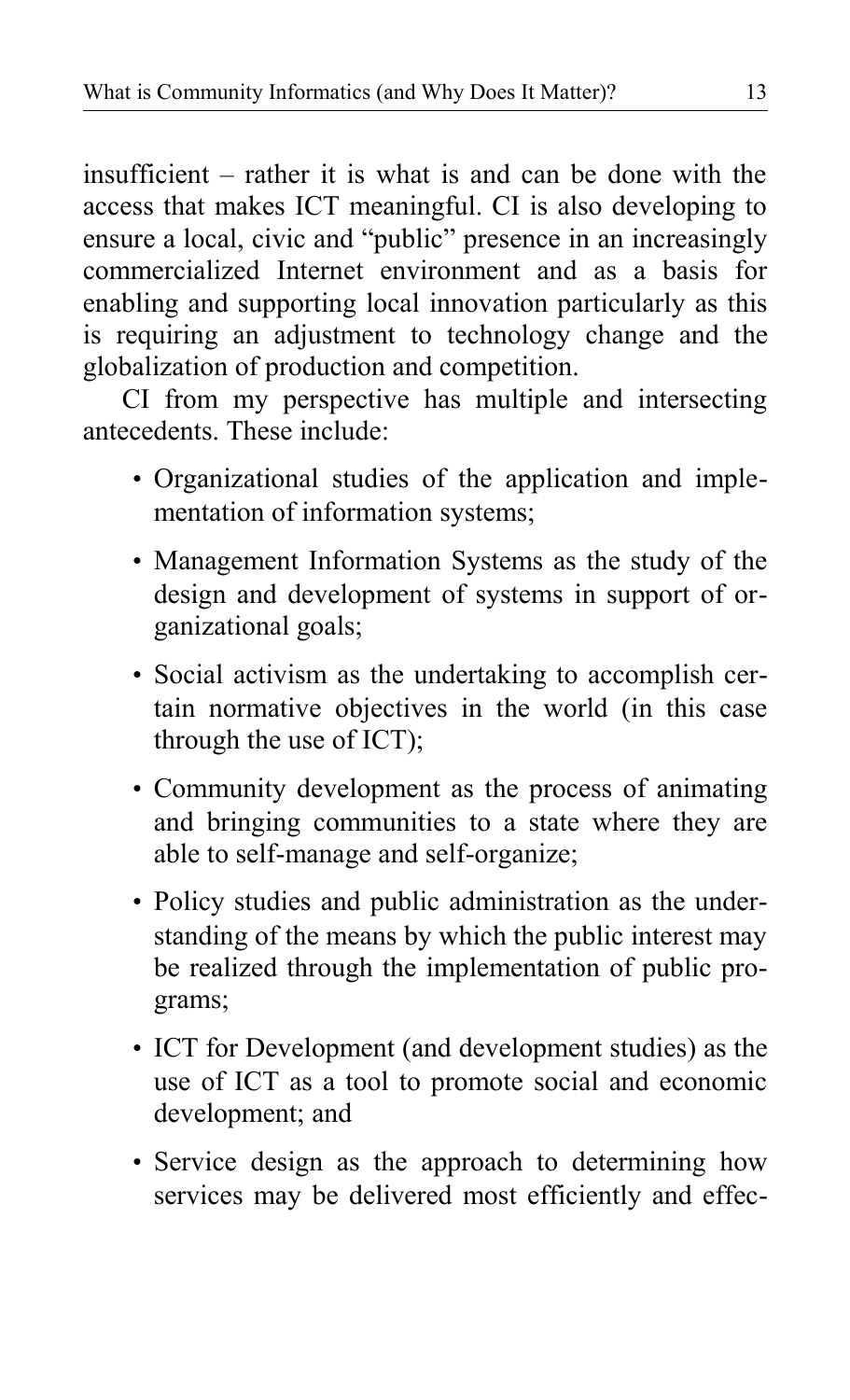insufficient – rather it is what is and can be done with the access that makes ICT meaningful. CI is also developing to ensure a local, civic and "public" presence in an increasingly commercialized Internet environment and as a basis for enabling and supporting local innovation particularly as this is requiring an adjustment to technology change and the globalization of production and competition.

CI from my perspective has multiple and intersecting antecedents. These include:

- Organizational studies of the application and implementation of information systems;
- Management Information Systems as the study of the design and development of systems in support of organizational goals;
- Social activism as the undertaking to accomplish certain normative objectives in the world (in this case through the use of ICT);
- Community development as the process of animating and bringing communities to a state where they are able to self-manage and self-organize;
- Policy studies and public administration as the understanding of the means by which the public interest may be realized through the implementation of public programs;
- ICT for Development (and development studies) as the use of ICT as a tool to promote social and economic development; and
- Service design as the approach to determining how services may be delivered most efficiently and effec-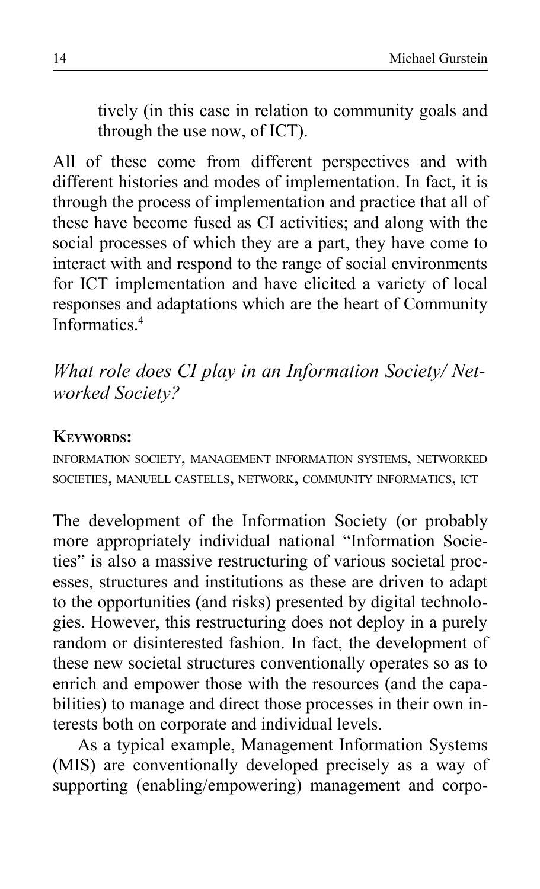tively (in this case in relation to community goals and through the use now, of ICT).

All of these come from different perspectives and with different histories and modes of implementation. In fact, it is through the process of implementation and practice that all of these have become fused as CI activities; and along with the social processes of which they are a part, they have come to interact with and respond to the range of social environments for ICT implementation and have elicited a variety of local responses and adaptations which are the heart of Community Informatics.[4]

## *What role does CI play in an Information Society/ Networked Society?*

**KEYWORDS:**

INFORMATION SOCIETY, MANAGEMENT INFORMATION SYSTEMS, NETWORKED SOCIETIES, MANUELL CASTELLS, NETWORK, COMMUNITY INFORMATICS, ICT

The development of the Information Society (or probably more appropriately individual national "Information Societies" is also a massive restructuring of various societal processes, structures and institutions as these are driven to adapt to the opportunities (and risks) presented by digital technologies. However, this restructuring does not deploy in a purely random or disinterested fashion. In fact, the development of these new societal structures conventionally operates so as to enrich and empower those with the resources (and the capabilities) to manage and direct those processes in their own interests both on corporate and individual levels.

As a typical example, Management Information Systems (MIS) are conventionally developed precisely as a way of supporting (enabling/empowering) management and corpo-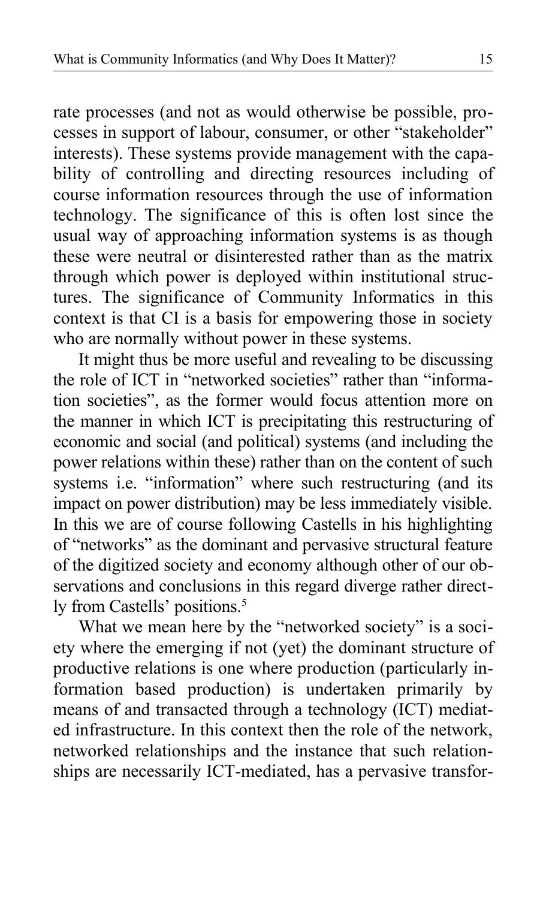rate processes (and not as would otherwise be possible, processes in support of labour, consumer, or other "stakeholder" interests). These systems provide management with the capability of controlling and directing resources including of course information resources through the use of information technology. The significance of this is often lost since the usual way of approaching information systems is as though these were neutral or disinterested rather than as the matrix through which power is deployed within institutional structures. The significance of Community Informatics in this context is that CI is a basis for empowering those in society who are normally without power in these systems.

It might thus be more useful and revealing to be discussing the role of ICT in "networked societies" rather than "information societies", as the former would focus attention more on the manner in which ICT is precipitating this restructuring of economic and social (and political) systems (and including the power relations within these) rather than on the content of such systems i.e. "information" where such restructuring (and its impact on power distribution) may be less immediately visible. In this we are of course following Castells in his highlighting of "networks" as the dominant and pervasive structural feature of the digitized society and economy although other of our observations and conclusions in this regard diverge rather directly from Castells' positions.[5]

What we mean here by the "networked society" is a society where the emerging if not (yet) the dominant structure of productive relations is one where production (particularly information based production) is undertaken primarily by means of and transacted through a technology (ICT) mediated infrastructure. In this context then the role of the network, networked relationships and the instance that such relationships are necessarily ICT-mediated, has a pervasive transfor-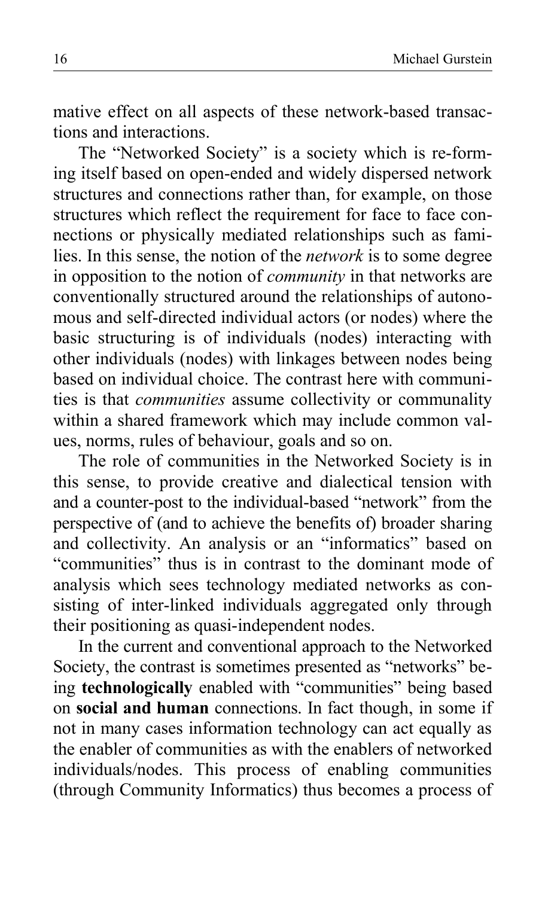mative effect on all aspects of these network-based transactions and interactions.

The "Networked Society" is a society which is re-forming itself based on open-ended and widely dispersed network structures and connections rather than, for example, on those structures which reflect the requirement for face to face connections or physically mediated relationships such as families. In this sense, the notion of the *network* is to some degree in opposition to the notion of *community* in that networks are conventionally structured around the relationships of autonomous and self-directed individual actors (or nodes) where the basic structuring is of individuals (nodes) interacting with other individuals (nodes) with linkages between nodes being based on individual choice. The contrast here with communities is that *communities* assume collectivity or communality within a shared framework which may include common values, norms, rules of behaviour, goals and so on.

The role of communities in the Networked Society is in this sense, to provide creative and dialectical tension with and a counter-post to the individual-based "network" from the perspective of (and to achieve the benefits of) broader sharing and collectivity. An analysis or an "informatics" based on "communities" thus is in contrast to the dominant mode of analysis which sees technology mediated networks as consisting of inter-linked individuals aggregated only through their positioning as quasi-independent nodes.

In the current and conventional approach to the Networked Society, the contrast is sometimes presented as "networks" being **technologically** enabled with "communities" being based on **social and human** connections. In fact though, in some if not in many cases information technology can act equally as the enabler of communities as with the enablers of networked individuals/nodes. This process of enabling communities (through Community Informatics) thus becomes a process of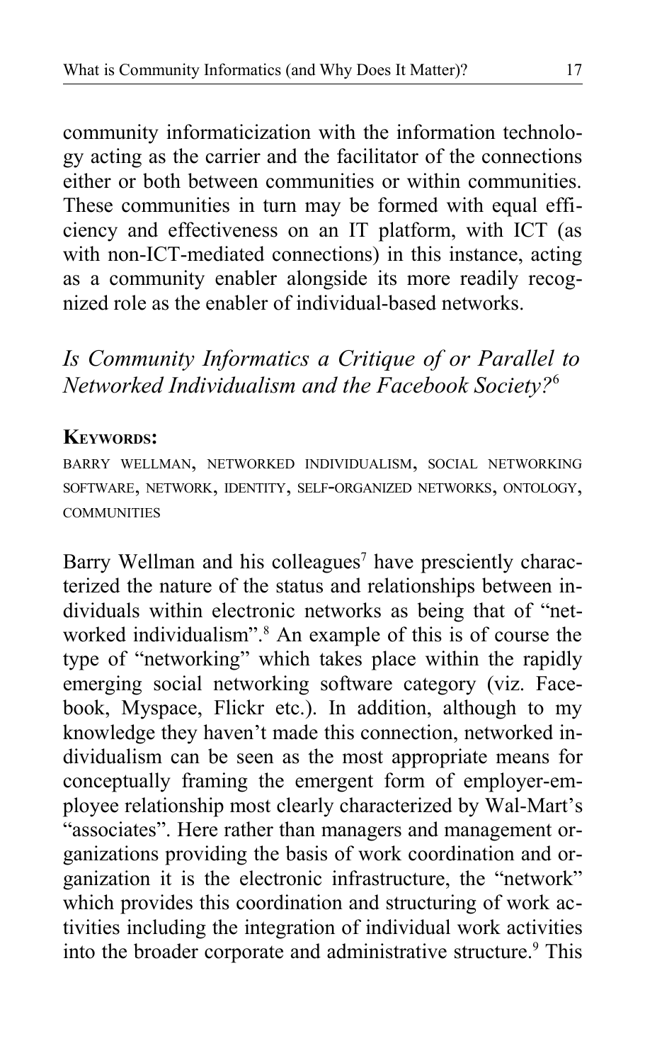community informaticization with the information technology acting as the carrier and the facilitator of the connections either or both between communities or within communities. These communities in turn may be formed with equal efficiency and effectiveness on an IT platform, with ICT (as with non-ICT-mediated connections) in this instance, acting as a community enabler alongside its more readily recognized role as the enabler of individual-based networks.

## *Is Community Informatics a Critique of or Parallel to Networked Individualism and the Facebook Society?*[6]

**KEYWORDS:**

BARRY WELLMAN, NETWORKED INDIVIDUALISM, SOCIAL NETWORKING SOFTWARE, NETWORK, IDENTITY, SELF-ORGANIZED NETWORKS, ONTOLOGY, COMMUNITIES

Barry Wellman and his colleagues[7] have presciently characterized the nature of the status and relationships between individuals within electronic networks as being that of "networked individualism".[8] An example of this is of course the type of "networking" which takes place within the rapidly emerging social networking software category (viz. Facebook, Myspace, Flickr etc.). In addition, although to my knowledge they haven't made this connection, networked individualism can be seen as the most appropriate means for conceptually framing the emergent form of employer-employee relationship most clearly characterized by Wal-Mart's "associates". Here rather than managers and management organizations providing the basis of work coordination and organization it is the electronic infrastructure, the "network" which provides this coordination and structuring of work activities including the integration of individual work activities into the broader corporate and administrative structure.[9] This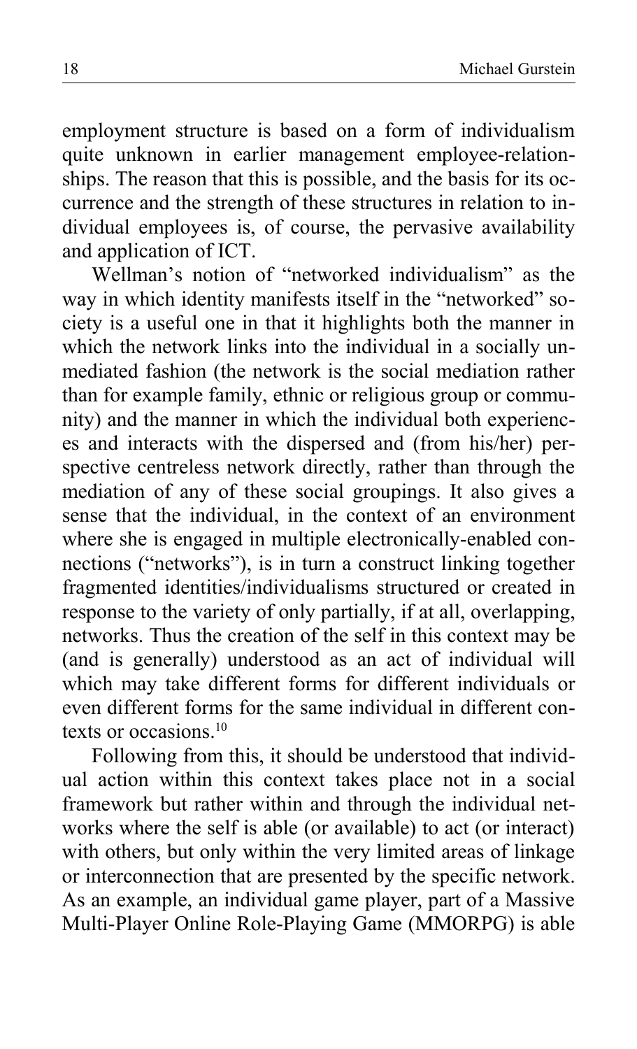employment structure is based on a form of individualism quite unknown in earlier management employee-relationships. The reason that this is possible, and the basis for its occurrence and the strength of these structures in relation to individual employees is, of course, the pervasive availability and application of ICT.

Wellman's notion of "networked individualism" as the way in which identity manifests itself in the "networked" society is a useful one in that it highlights both the manner in which the network links into the individual in a socially unmediated fashion (the network is the social mediation rather than for example family, ethnic or religious group or community) and the manner in which the individual both experiences and interacts with the dispersed and (from his/her) perspective centreless network directly, rather than through the mediation of any of these social groupings. It also gives a sense that the individual, in the context of an environment where she is engaged in multiple electronically-enabled connections ("networks"), is in turn a construct linking together fragmented identities/individualisms structured or created in response to the variety of only partially, if at all, overlapping, networks. Thus the creation of the self in this context may be (and is generally) understood as an act of individual will which may take different forms for different individuals or even different forms for the same individual in different contexts or occasions.[10]

Following from this, it should be understood that individual action within this context takes place not in a social framework but rather within and through the individual networks where the self is able (or available) to act (or interact) with others, but only within the very limited areas of linkage or interconnection that are presented by the specific network. As an example, an individual game player, part of a Massive Multi-Player Online Role-Playing Game (MMORPG) is able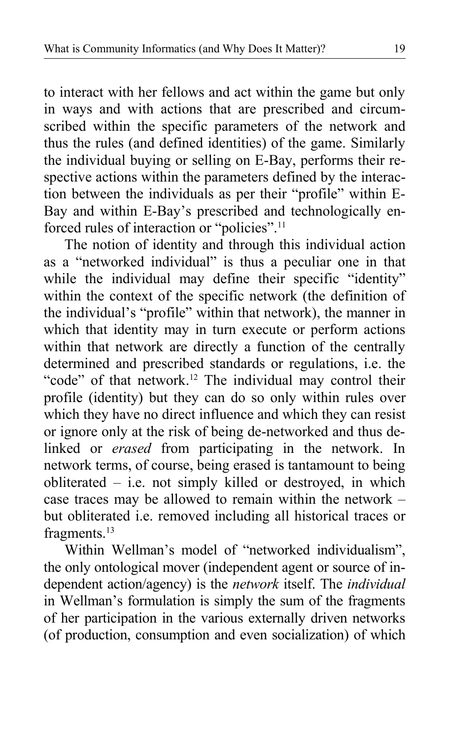to interact with her fellows and act within the game but only in ways and with actions that are prescribed and circumscribed within the specific parameters of the network and thus the rules (and defined identities) of the game. Similarly the individual buying or selling on E-Bay, performs their respective actions within the parameters defined by the interaction between the individuals as per their "profile" within E-Bay and within E-Bay's prescribed and technologically enforced rules of interaction or "policies".[11]

The notion of identity and through this individual action as a "networked individual" is thus a peculiar one in that while the individual may define their specific "identity" within the context of the specific network (the definition of the individual's "profile" within that network), the manner in which that identity may in turn execute or perform actions within that network are directly a function of the centrally determined and prescribed standards or regulations, i.e. the "code" of that network.[12] The individual may control their profile (identity) but they can do so only within rules over which they have no direct influence and which they can resist or ignore only at the risk of being de-networked and thus delinked or *erased* from participating in the network. In network terms, of course, being erased is tantamount to being obliterated – i.e. not simply killed or destroyed, in which case traces may be allowed to remain within the network – but obliterated i.e. removed including all historical traces or fragments.[13]

Within Wellman's model of "networked individualism", the only ontological mover (independent agent or source of independent action/agency) is the *network* itself. The *individual* in Wellman's formulation is simply the sum of the fragments of her participation in the various externally driven networks (of production, consumption and even socialization) of which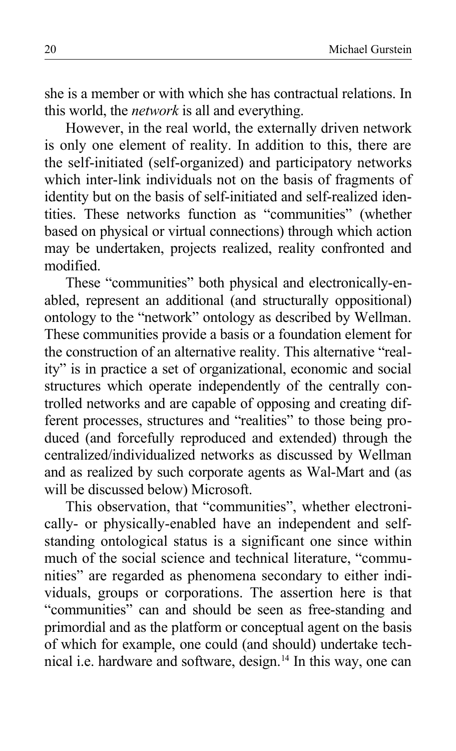she is a member or with which she has contractual relations. In this world, the *network* is all and everything.

However, in the real world, the externally driven network is only one element of reality. In addition to this, there are the self-initiated (self-organized) and participatory networks which inter-link individuals not on the basis of fragments of identity but on the basis of self-initiated and self-realized identities. These networks function as "communities" (whether based on physical or virtual connections) through which action may be undertaken, projects realized, reality confronted and modified.

These "communities" both physical and electronically-enabled, represent an additional (and structurally oppositional) ontology to the "network" ontology as described by Wellman. These communities provide a basis or a foundation element for the construction of an alternative reality. This alternative "reality" is in practice a set of organizational, economic and social structures which operate independently of the centrally controlled networks and are capable of opposing and creating different processes, structures and "realities" to those being produced (and forcefully reproduced and extended) through the centralized/individualized networks as discussed by Wellman and as realized by such corporate agents as Wal-Mart and (as will be discussed below) Microsoft.

This observation, that "communities", whether electronically- or physically-enabled have an independent and self-standing ontological status is a significant one since within much of the social science and technical literature, "communities" are regarded as phenomena secondary to either individuals, groups or corporations. The assertion here is that "communities" can and should be seen as free-standing and primordial and as the platform or conceptual agent on the basis of which for example, one could (and should) undertake technical i.e. hardware and software, design.[14] In this way, one can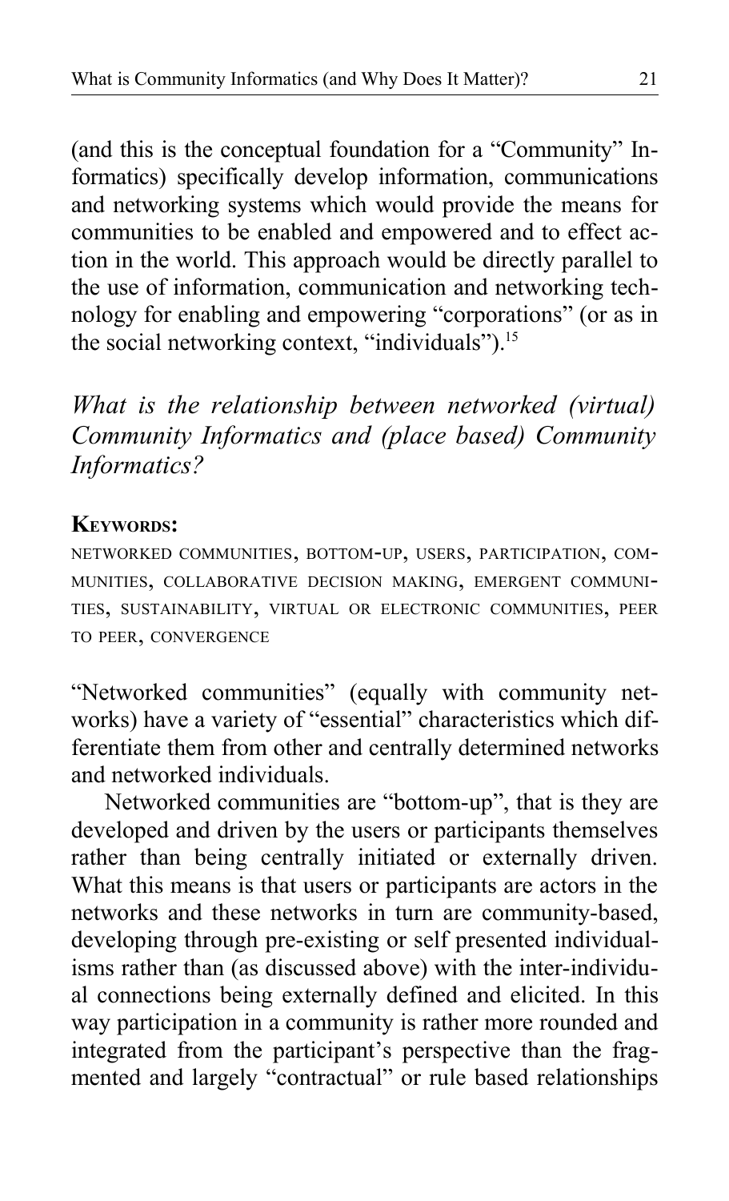(and this is the conceptual foundation for a "Community" Informatics) specifically develop information, communications and networking systems which would provide the means for communities to be enabled and empowered and to effect action in the world. This approach would be directly parallel to the use of information, communication and networking technology for enabling and empowering "corporations" (or as in the social networking context, "individuals").[15]

## *What is the relationship between networked (virtual) Community Informatics and (place based) Community Informatics?*

**KEYWORDS:**

NETWORKED COMMUNITIES, BOTTOM-UP, USERS, PARTICIPATION, COMMUNITIES, COLLABORATIVE DECISION MAKING, EMERGENT COMMUNITIES, SUSTAINABILITY, VIRTUAL OR ELECTRONIC COMMUNITIES, PEER TO PEER, CONVERGENCE

"Networked communities" (equally with community networks) have a variety of "essential" characteristics which differentiate them from other and centrally determined networks and networked individuals.

Networked communities are "bottom-up", that is they are developed and driven by the users or participants themselves rather than being centrally initiated or externally driven. What this means is that users or participants are actors in the networks and these networks in turn are community-based, developing through pre-existing or self presented individualisms rather than (as discussed above) with the inter-individual connections being externally defined and elicited. In this way participation in a community is rather more rounded and integrated from the participant's perspective than the fragmented and largely "contractual" or rule based relationships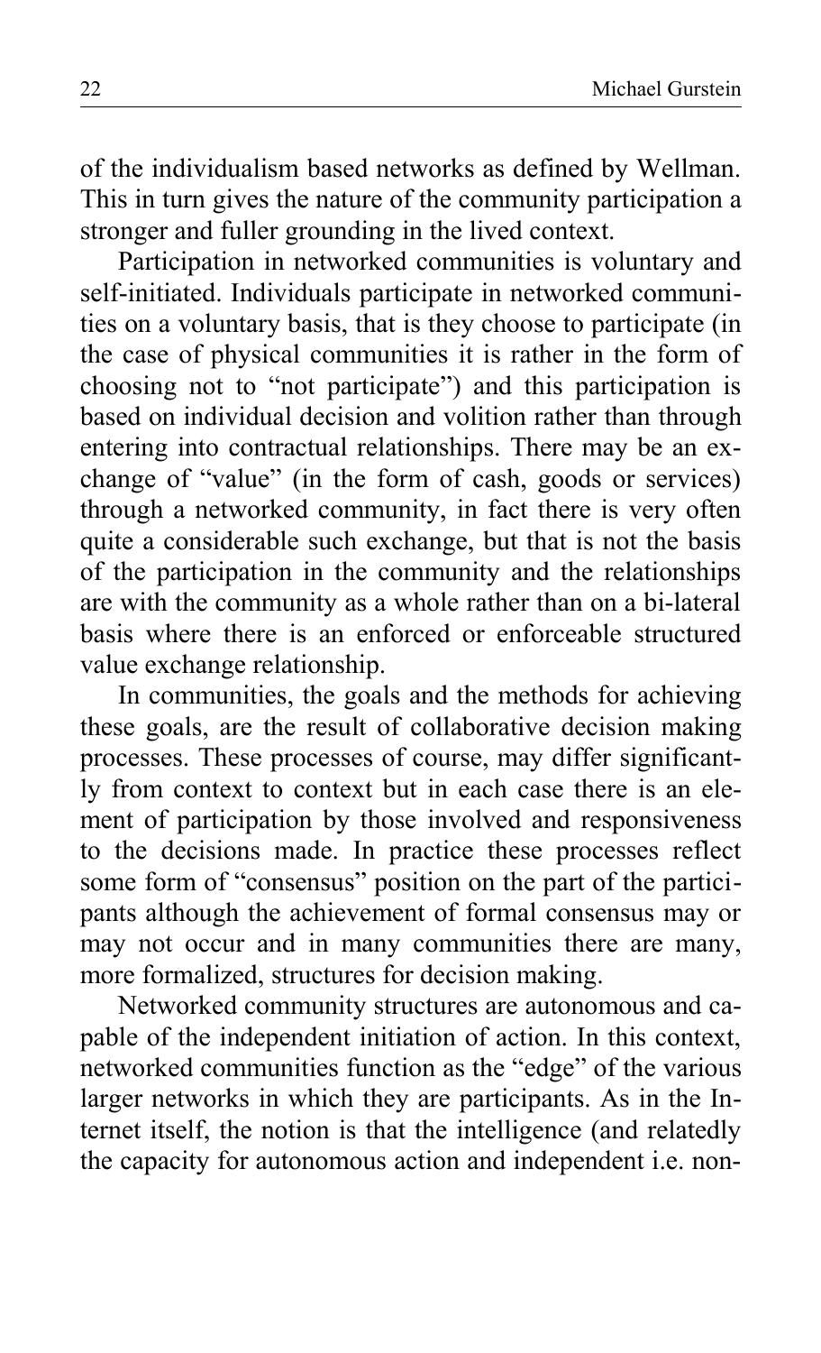of the individualism based networks as defined by Wellman. This in turn gives the nature of the community participation a stronger and fuller grounding in the lived context.

Participation in networked communities is voluntary and self-initiated. Individuals participate in networked communities on a voluntary basis, that is they choose to participate (in the case of physical communities it is rather in the form of choosing not to "not participate") and this participation is based on individual decision and volition rather than through entering into contractual relationships. There may be an exchange of "value" (in the form of cash, goods or services) through a networked community, in fact there is very often quite a considerable such exchange, but that is not the basis of the participation in the community and the relationships are with the community as a whole rather than on a bi-lateral basis where there is an enforced or enforceable structured value exchange relationship.

In communities, the goals and the methods for achieving these goals, are the result of collaborative decision making processes. These processes of course, may differ significantly from context to context but in each case there is an element of participation by those involved and responsiveness to the decisions made. In practice these processes reflect some form of "consensus" position on the part of the participants although the achievement of formal consensus may or may not occur and in many communities there are many, more formalized, structures for decision making.

Networked community structures are autonomous and capable of the independent initiation of action. In this context, networked communities function as the "edge" of the various larger networks in which they are participants. As in the Internet itself, the notion is that the intelligence (and relatedly the capacity for autonomous action and independent i.e. non-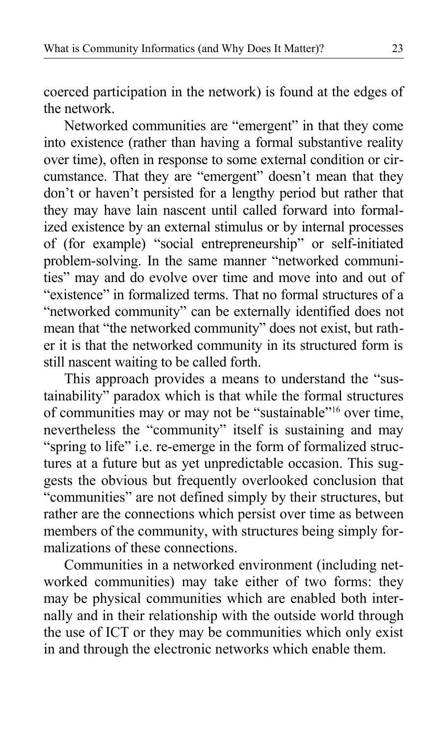coerced participation in the network) is found at the edges of the network.

Networked communities are "emergent" in that they come into existence (rather than having a formal substantive reality over time), often in response to some external condition or circumstance. That they are "emergent" doesn't mean that they don't or haven't persisted for a lengthy period but rather that they may have lain nascent until called forward into formalized existence by an external stimulus or by internal processes of (for example) "social entrepreneurship" or self-initiated problem-solving. In the same manner "networked communities" may and do evolve over time and move into and out of "existence" in formalized terms. That no formal structures of a "networked community" can be externally identified does not mean that "the networked community" does not exist, but rather it is that the networked community in its structured form is still nascent waiting to be called forth.

This approach provides a means to understand the "sustainability" paradox which is that while the formal structures of communities may or may not be "sustainable"[16] over time, nevertheless the "community" itself is sustaining and may "spring to life" i.e. re-emerge in the form of formalized structures at a future but as yet unpredictable occasion. This suggests the obvious but frequently overlooked conclusion that "communities" are not defined simply by their structures, but rather are the connections which persist over time as between members of the community, with structures being simply formalizations of these connections.

Communities in a networked environment (including networked communities) may take either of two forms: they may be physical communities which are enabled both internally and in their relationship with the outside world through the use of ICT or they may be communities which only exist in and through the electronic networks which enable them.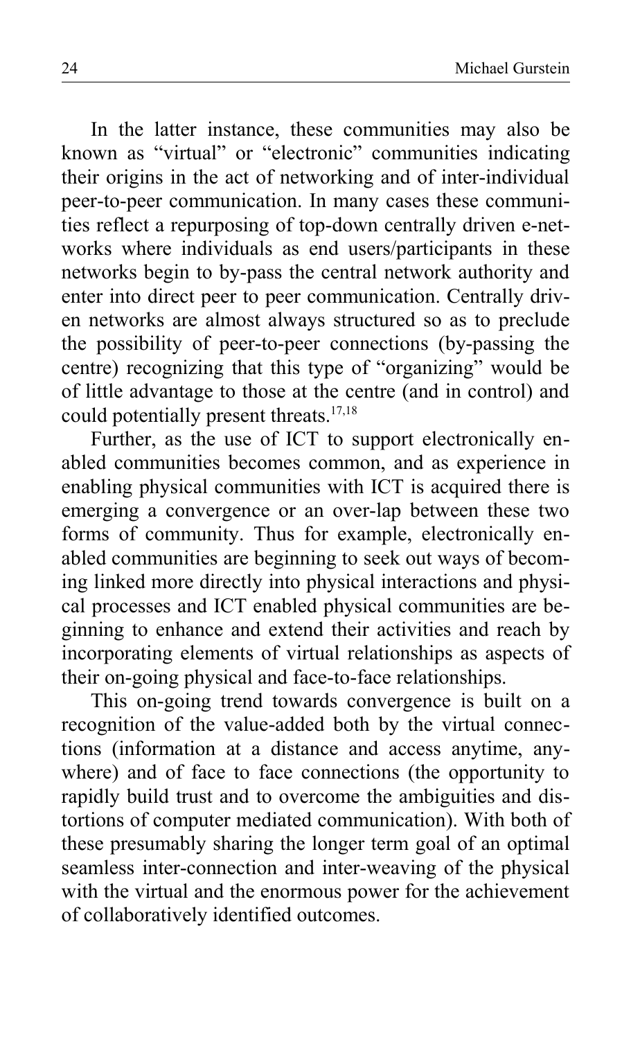In the latter instance, these communities may also be known as "virtual" or "electronic" communities indicating their origins in the act of networking and of inter-individual peer-to-peer communication. In many cases these communities reflect a repurposing of top-down centrally driven e-networks where individuals as end users/participants in these networks begin to by-pass the central network authority and enter into direct peer to peer communication. Centrally driven networks are almost always structured so as to preclude the possibility of peer-to-peer connections (by-passing the centre) recognizing that this type of "organizing" would be of little advantage to those at the centre (and in control) and could potentially present threats.[17,18]

Further, as the use of ICT to support electronically enabled communities becomes common, and as experience in enabling physical communities with ICT is acquired there is emerging a convergence or an over-lap between these two forms of community. Thus for example, electronically enabled communities are beginning to seek out ways of becoming linked more directly into physical interactions and physical processes and ICT enabled physical communities are beginning to enhance and extend their activities and reach by incorporating elements of virtual relationships as aspects of their on-going physical and face-to-face relationships.

This on-going trend towards convergence is built on a recognition of the value-added both by the virtual connections (information at a distance and access anytime, anywhere) and of face to face connections (the opportunity to rapidly build trust and to overcome the ambiguities and distortions of computer mediated communication). With both of these presumably sharing the longer term goal of an optimal seamless inter-connection and inter-weaving of the physical with the virtual and the enormous power for the achievement of collaboratively identified outcomes.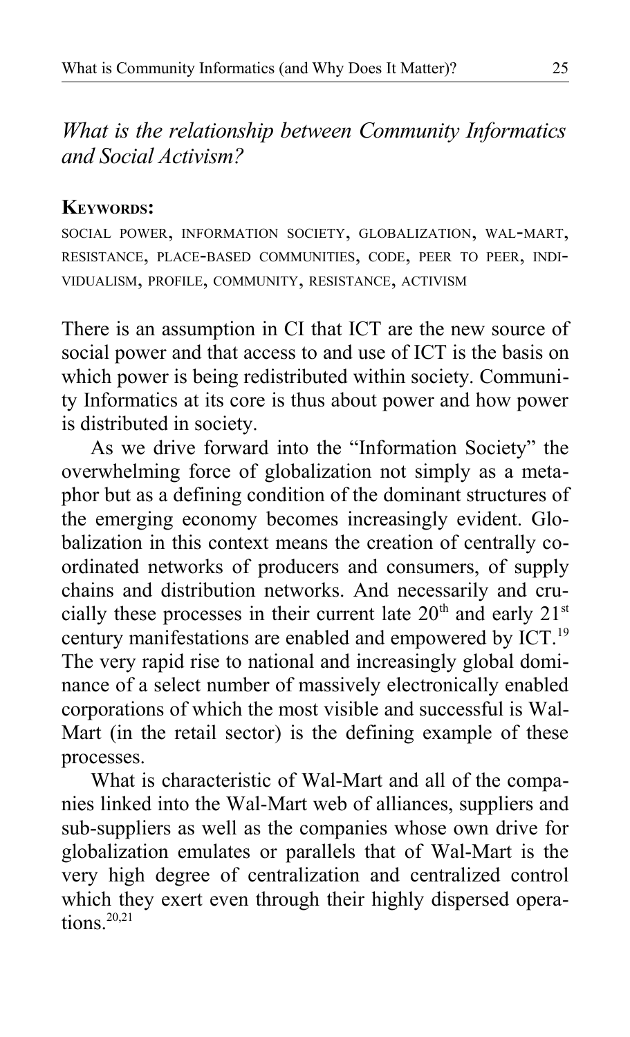## *What is the relationship between Community Informatics and Social Activism?*

**KEYWORDS:**

SOCIAL POWER, INFORMATION SOCIETY, GLOBALIZATION, WAL-MART, RESISTANCE, PLACE-BASED COMMUNITIES, CODE, PEER TO PEER, INDIVIDUALISM, PROFILE, COMMUNITY, RESISTANCE, ACTIVISM

There is an assumption in CI that ICT are the new source of social power and that access to and use of ICT is the basis on which power is being redistributed within society. Community Informatics at its core is thus about power and how power is distributed in society.

As we drive forward into the "Information Society" the overwhelming force of globalization not simply as a metaphor but as a defining condition of the dominant structures of the emerging economy becomes increasingly evident. Globalization in this context means the creation of centrally coordinated networks of producers and consumers, of supply chains and distribution networks. And necessarily and crucially these processes in their current late 20th and early 21st century manifestations are enabled and empowered by ICT.[19] The very rapid rise to national and increasingly global dominance of a select number of massively electronically enabled corporations of which the most visible and successful is Wal-Mart (in the retail sector) is the defining example of these processes.

What is characteristic of Wal-Mart and all of the companies linked into the Wal-Mart web of alliances, suppliers and sub-suppliers as well as the companies whose own drive for globalization emulates or parallels that of Wal-Mart is the very high degree of centralization and centralized control which they exert even through their highly dispersed operations.[20,21]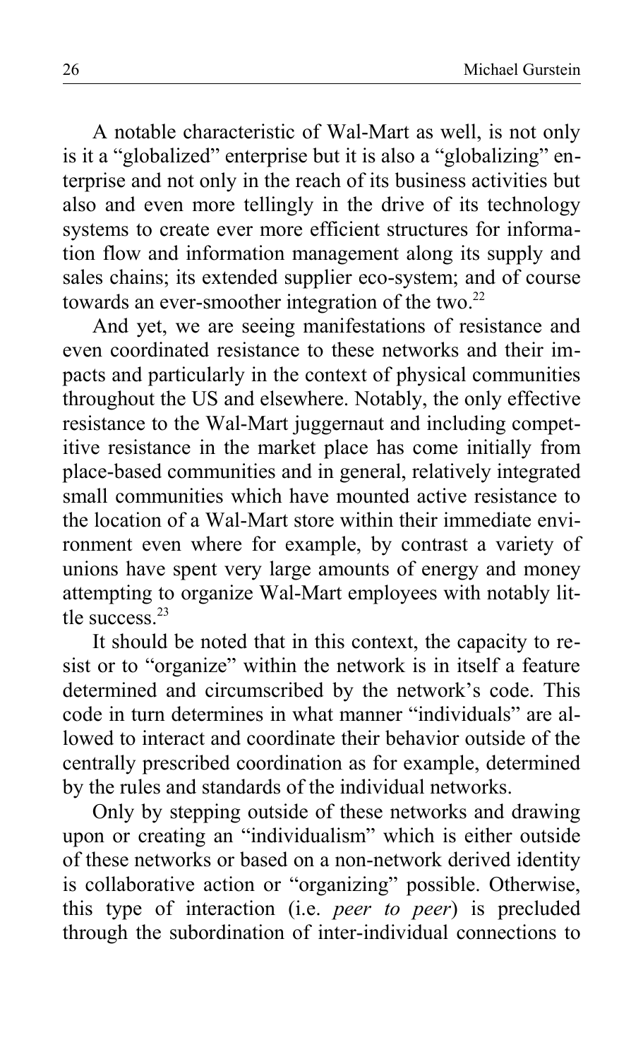A notable characteristic of Wal-Mart as well, is not only is it a "globalized" enterprise but it is also a "globalizing" enterprise and not only in the reach of its business activities but also and even more tellingly in the drive of its technology systems to create ever more efficient structures for information flow and information management along its supply and sales chains; its extended supplier eco-system; and of course towards an ever-smoother integration of the two.[22]

And yet, we are seeing manifestations of resistance and even coordinated resistance to these networks and their impacts and particularly in the context of physical communities throughout the US and elsewhere. Notably, the only effective resistance to the Wal-Mart juggernaut and including competitive resistance in the market place has come initially from place-based communities and in general, relatively integrated small communities which have mounted active resistance to the location of a Wal-Mart store within their immediate environment even where for example, by contrast a variety of unions have spent very large amounts of energy and money attempting to organize Wal-Mart employees with notably little success.[23]

It should be noted that in this context, the capacity to resist or to "organize" within the network is in itself a feature determined and circumscribed by the network's code. This code in turn determines in what manner "individuals" are allowed to interact and coordinate their behavior outside of the centrally prescribed coordination as for example, determined by the rules and standards of the individual networks.

Only by stepping outside of these networks and drawing upon or creating an "individualism" which is either outside of these networks or based on a non-network derived identity is collaborative action or "organizing" possible. Otherwise, this type of interaction (i.e. *peer to peer*) is precluded through the subordination of inter-individual connections to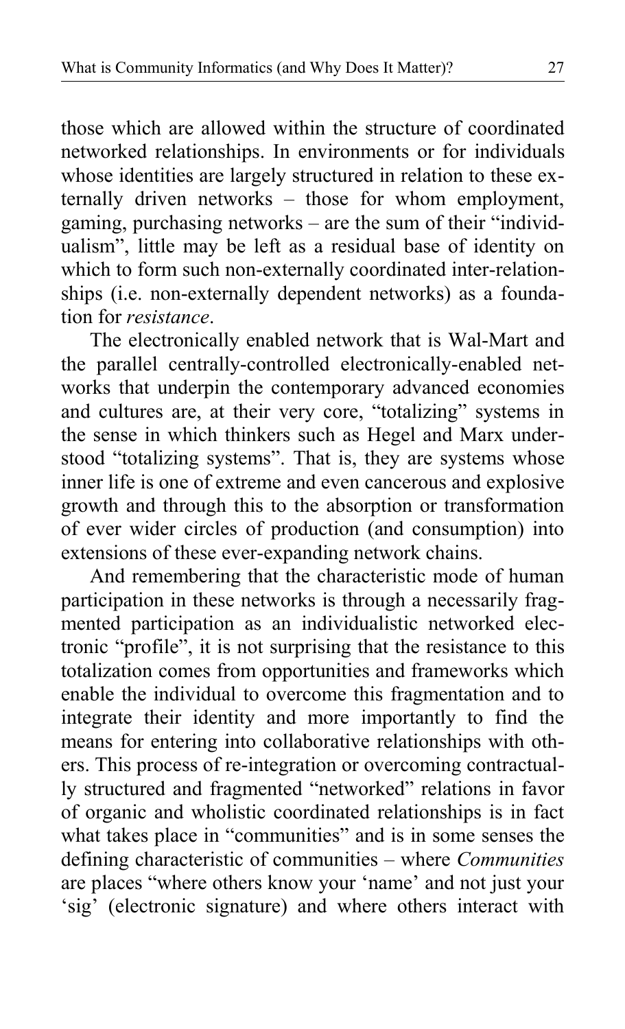those which are allowed within the structure of coordinated networked relationships. In environments or for individuals whose identities are largely structured in relation to these externally driven networks – those for whom employment, gaming, purchasing networks – are the sum of their "individualism", little may be left as a residual base of identity on which to form such non-externally coordinated inter-relationships (i.e. non-externally dependent networks) as a foundation for *resistance*.

The electronically enabled network that is Wal-Mart and the parallel centrally-controlled electronically-enabled networks that underpin the contemporary advanced economies and cultures are, at their very core, "totalizing" systems in the sense in which thinkers such as Hegel and Marx understood "totalizing systems". That is, they are systems whose inner life is one of extreme and even cancerous and explosive growth and through this to the absorption or transformation of ever wider circles of production (and consumption) into extensions of these ever-expanding network chains.

And remembering that the characteristic mode of human participation in these networks is through a necessarily fragmented participation as an individualistic networked electronic "profile", it is not surprising that the resistance to this totalization comes from opportunities and frameworks which enable the individual to overcome this fragmentation and to integrate their identity and more importantly to find the means for entering into collaborative relationships with others. This process of re-integration or overcoming contractually structured and fragmented "networked" relations in favor of organic and wholistic coordinated relationships is in fact what takes place in "communities" and is in some senses the defining characteristic of communities – where *Communities* are places "where others know your 'name' and not just your 'sig' (electronic signature) and where others interact with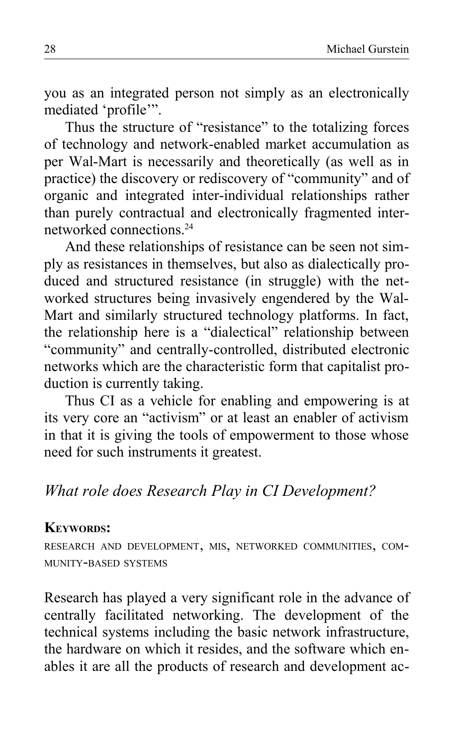you as an integrated person not simply as an electronically mediated 'profile'".

Thus the structure of "resistance" to the totalizing forces of technology and network-enabled market accumulation as per Wal-Mart is necessarily and theoretically (as well as in practice) the discovery or rediscovery of "community" and of organic and integrated inter-individual relationships rather than purely contractual and electronically fragmented inter-networked connections.[24]

And these relationships of resistance can be seen not simply as resistances in themselves, but also as dialectically produced and structured resistance (in struggle) with the networked structures being invasively engendered by the Wal-Mart and similarly structured technology platforms. In fact, the relationship here is a "dialectical" relationship between "community" and centrally-controlled, distributed electronic networks which are the characteristic form that capitalist production is currently taking.

Thus CI as a vehicle for enabling and empowering is at its very core an "activism" or at least an enabler of activism in that it is giving the tools of empowerment to those whose need for such instruments it greatest.

## *What role does Research Play in CI Development?*

**KEYWORDS:**

RESEARCH AND DEVELOPMENT, MIS, NETWORKED COMMUNITIES, COMMUNITY-BASED SYSTEMS

Research has played a very significant role in the advance of centrally facilitated networking. The development of the technical systems including the basic network infrastructure, the hardware on which it resides, and the software which enables it are all the products of research and development ac-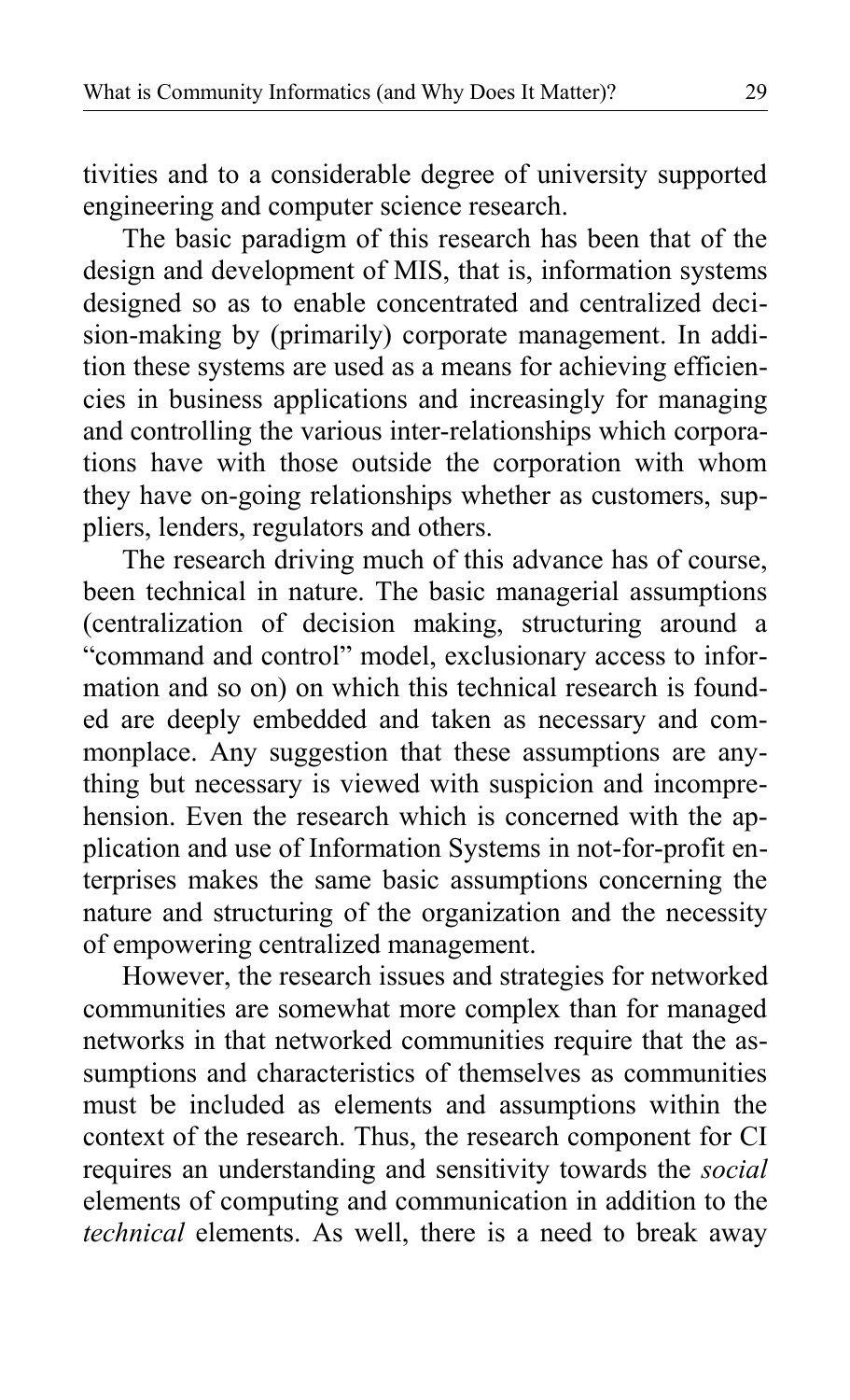tivities and to a considerable degree of university supported engineering and computer science research.

The basic paradigm of this research has been that of the design and development of MIS, that is, information systems designed so as to enable concentrated and centralized decision-making by (primarily) corporate management. In addition these systems are used as a means for achieving efficiencies in business applications and increasingly for managing and controlling the various inter-relationships which corporations have with those outside the corporation with whom they have on-going relationships whether as customers, suppliers, lenders, regulators and others.

The research driving much of this advance has of course, been technical in nature. The basic managerial assumptions (centralization of decision making, structuring around a "command and control" model, exclusionary access to information and so on) on which this technical research is founded are deeply embedded and taken as necessary and commonplace. Any suggestion that these assumptions are anything but necessary is viewed with suspicion and incomprehension. Even the research which is concerned with the application and use of Information Systems in not-for-profit enterprises makes the same basic assumptions concerning the nature and structuring of the organization and the necessity of empowering centralized management.

However, the research issues and strategies for networked communities are somewhat more complex than for managed networks in that networked communities require that the assumptions and characteristics of themselves as communities must be included as elements and assumptions within the context of the research. Thus, the research component for CI requires an understanding and sensitivity towards the *social* elements of computing and communication in addition to the *technical* elements. As well, there is a need to break away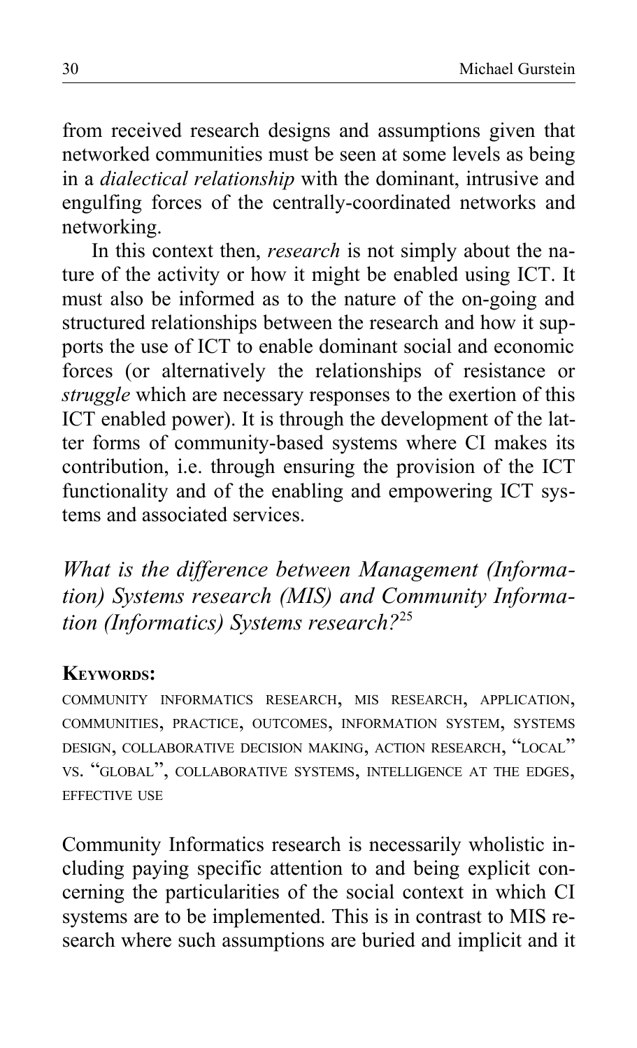from received research designs and assumptions given that networked communities must be seen at some levels as being in a *dialectical relationship* with the dominant, intrusive and engulfing forces of the centrally-coordinated networks and networking.

In this context then, *research* is not simply about the nature of the activity or how it might be enabled using ICT. It must also be informed as to the nature of the on-going and structured relationships between the research and how it supports the use of ICT to enable dominant social and economic forces (or alternatively the relationships of resistance or *struggle* which are necessary responses to the exertion of this ICT enabled power). It is through the development of the latter forms of community-based systems where CI makes its contribution, i.e. through ensuring the provision of the ICT functionality and of the enabling and empowering ICT systems and associated services.

## *What is the difference between Management (Information) Systems research (MIS) and Community Information (Informatics) Systems research?*[25]

**Keywords:**

community informatics research, MIS research, application, communities, practice, outcomes, information system, systems design, collaborative decision making, action research, "local" vs. "global", collaborative systems, intelligence at the edges, effective use

Community Informatics research is necessarily wholistic including paying specific attention to and being explicit concerning the particularities of the social context in which CI systems are to be implemented. This is in contrast to MIS research where such assumptions are buried and implicit and it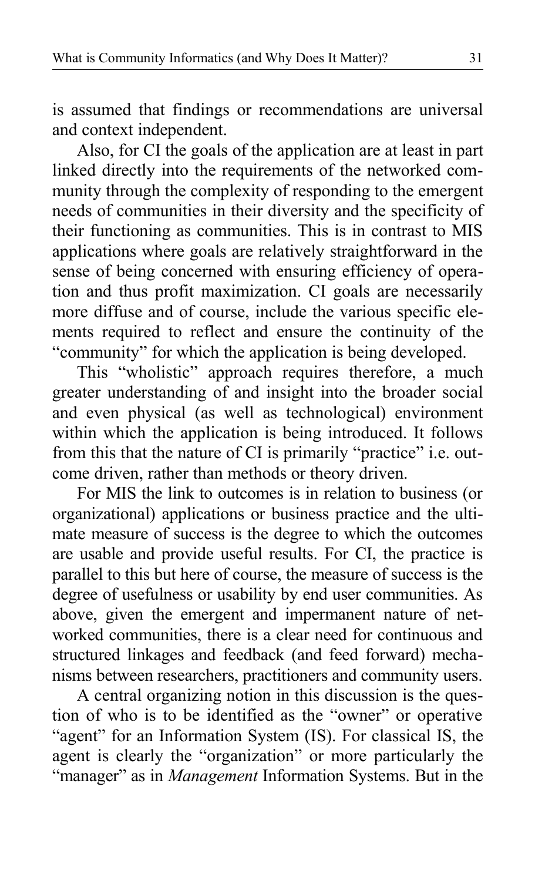is assumed that findings or recommendations are universal and context independent.

Also, for CI the goals of the application are at least in part linked directly into the requirements of the networked community through the complexity of responding to the emergent needs of communities in their diversity and the specificity of their functioning as communities. This is in contrast to MIS applications where goals are relatively straightforward in the sense of being concerned with ensuring efficiency of operation and thus profit maximization. CI goals are necessarily more diffuse and of course, include the various specific elements required to reflect and ensure the continuity of the "community" for which the application is being developed.

This "wholistic" approach requires therefore, a much greater understanding of and insight into the broader social and even physical (as well as technological) environment within which the application is being introduced. It follows from this that the nature of CI is primarily "practice" i.e. outcome driven, rather than methods or theory driven.

For MIS the link to outcomes is in relation to business (or organizational) applications or business practice and the ultimate measure of success is the degree to which the outcomes are usable and provide useful results. For CI, the practice is parallel to this but here of course, the measure of success is the degree of usefulness or usability by end user communities. As above, given the emergent and impermanent nature of networked communities, there is a clear need for continuous and structured linkages and feedback (and feed forward) mechanisms between researchers, practitioners and community users.

A central organizing notion in this discussion is the question of who is to be identified as the "owner" or operative "agent" for an Information System (IS). For classical IS, the agent is clearly the "organization" or more particularly the "manager" as in *Management* Information Systems. But in the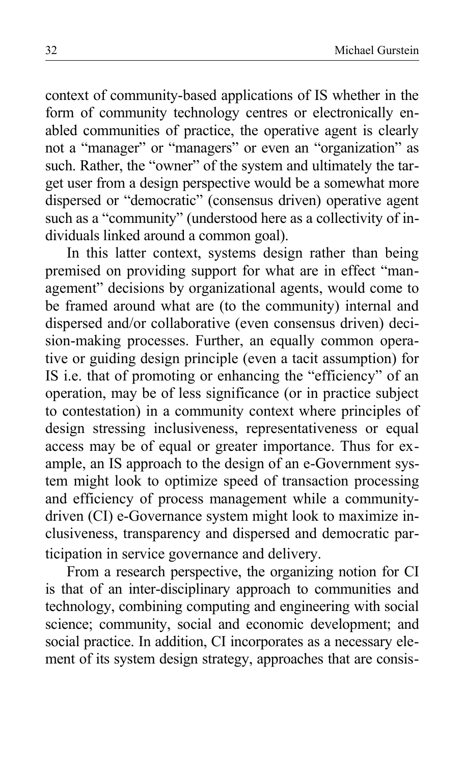context of community-based applications of IS whether in the form of community technology centres or electronically enabled communities of practice, the operative agent is clearly not a "manager" or "managers" or even an "organization" as such. Rather, the "owner" of the system and ultimately the target user from a design perspective would be a somewhat more dispersed or "democratic" (consensus driven) operative agent such as a "community" (understood here as a collectivity of individuals linked around a common goal).

In this latter context, systems design rather than being premised on providing support for what are in effect "management" decisions by organizational agents, would come to be framed around what are (to the community) internal and dispersed and/or collaborative (even consensus driven) decision-making processes. Further, an equally common operative or guiding design principle (even a tacit assumption) for IS i.e. that of promoting or enhancing the "efficiency" of an operation, may be of less significance (or in practice subject to contestation) in a community context where principles of design stressing inclusiveness, representativeness or equal access may be of equal or greater importance. Thus for example, an IS approach to the design of an e-Government system might look to optimize speed of transaction processing and efficiency of process management while a community-driven (CI) e-Governance system might look to maximize inclusiveness, transparency and dispersed and democratic participation in service governance and delivery.

From a research perspective, the organizing notion for CI is that of an inter-disciplinary approach to communities and technology, combining computing and engineering with social science; community, social and economic development; and social practice. In addition, CI incorporates as a necessary element of its system design strategy, approaches that are consis-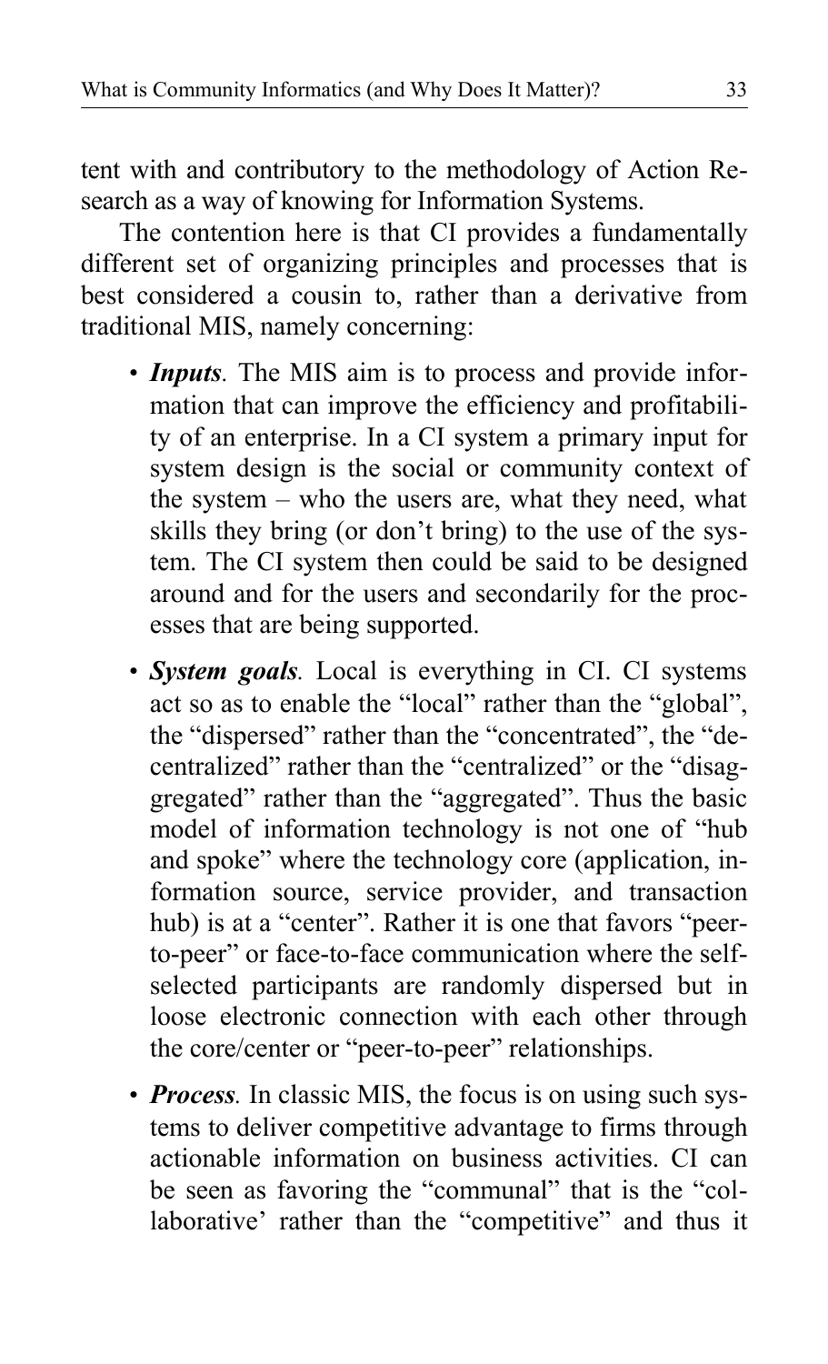tent with and contributory to the methodology of Action Research as a way of knowing for Information Systems.

The contention here is that CI provides a fundamentally different set of organizing principles and processes that is best considered a cousin to, rather than a derivative from traditional MIS, namely concerning:

- ***Inputs***. The MIS aim is to process and provide information that can improve the efficiency and profitability of an enterprise. In a CI system a primary input for system design is the social or community context of the system – who the users are, what they need, what skills they bring (or don't bring) to the use of the system. The CI system then could be said to be designed around and for the users and secondarily for the processes that are being supported.
- ***System goals***. Local is everything in CI. CI systems act so as to enable the "local" rather than the "global", the "dispersed" rather than the "concentrated", the "decentralized" rather than the "centralized" or the "disaggregated" rather than the "aggregated". Thus the basic model of information technology is not one of "hub and spoke" where the technology core (application, information source, service provider, and transaction hub) is at a "center". Rather it is one that favors "peer-to-peer" or face-to-face communication where the self-selected participants are randomly dispersed but in loose electronic connection with each other through the core/center or "peer-to-peer" relationships.
- ***Process***. In classic MIS, the focus is on using such systems to deliver competitive advantage to firms through actionable information on business activities. CI can be seen as favoring the "communal" that is the "collaborative' rather than the "competitive" and thus it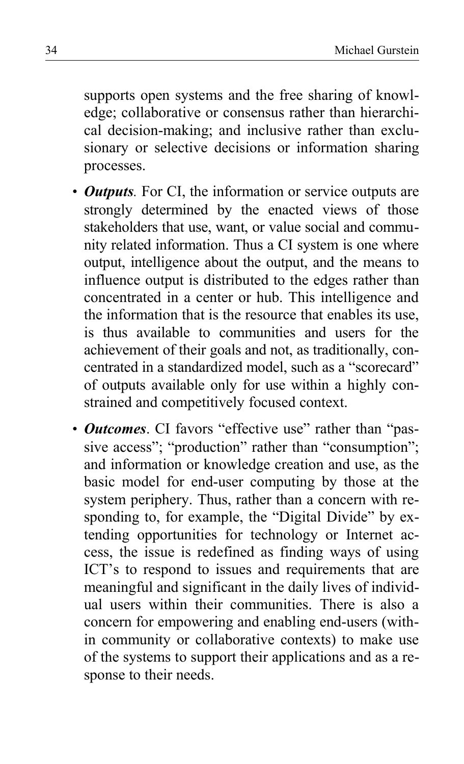supports open systems and the free sharing of knowledge; collaborative or consensus rather than hierarchical decision-making; and inclusive rather than exclusionary or selective decisions or information sharing processes.

- ***Outputs***. For CI, the information or service outputs are strongly determined by the enacted views of those stakeholders that use, want, or value social and community related information. Thus a CI system is one where output, intelligence about the output, and the means to influence output is distributed to the edges rather than concentrated in a center or hub. This intelligence and the information that is the resource that enables its use, is thus available to communities and users for the achievement of their goals and not, as traditionally, concentrated in a standardized model, such as a "scorecard" of outputs available only for use within a highly constrained and competitively focused context.
- ***Outcomes***. CI favors "effective use" rather than "passive access"; "production" rather than "consumption"; and information or knowledge creation and use, as the basic model for end-user computing by those at the system periphery. Thus, rather than a concern with responding to, for example, the "Digital Divide" by extending opportunities for technology or Internet access, the issue is redefined as finding ways of using ICT's to respond to issues and requirements that are meaningful and significant in the daily lives of individual users within their communities. There is also a concern for empowering and enabling end-users (within community or collaborative contexts) to make use of the systems to support their applications and as a response to their needs.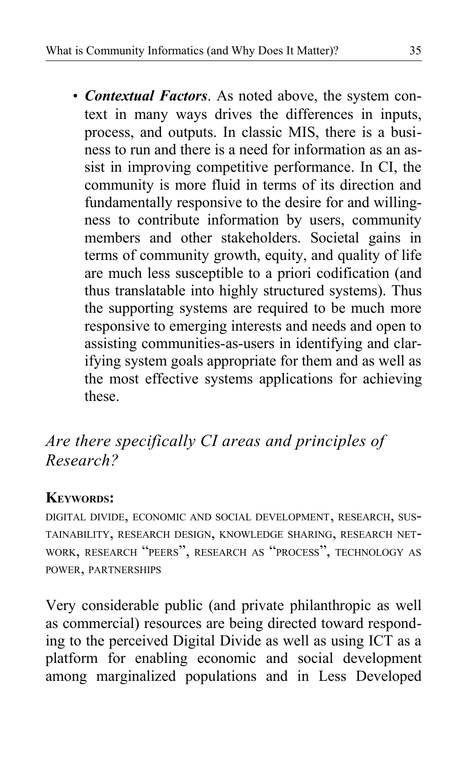- ***Contextual Factors***. As noted above, the system context in many ways drives the differences in inputs, process, and outputs. In classic MIS, there is a business to run and there is a need for information as an assist in improving competitive performance. In CI, the community is more fluid in terms of its direction and fundamentally responsive to the desire for and willingness to contribute information by users, community members and other stakeholders. Societal gains in terms of community growth, equity, and quality of life are much less susceptible to a priori codification (and thus translatable into highly structured systems). Thus the supporting systems are required to be much more responsive to emerging interests and needs and open to assisting communities-as-users in identifying and clarifying system goals appropriate for them and as well as the most effective systems applications for achieving these.

## *Are there specifically CI areas and principles of Research?*

**KEYWORDS:**

DIGITAL DIVIDE, ECONOMIC AND SOCIAL DEVELOPMENT, RESEARCH, SUSTAINABILITY, RESEARCH DESIGN, KNOWLEDGE SHARING, RESEARCH NETWORK, RESEARCH "PEERS", RESEARCH AS "PROCESS", TECHNOLOGY AS POWER, PARTNERSHIPS

Very considerable public (and private philanthropic as well as commercial) resources are being directed toward responding to the perceived Digital Divide as well as using ICT as a platform for enabling economic and social development among marginalized populations and in Less Developed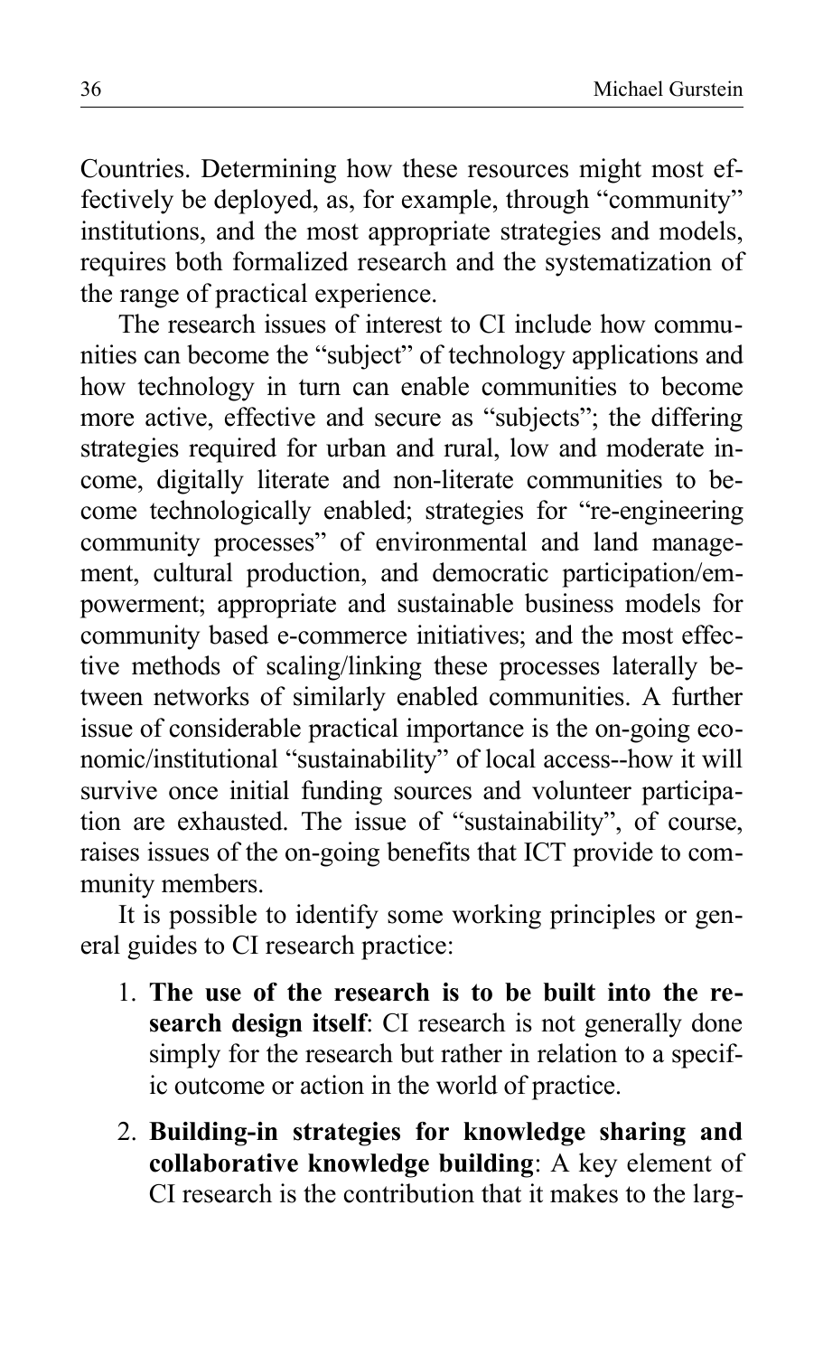Countries. Determining how these resources might most effectively be deployed, as, for example, through "community" institutions, and the most appropriate strategies and models, requires both formalized research and the systematization of the range of practical experience.

The research issues of interest to CI include how communities can become the "subject" of technology applications and how technology in turn can enable communities to become more active, effective and secure as "subjects"; the differing strategies required for urban and rural, low and moderate income, digitally literate and non-literate communities to become technologically enabled; strategies for "re-engineering community processes" of environmental and land management, cultural production, and democratic participation/empowerment; appropriate and sustainable business models for community based e-commerce initiatives; and the most effective methods of scaling/linking these processes laterally between networks of similarly enabled communities. A further issue of considerable practical importance is the on-going economic/institutional "sustainability" of local access--how it will survive once initial funding sources and volunteer participation are exhausted. The issue of "sustainability", of course, raises issues of the on-going benefits that ICT provide to community members.

It is possible to identify some working principles or general guides to CI research practice:

1. **The use of the research is to be built into the research design itself**: CI research is not generally done simply for the research but rather in relation to a specific outcome or action in the world of practice.
2. **Building-in strategies for knowledge sharing and collaborative knowledge building**: A key element of CI research is the contribution that it makes to the larg-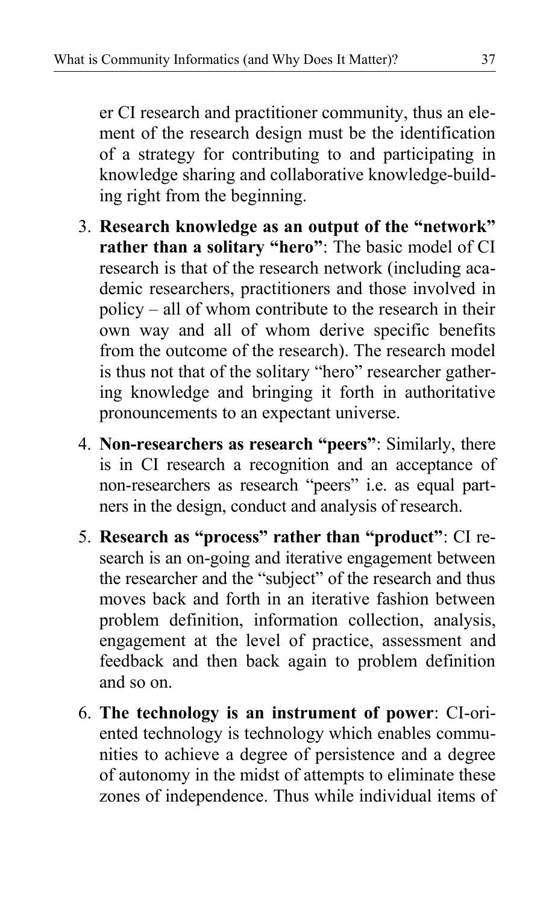er CI research and practitioner community, thus an element of the research design must be the identification of a strategy for contributing to and participating in knowledge sharing and collaborative knowledge-building right from the beginning.

3. **Research knowledge as an output of the "network" rather than a solitary "hero"**: The basic model of CI research is that of the research network (including academic researchers, practitioners and those involved in policy – all of whom contribute to the research in their own way and all of whom derive specific benefits from the outcome of the research). The research model is thus not that of the solitary "hero" researcher gathering knowledge and bringing it forth in authoritative pronouncements to an expectant universe.

4. **Non-researchers as research "peers"**: Similarly, there is in CI research a recognition and an acceptance of non-researchers as research "peers" i.e. as equal partners in the design, conduct and analysis of research.

5. **Research as "process" rather than "product"**: CI research is an on-going and iterative engagement between the researcher and the "subject" of the research and thus moves back and forth in an iterative fashion between problem definition, information collection, analysis, engagement at the level of practice, assessment and feedback and then back again to problem definition and so on.

6. **The technology is an instrument of power**: CI-oriented technology is technology which enables communities to achieve a degree of persistence and a degree of autonomy in the midst of attempts to eliminate these zones of independence. Thus while individual items of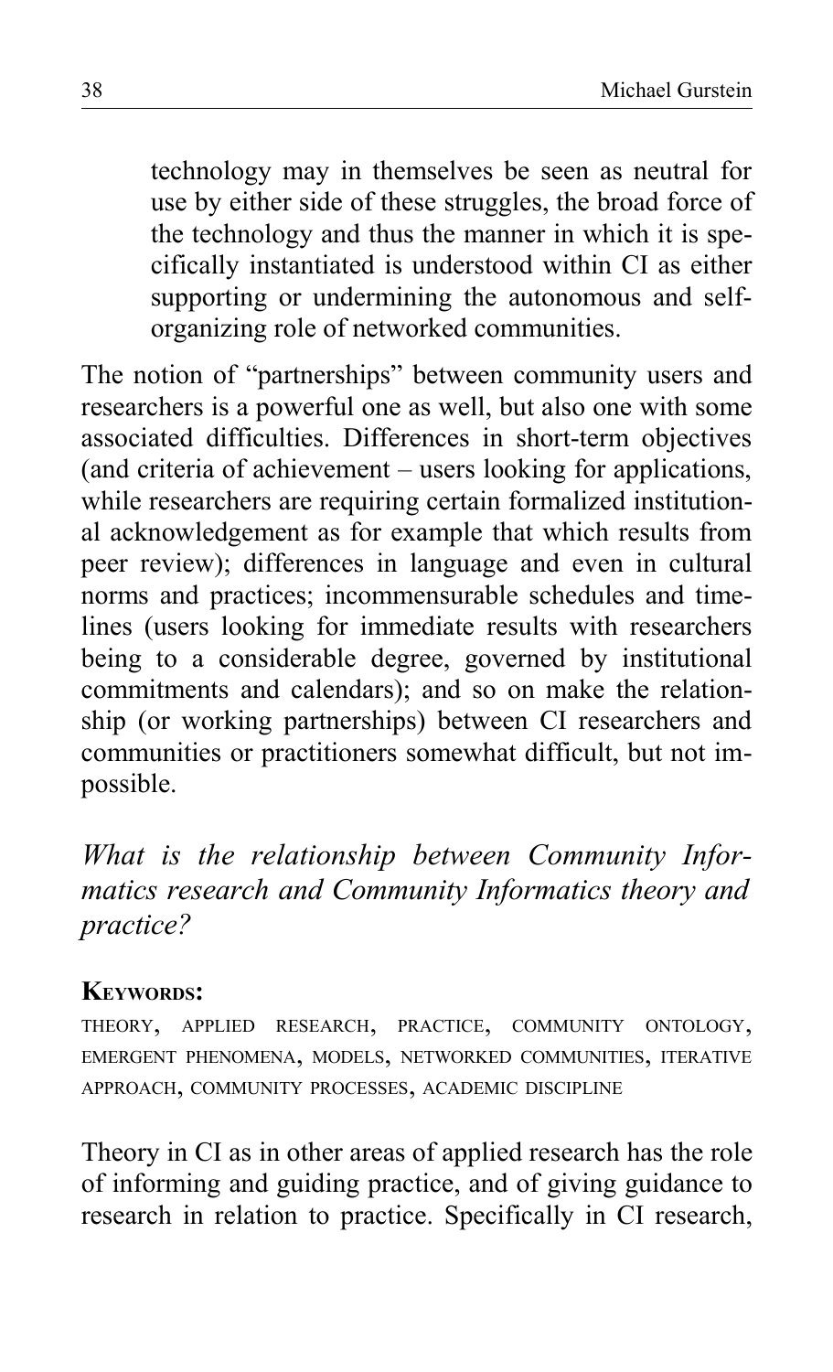> technology may in themselves be seen as neutral for use by either side of these struggles, the broad force of the technology and thus the manner in which it is specifically instantiated is understood within CI as either supporting or undermining the autonomous and self-organizing role of networked communities.

The notion of "partnerships" between community users and researchers is a powerful one as well, but also one with some associated difficulties. Differences in short-term objectives (and criteria of achievement – users looking for applications, while researchers are requiring certain formalized institutional acknowledgement as for example that which results from peer review); differences in language and even in cultural norms and practices; incommensurable schedules and timelines (users looking for immediate results with researchers being to a considerable degree, governed by institutional commitments and calendars); and so on make the relationship (or working partnerships) between CI researchers and communities or practitioners somewhat difficult, but not impossible.

## *What is the relationship between Community Informatics research and Community Informatics theory and practice?*

**KEYWORDS:**

THEORY, APPLIED RESEARCH, PRACTICE, COMMUNITY ONTOLOGY, EMERGENT PHENOMENA, MODELS, NETWORKED COMMUNITIES, ITERATIVE APPROACH, COMMUNITY PROCESSES, ACADEMIC DISCIPLINE

Theory in CI as in other areas of applied research has the role of informing and guiding practice, and of giving guidance to research in relation to practice. Specifically in CI research,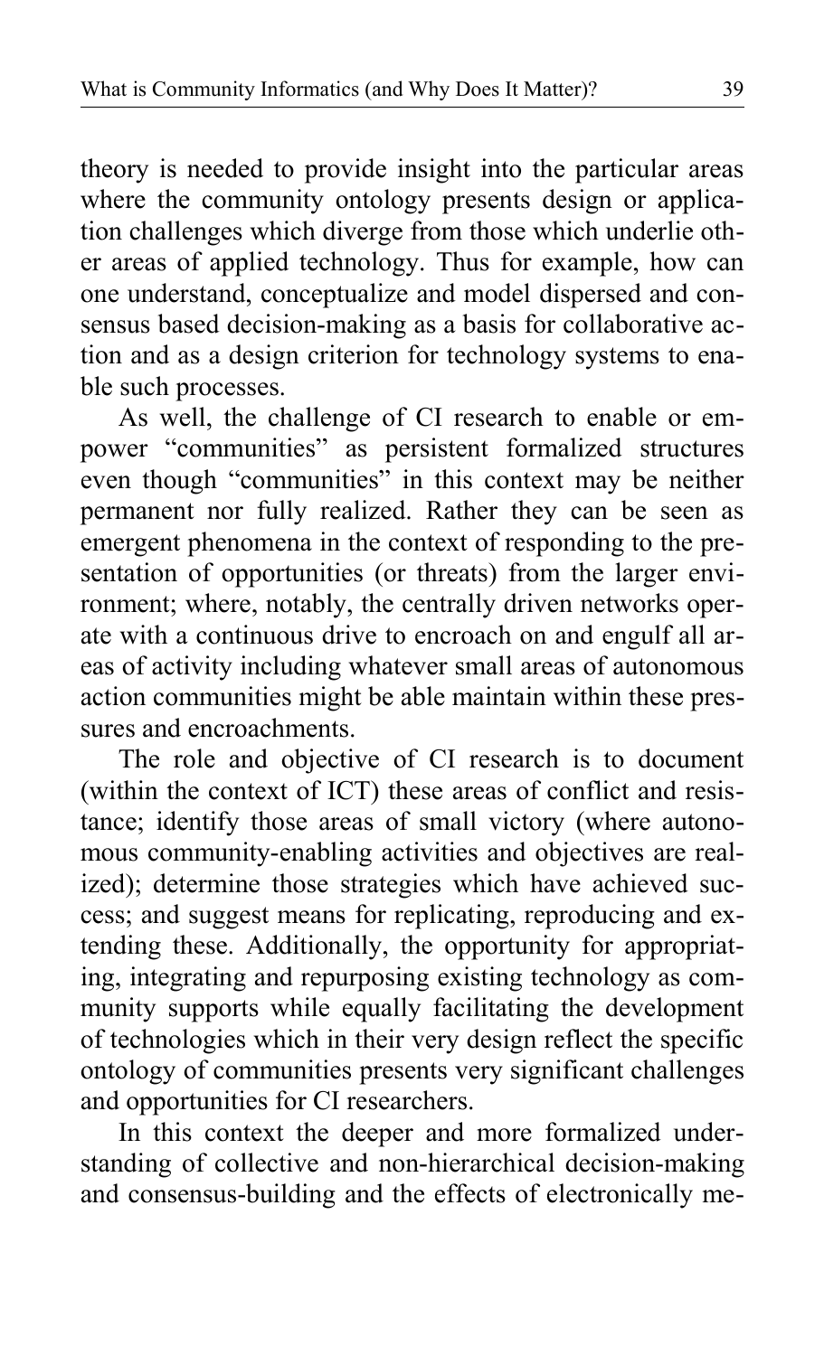theory is needed to provide insight into the particular areas where the community ontology presents design or application challenges which diverge from those which underlie other areas of applied technology. Thus for example, how can one understand, conceptualize and model dispersed and consensus based decision-making as a basis for collaborative action and as a design criterion for technology systems to enable such processes.

As well, the challenge of CI research to enable or empower "communities" as persistent formalized structures even though "communities" in this context may be neither permanent nor fully realized. Rather they can be seen as emergent phenomena in the context of responding to the presentation of opportunities (or threats) from the larger environment; where, notably, the centrally driven networks operate with a continuous drive to encroach on and engulf all areas of activity including whatever small areas of autonomous action communities might be able maintain within these pressures and encroachments.

The role and objective of CI research is to document (within the context of ICT) these areas of conflict and resistance; identify those areas of small victory (where autonomous community-enabling activities and objectives are realized); determine those strategies which have achieved success; and suggest means for replicating, reproducing and extending these. Additionally, the opportunity for appropriating, integrating and repurposing existing technology as community supports while equally facilitating the development of technologies which in their very design reflect the specific ontology of communities presents very significant challenges and opportunities for CI researchers.

In this context the deeper and more formalized understanding of collective and non-hierarchical decision-making and consensus-building and the effects of electronically me-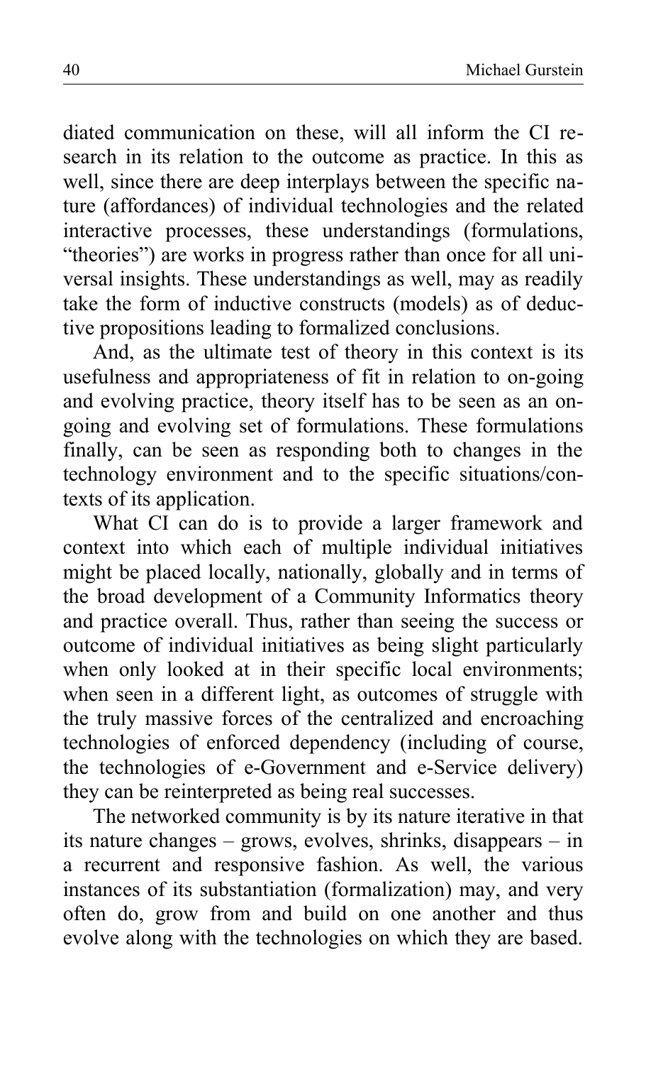diated communication on these, will all inform the CI research in its relation to the outcome as practice. In this as well, since there are deep interplays between the specific nature (affordances) of individual technologies and the related interactive processes, these understandings (formulations, "theories") are works in progress rather than once for all universal insights. These understandings as well, may as readily take the form of inductive constructs (models) as of deductive propositions leading to formalized conclusions.

And, as the ultimate test of theory in this context is its usefulness and appropriateness of fit in relation to on-going and evolving practice, theory itself has to be seen as an on-going and evolving set of formulations. These formulations finally, can be seen as responding both to changes in the technology environment and to the specific situations/contexts of its application.

What CI can do is to provide a larger framework and context into which each of multiple individual initiatives might be placed locally, nationally, globally and in terms of the broad development of a Community Informatics theory and practice overall. Thus, rather than seeing the success or outcome of individual initiatives as being slight particularly when only looked at in their specific local environments; when seen in a different light, as outcomes of struggle with the truly massive forces of the centralized and encroaching technologies of enforced dependency (including of course, the technologies of e-Government and e-Service delivery) they can be reinterpreted as being real successes.

The networked community is by its nature iterative in that its nature changes – grows, evolves, shrinks, disappears – in a recurrent and responsive fashion. As well, the various instances of its substantiation (formalization) may, and very often do, grow from and build on one another and thus evolve along with the technologies on which they are based.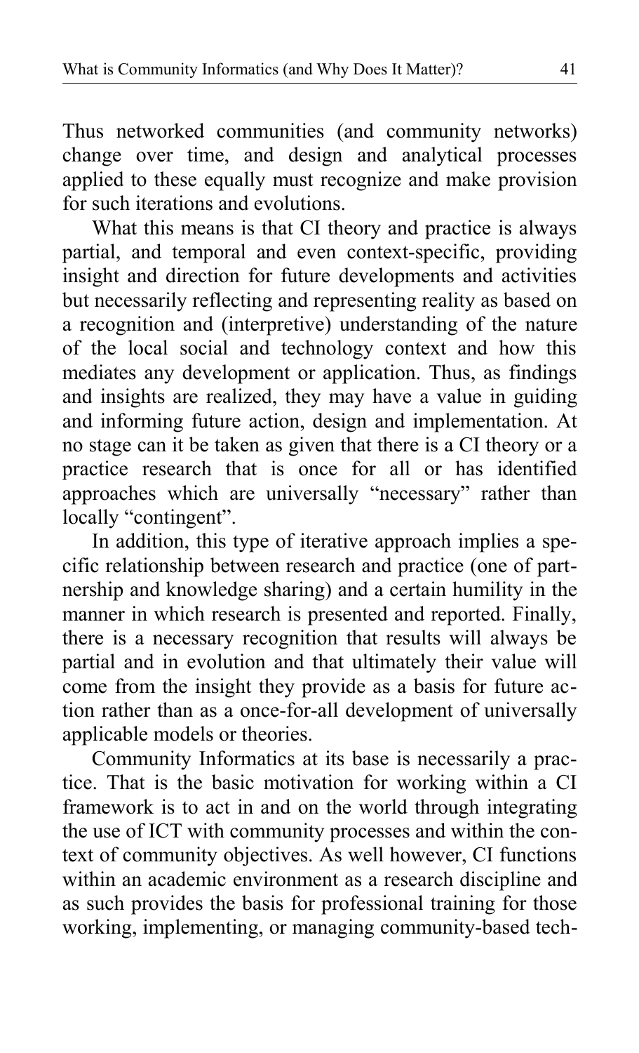Thus networked communities (and community networks) change over time, and design and analytical processes applied to these equally must recognize and make provision for such iterations and evolutions.

What this means is that CI theory and practice is always partial, and temporal and even context-specific, providing insight and direction for future developments and activities but necessarily reflecting and representing reality as based on a recognition and (interpretive) understanding of the nature of the local social and technology context and how this mediates any development or application. Thus, as findings and insights are realized, they may have a value in guiding and informing future action, design and implementation. At no stage can it be taken as given that there is a CI theory or a practice research that is once for all or has identified approaches which are universally "necessary" rather than locally "contingent".

In addition, this type of iterative approach implies a specific relationship between research and practice (one of partnership and knowledge sharing) and a certain humility in the manner in which research is presented and reported. Finally, there is a necessary recognition that results will always be partial and in evolution and that ultimately their value will come from the insight they provide as a basis for future action rather than as a once-for-all development of universally applicable models or theories.

Community Informatics at its base is necessarily a practice. That is the basic motivation for working within a CI framework is to act in and on the world through integrating the use of ICT with community processes and within the context of community objectives. As well however, CI functions within an academic environment as a research discipline and as such provides the basis for professional training for those working, implementing, or managing community-based tech-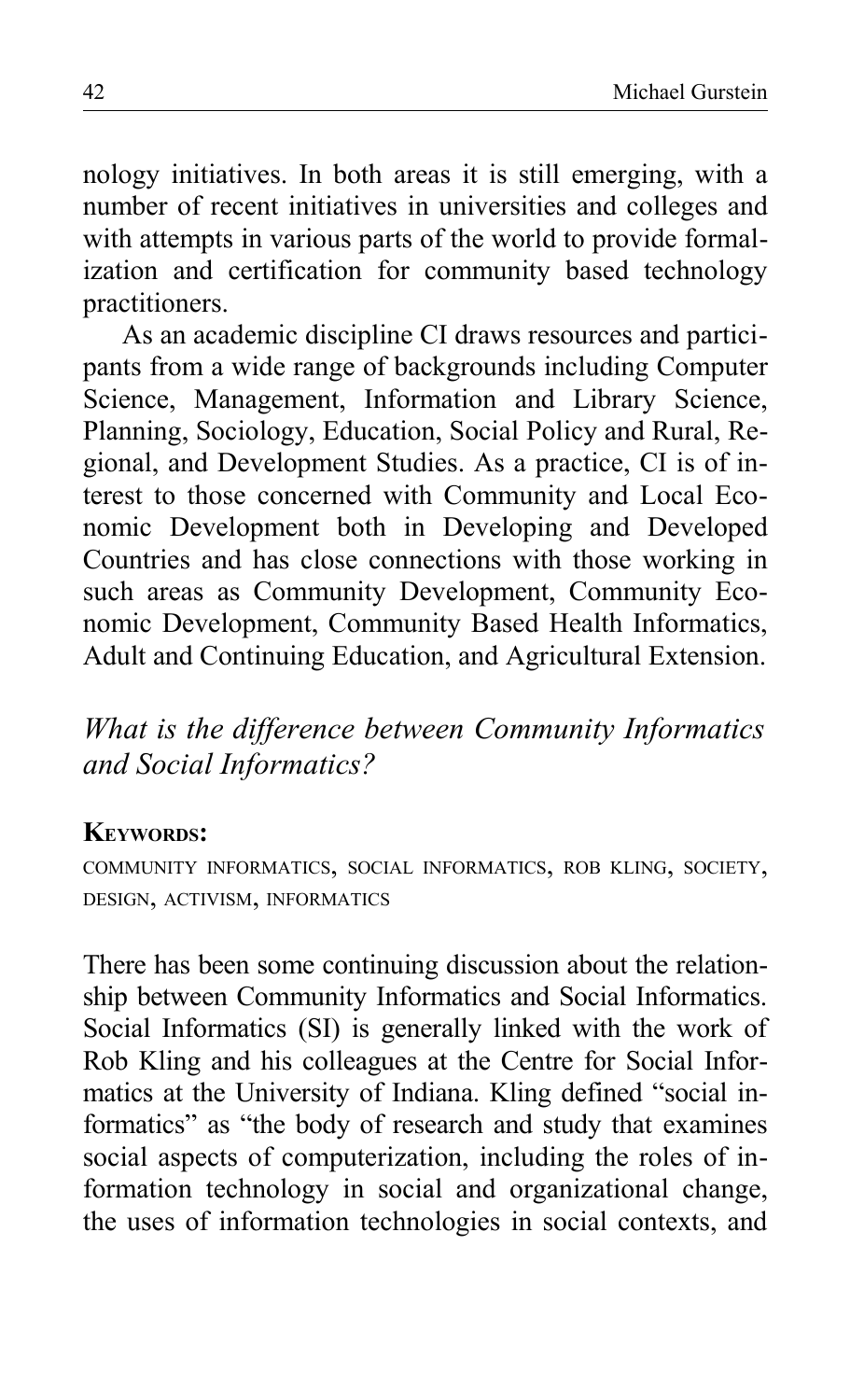nology initiatives. In both areas it is still emerging, with a number of recent initiatives in universities and colleges and with attempts in various parts of the world to provide formalization and certification for community based technology practitioners.

As an academic discipline CI draws resources and participants from a wide range of backgrounds including Computer Science, Management, Information and Library Science, Planning, Sociology, Education, Social Policy and Rural, Regional, and Development Studies. As a practice, CI is of interest to those concerned with Community and Local Economic Development both in Developing and Developed Countries and has close connections with those working in such areas as Community Development, Community Economic Development, Community Based Health Informatics, Adult and Continuing Education, and Agricultural Extension.

## *What is the difference between Community Informatics and Social Informatics?*

**KEYWORDS:**

COMMUNITY INFORMATICS, SOCIAL INFORMATICS, ROB KLING, SOCIETY, DESIGN, ACTIVISM, INFORMATICS

There has been some continuing discussion about the relationship between Community Informatics and Social Informatics. Social Informatics (SI) is generally linked with the work of Rob Kling and his colleagues at the Centre for Social Informatics at the University of Indiana. Kling defined "social informatics" as "the body of research and study that examines social aspects of computerization, including the roles of information technology in social and organizational change, the uses of information technologies in social contexts, and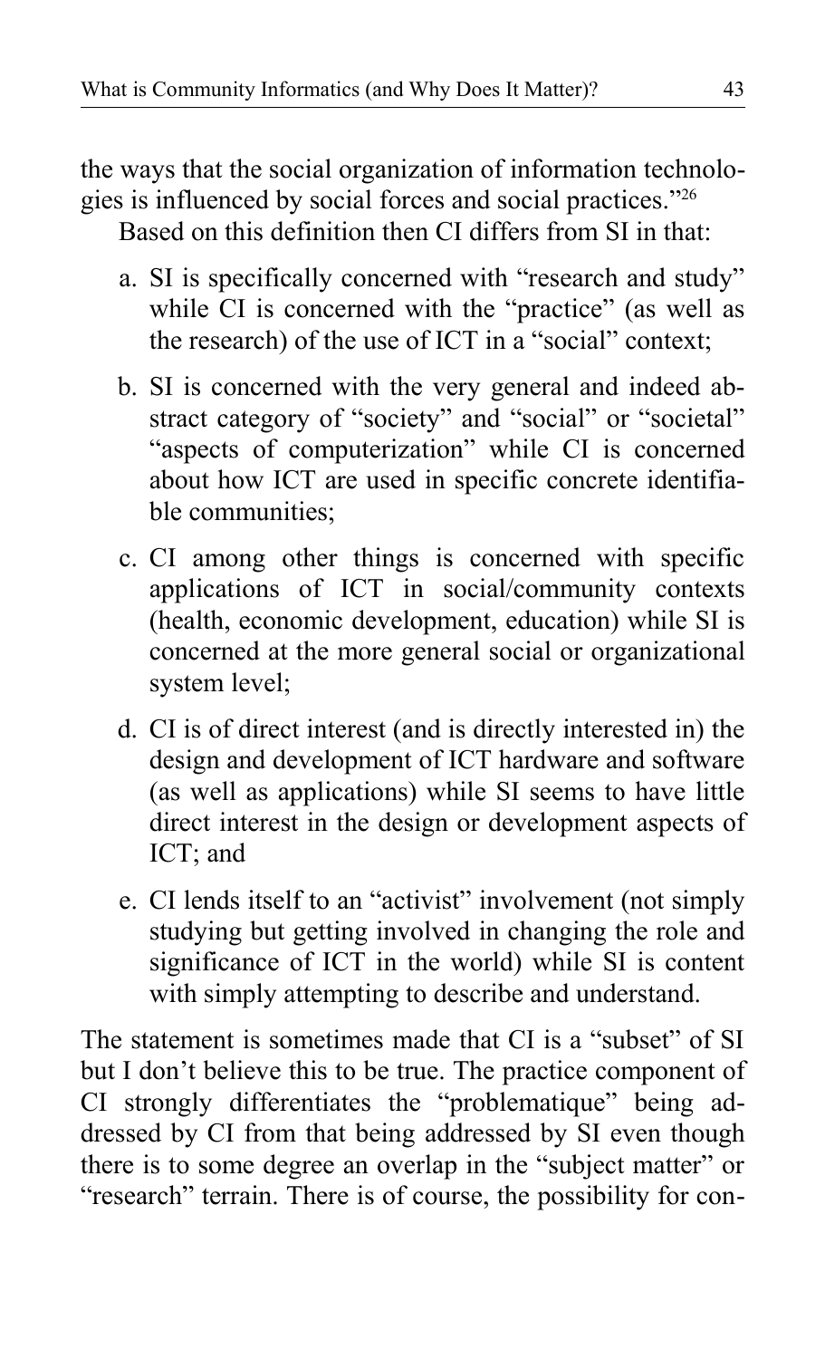the ways that the social organization of information technologies is influenced by social forces and social practices."[26]

Based on this definition then CI differs from SI in that:

a. SI is specifically concerned with "research and study" while CI is concerned with the "practice" (as well as the research) of the use of ICT in a "social" context;

b. SI is concerned with the very general and indeed abstract category of "society" and "social" or "societal" "aspects of computerization" while CI is concerned about how ICT are used in specific concrete identifiable communities;

c. CI among other things is concerned with specific applications of ICT in social/community contexts (health, economic development, education) while SI is concerned at the more general social or organizational system level;

d. CI is of direct interest (and is directly interested in) the design and development of ICT hardware and software (as well as applications) while SI seems to have little direct interest in the design or development aspects of ICT; and

e. CI lends itself to an "activist" involvement (not simply studying but getting involved in changing the role and significance of ICT in the world) while SI is content with simply attempting to describe and understand.

The statement is sometimes made that CI is a "subset" of SI but I don't believe this to be true. The practice component of CI strongly differentiates the "problematique" being addressed by CI from that being addressed by SI even though there is to some degree an overlap in the "subject matter" or "research" terrain. There is of course, the possibility for con-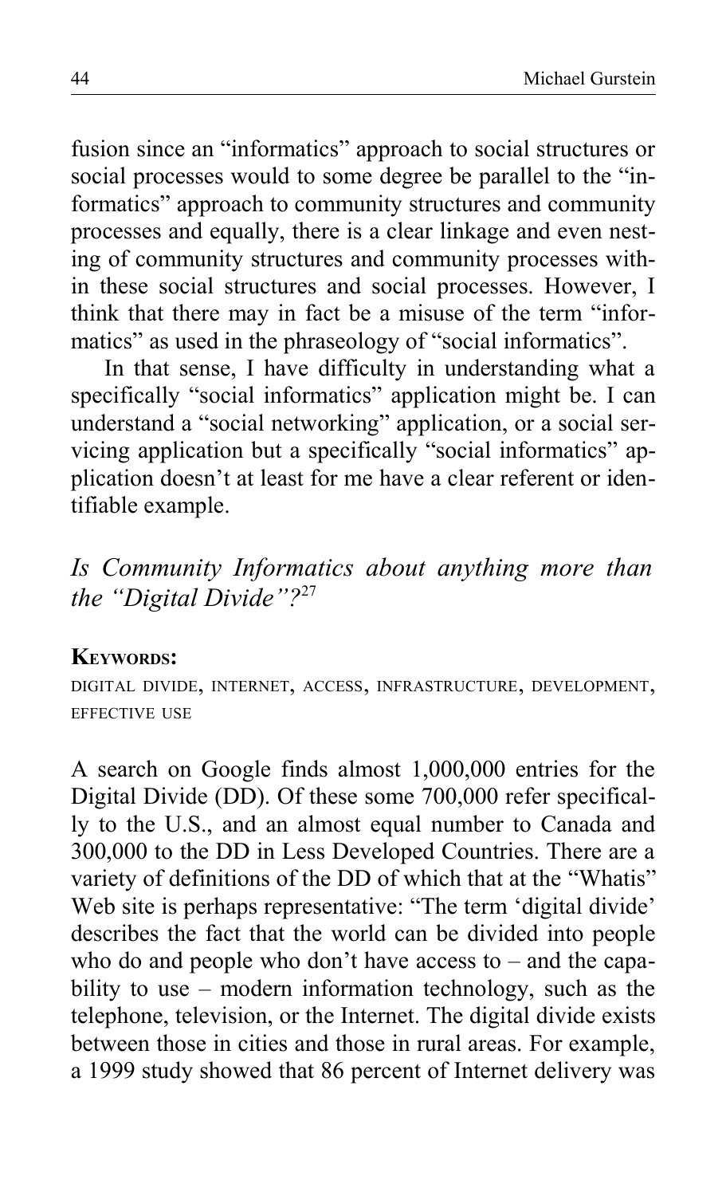fusion since an "informatics" approach to social structures or social processes would to some degree be parallel to the "informatics" approach to community structures and community processes and equally, there is a clear linkage and even nesting of community structures and community processes within these social structures and social processes. However, I think that there may in fact be a misuse of the term "informatics" as used in the phraseology of "social informatics".

In that sense, I have difficulty in understanding what a specifically "social informatics" application might be. I can understand a "social networking" application, or a social servicing application but a specifically "social informatics" application doesn't at least for me have a clear referent or identifiable example.

## *Is Community Informatics about anything more than the "Digital Divide"?*[27]

**Keywords:**

digital divide, internet, access, infrastructure, development, effective use

A search on Google finds almost 1,000,000 entries for the Digital Divide (DD). Of these some 700,000 refer specifically to the U.S., and an almost equal number to Canada and 300,000 to the DD in Less Developed Countries. There are a variety of definitions of the DD of which that at the "Whatis" Web site is perhaps representative: "The term 'digital divide' describes the fact that the world can be divided into people who do and people who don't have access to – and the capability to use – modern information technology, such as the telephone, television, or the Internet. The digital divide exists between those in cities and those in rural areas. For example, a 1999 study showed that 86 percent of Internet delivery was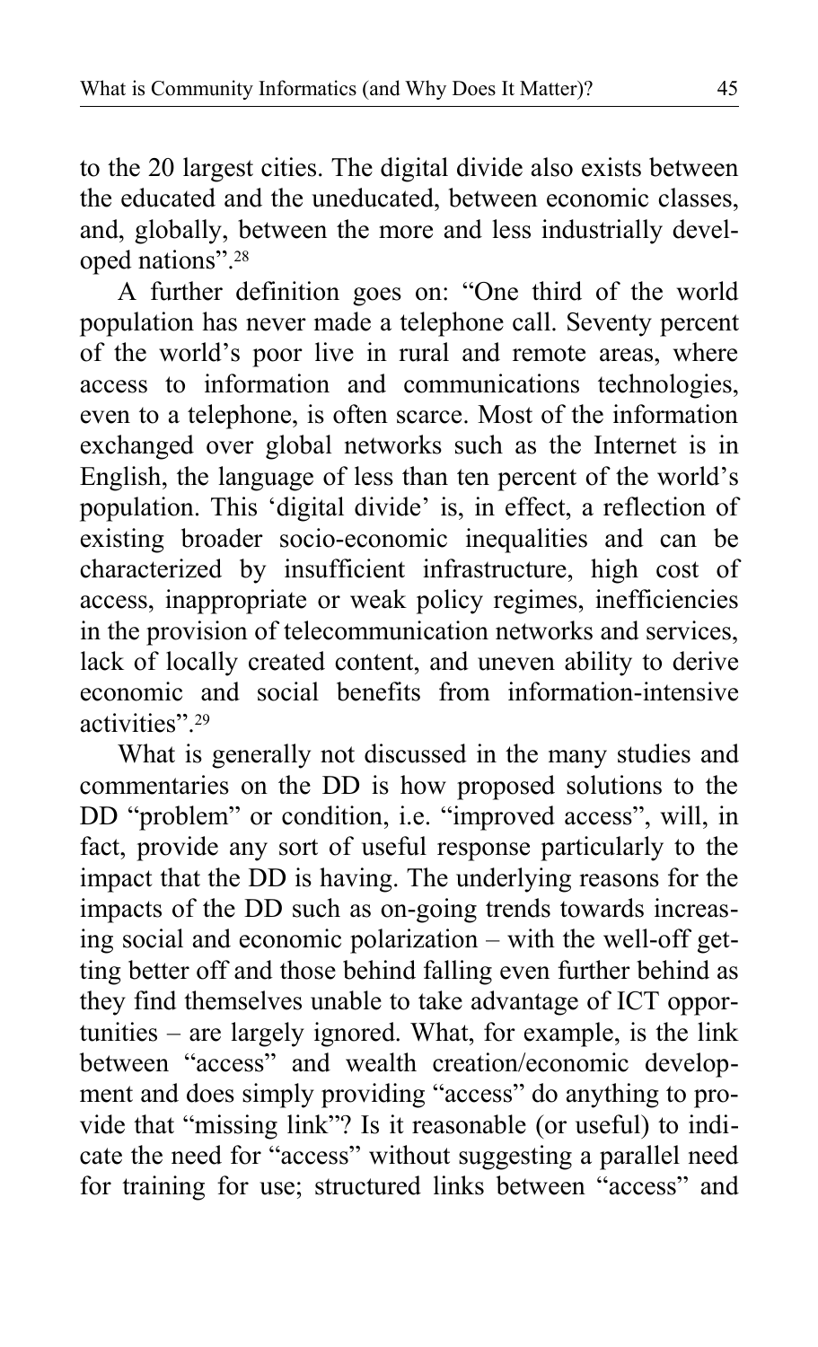to the 20 largest cities. The digital divide also exists between the educated and the uneducated, between economic classes, and, globally, between the more and less industrially developed nations".[28]

A further definition goes on: "One third of the world population has never made a telephone call. Seventy percent of the world's poor live in rural and remote areas, where access to information and communications technologies, even to a telephone, is often scarce. Most of the information exchanged over global networks such as the Internet is in English, the language of less than ten percent of the world's population. This 'digital divide' is, in effect, a reflection of existing broader socio-economic inequalities and can be characterized by insufficient infrastructure, high cost of access, inappropriate or weak policy regimes, inefficiencies in the provision of telecommunication networks and services, lack of locally created content, and uneven ability to derive economic and social benefits from information-intensive activities".[29]

What is generally not discussed in the many studies and commentaries on the DD is how proposed solutions to the DD "problem" or condition, i.e. "improved access", will, in fact, provide any sort of useful response particularly to the impact that the DD is having. The underlying reasons for the impacts of the DD such as on-going trends towards increasing social and economic polarization – with the well-off getting better off and those behind falling even further behind as they find themselves unable to take advantage of ICT opportunities – are largely ignored. What, for example, is the link between "access" and wealth creation/economic development and does simply providing "access" do anything to provide that "missing link"? Is it reasonable (or useful) to indicate the need for "access" without suggesting a parallel need for training for use; structured links between "access" and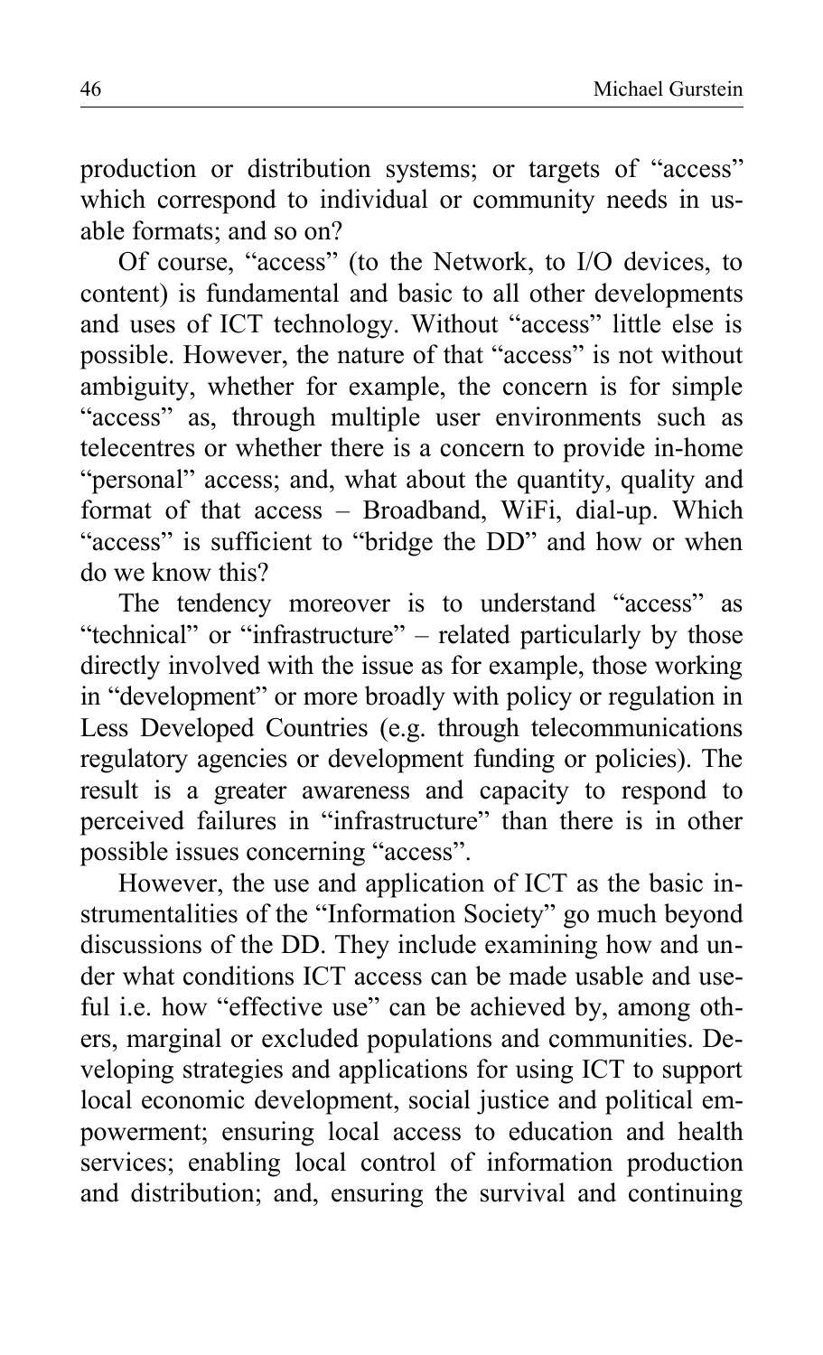production or distribution systems; or targets of "access" which correspond to individual or community needs in usable formats; and so on?

Of course, "access" (to the Network, to I/O devices, to content) is fundamental and basic to all other developments and uses of ICT technology. Without "access" little else is possible. However, the nature of that "access" is not without ambiguity, whether for example, the concern is for simple "access" as, through multiple user environments such as telecentres or whether there is a concern to provide in-home "personal" access; and, what about the quantity, quality and format of that access – Broadband, WiFi, dial-up. Which "access" is sufficient to "bridge the DD" and how or when do we know this?

The tendency moreover is to understand "access" as "technical" or "infrastructure" – related particularly by those directly involved with the issue as for example, those working in "development" or more broadly with policy or regulation in Less Developed Countries (e.g. through telecommunications regulatory agencies or development funding or policies). The result is a greater awareness and capacity to respond to perceived failures in "infrastructure" than there is in other possible issues concerning "access".

However, the use and application of ICT as the basic instrumentalities of the "Information Society" go much beyond discussions of the DD. They include examining how and under what conditions ICT access can be made usable and useful i.e. how "effective use" can be achieved by, among others, marginal or excluded populations and communities. Developing strategies and applications for using ICT to support local economic development, social justice and political empowerment; ensuring local access to education and health services; enabling local control of information production and distribution; and, ensuring the survival and continuing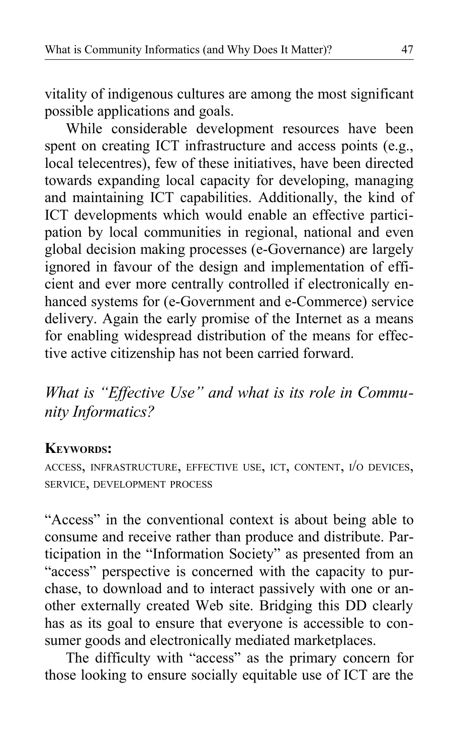vitality of indigenous cultures are among the most significant possible applications and goals.

While considerable development resources have been spent on creating ICT infrastructure and access points (e.g., local telecentres), few of these initiatives, have been directed towards expanding local capacity for developing, managing and maintaining ICT capabilities. Additionally, the kind of ICT developments which would enable an effective participation by local communities in regional, national and even global decision making processes (e-Governance) are largely ignored in favour of the design and implementation of efficient and ever more centrally controlled if electronically enhanced systems for (e-Government and e-Commerce) service delivery. Again the early promise of the Internet as a means for enabling widespread distribution of the means for effective active citizenship has not been carried forward.

## *What is "Effective Use" and what is its role in Community Informatics?*

**Keywords:**

access, infrastructure, effective use, ict, content, i/o devices, service, development process

"Access" in the conventional context is about being able to consume and receive rather than produce and distribute. Participation in the "Information Society" as presented from an "access" perspective is concerned with the capacity to purchase, to download and to interact passively with one or another externally created Web site. Bridging this DD clearly has as its goal to ensure that everyone is accessible to consumer goods and electronically mediated marketplaces.

The difficulty with "access" as the primary concern for those looking to ensure socially equitable use of ICT are the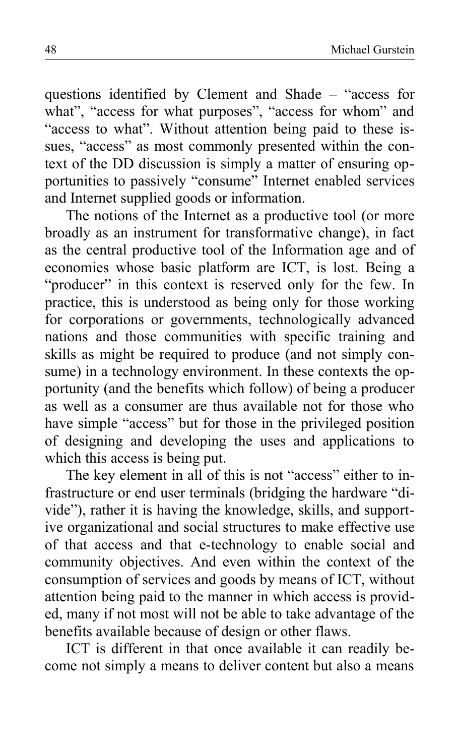questions identified by Clement and Shade – "access for what", "access for what purposes", "access for whom" and "access to what". Without attention being paid to these issues, "access" as most commonly presented within the context of the DD discussion is simply a matter of ensuring opportunities to passively "consume" Internet enabled services and Internet supplied goods or information.

The notions of the Internet as a productive tool (or more broadly as an instrument for transformative change), in fact as the central productive tool of the Information age and of economies whose basic platform are ICT, is lost. Being a "producer" in this context is reserved only for the few. In practice, this is understood as being only for those working for corporations or governments, technologically advanced nations and those communities with specific training and skills as might be required to produce (and not simply consume) in a technology environment. In these contexts the opportunity (and the benefits which follow) of being a producer as well as a consumer are thus available not for those who have simple "access" but for those in the privileged position of designing and developing the uses and applications to which this access is being put.

The key element in all of this is not "access" either to infrastructure or end user terminals (bridging the hardware "divide"), rather it is having the knowledge, skills, and supportive organizational and social structures to make effective use of that access and that e-technology to enable social and community objectives. And even within the context of the consumption of services and goods by means of ICT, without attention being paid to the manner in which access is provided, many if not most will not be able to take advantage of the benefits available because of design or other flaws.

ICT is different in that once available it can readily become not simply a means to deliver content but also a means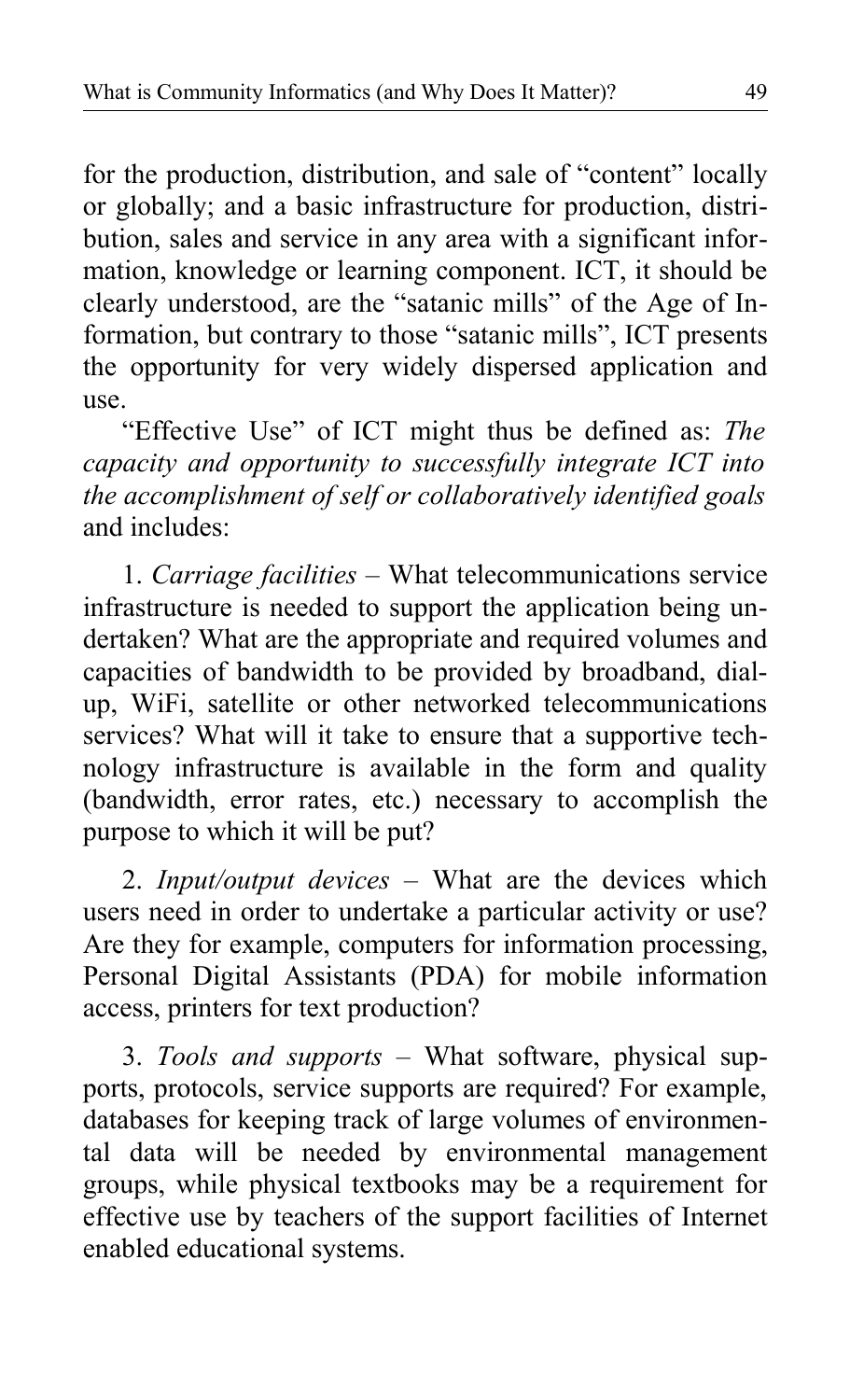for the production, distribution, and sale of "content" locally or globally; and a basic infrastructure for production, distribution, sales and service in any area with a significant information, knowledge or learning component. ICT, it should be clearly understood, are the "satanic mills" of the Age of Information, but contrary to those "satanic mills", ICT presents the opportunity for very widely dispersed application and use.

"Effective Use" of ICT might thus be defined as: *The capacity and opportunity to successfully integrate ICT into the accomplishment of self or collaboratively identified goals* and includes:

1. *Carriage facilities* – What telecommunications service infrastructure is needed to support the application being undertaken? What are the appropriate and required volumes and capacities of bandwidth to be provided by broadband, dial-up, WiFi, satellite or other networked telecommunications services? What will it take to ensure that a supportive technology infrastructure is available in the form and quality (bandwidth, error rates, etc.) necessary to accomplish the purpose to which it will be put?

2. *Input/output devices* – What are the devices which users need in order to undertake a particular activity or use? Are they for example, computers for information processing, Personal Digital Assistants (PDA) for mobile information access, printers for text production?

3. *Tools and supports* – What software, physical supports, protocols, service supports are required? For example, databases for keeping track of large volumes of environmental data will be needed by environmental management groups, while physical textbooks may be a requirement for effective use by teachers of the support facilities of Internet enabled educational systems.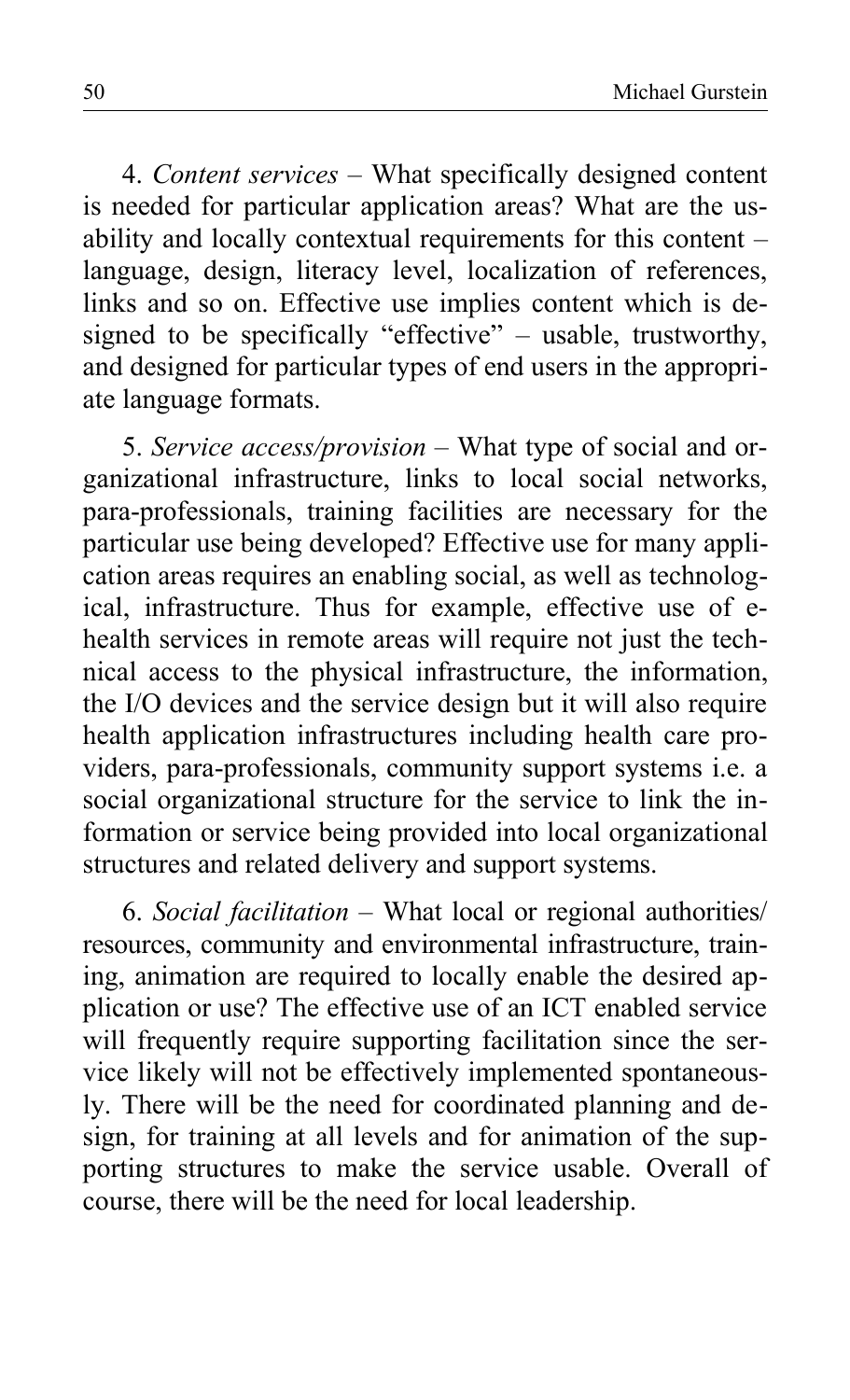4. *Content services* – What specifically designed content is needed for particular application areas? What are the usability and locally contextual requirements for this content – language, design, literacy level, localization of references, links and so on. Effective use implies content which is designed to be specifically "effective" – usable, trustworthy, and designed for particular types of end users in the appropriate language formats.

5. *Service access/provision* – What type of social and organizational infrastructure, links to local social networks, para-professionals, training facilities are necessary for the particular use being developed? Effective use for many application areas requires an enabling social, as well as technological, infrastructure. Thus for example, effective use of e-health services in remote areas will require not just the technical access to the physical infrastructure, the information, the I/O devices and the service design but it will also require health application infrastructures including health care providers, para-professionals, community support systems i.e. a social organizational structure for the service to link the information or service being provided into local organizational structures and related delivery and support systems.

6. *Social facilitation* – What local or regional authorities/ resources, community and environmental infrastructure, training, animation are required to locally enable the desired application or use? The effective use of an ICT enabled service will frequently require supporting facilitation since the service likely will not be effectively implemented spontaneously. There will be the need for coordinated planning and design, for training at all levels and for animation of the supporting structures to make the service usable. Overall of course, there will be the need for local leadership.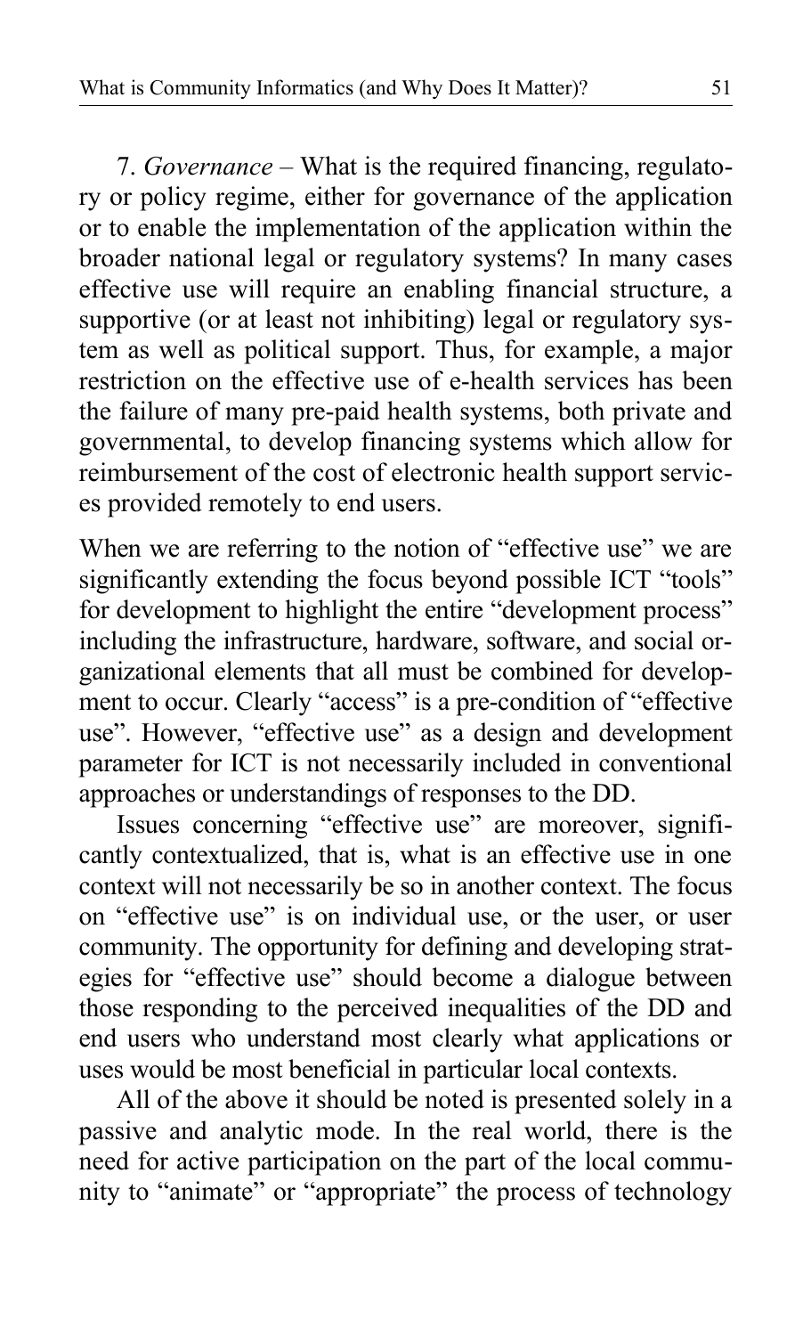7. *Governance* – What is the required financing, regulatory or policy regime, either for governance of the application or to enable the implementation of the application within the broader national legal or regulatory systems? In many cases effective use will require an enabling financial structure, a supportive (or at least not inhibiting) legal or regulatory system as well as political support. Thus, for example, a major restriction on the effective use of e-health services has been the failure of many pre-paid health systems, both private and governmental, to develop financing systems which allow for reimbursement of the cost of electronic health support services provided remotely to end users.

When we are referring to the notion of "effective use" we are significantly extending the focus beyond possible ICT "tools" for development to highlight the entire "development process" including the infrastructure, hardware, software, and social organizational elements that all must be combined for development to occur. Clearly "access" is a pre-condition of "effective use". However, "effective use" as a design and development parameter for ICT is not necessarily included in conventional approaches or understandings of responses to the DD.

Issues concerning "effective use" are moreover, significantly contextualized, that is, what is an effective use in one context will not necessarily be so in another context. The focus on "effective use" is on individual use, or the user, or user community. The opportunity for defining and developing strategies for "effective use" should become a dialogue between those responding to the perceived inequalities of the DD and end users who understand most clearly what applications or uses would be most beneficial in particular local contexts.

All of the above it should be noted is presented solely in a passive and analytic mode. In the real world, there is the need for active participation on the part of the local community to "animate" or "appropriate" the process of technology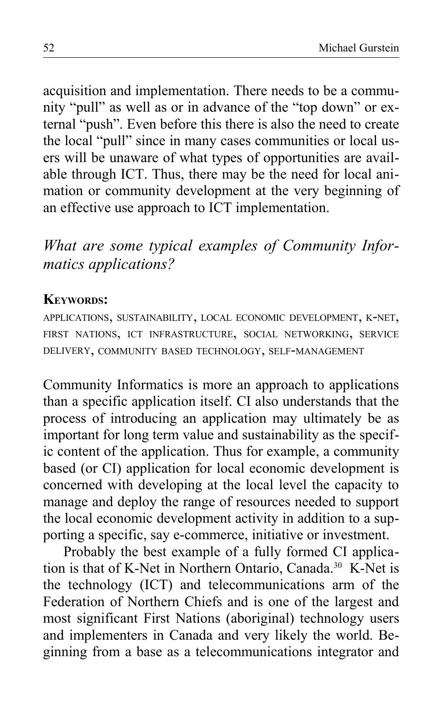acquisition and implementation. There needs to be a community "pull" as well as or in advance of the "top down" or external "push". Even before this there is also the need to create the local "pull" since in many cases communities or local users will be unaware of what types of opportunities are available through ICT. Thus, there may be the need for local animation or community development at the very beginning of an effective use approach to ICT implementation.

### *What are some typical examples of Community Informatics applications?*

**Keywords:**

applications, sustainability, local economic development, k-net, first nations, ict infrastructure, social networking, service delivery, community based technology, self-management

Community Informatics is more an approach to applications than a specific application itself. CI also understands that the process of introducing an application may ultimately be as important for long term value and sustainability as the specific content of the application. Thus for example, a community based (or CI) application for local economic development is concerned with developing at the local level the capacity to manage and deploy the range of resources needed to support the local economic development activity in addition to a supporting a specific, say e-commerce, initiative or investment.

Probably the best example of a fully formed CI application is that of K-Net in Northern Ontario, Canada.[30] K-Net is the technology (ICT) and telecommunications arm of the Federation of Northern Chiefs and is one of the largest and most significant First Nations (aboriginal) technology users and implementers in Canada and very likely the world. Beginning from a base as a telecommunications integrator and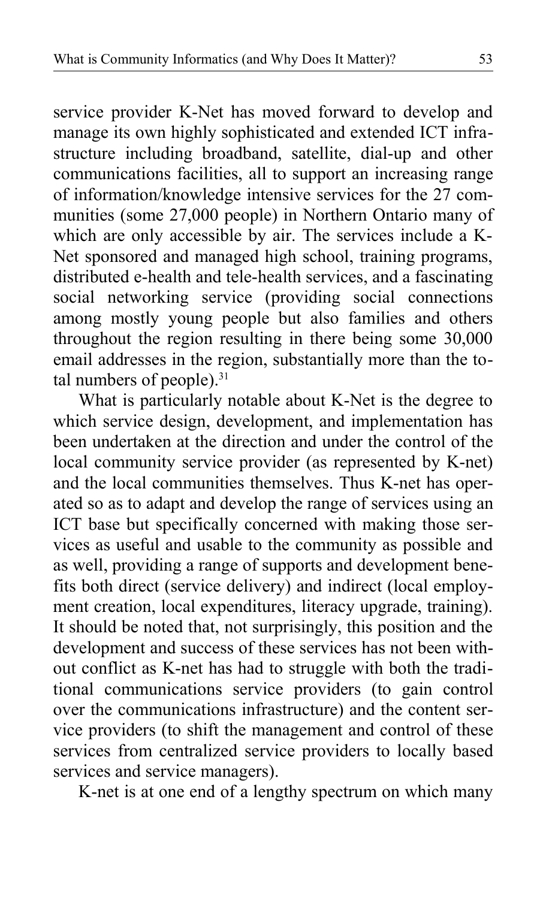service provider K-Net has moved forward to develop and manage its own highly sophisticated and extended ICT infrastructure including broadband, satellite, dial-up and other communications facilities, all to support an increasing range of information/knowledge intensive services for the 27 communities (some 27,000 people) in Northern Ontario many of which are only accessible by air. The services include a K-Net sponsored and managed high school, training programs, distributed e-health and tele-health services, and a fascinating social networking service (providing social connections among mostly young people but also families and others throughout the region resulting in there being some 30,000 email addresses in the region, substantially more than the total numbers of people).[31]

What is particularly notable about K-Net is the degree to which service design, development, and implementation has been undertaken at the direction and under the control of the local community service provider (as represented by K-net) and the local communities themselves. Thus K-net has operated so as to adapt and develop the range of services using an ICT base but specifically concerned with making those services as useful and usable to the community as possible and as well, providing a range of supports and development benefits both direct (service delivery) and indirect (local employment creation, local expenditures, literacy upgrade, training). It should be noted that, not surprisingly, this position and the development and success of these services has not been without conflict as K-net has had to struggle with both the traditional communications service providers (to gain control over the communications infrastructure) and the content service providers (to shift the management and control of these services from centralized service providers to locally based services and service managers).

K-net is at one end of a lengthy spectrum on which many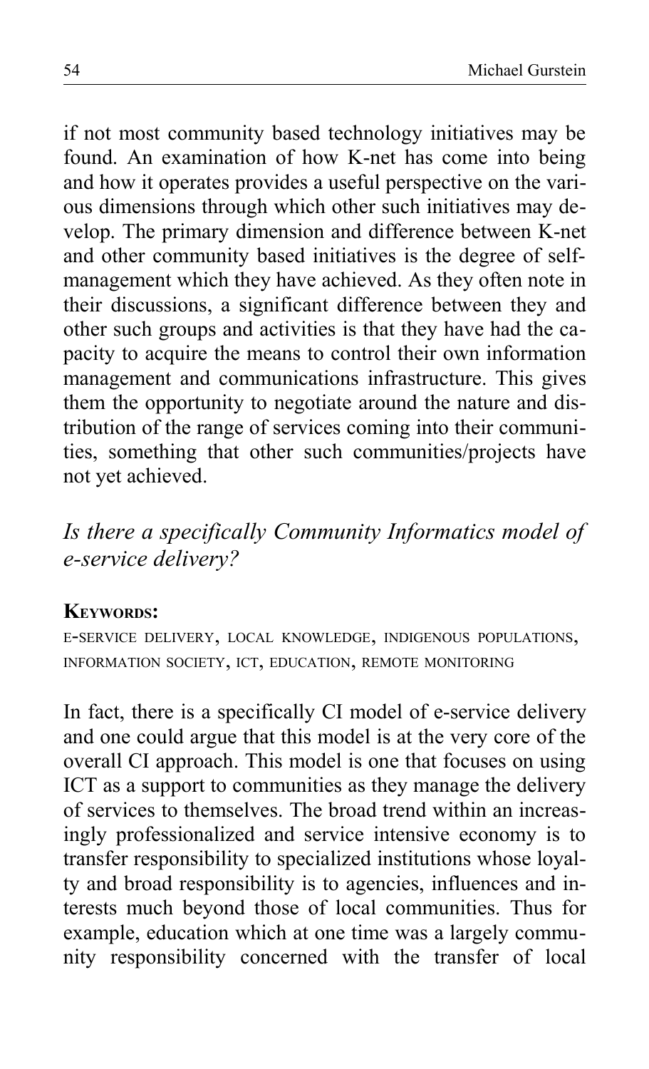if not most community based technology initiatives may be found. An examination of how K-net has come into being and how it operates provides a useful perspective on the various dimensions through which other such initiatives may develop. The primary dimension and difference between K-net and other community based initiatives is the degree of self-management which they have achieved. As they often note in their discussions, a significant difference between they and other such groups and activities is that they have had the capacity to acquire the means to control their own information management and communications infrastructure. This gives them the opportunity to negotiate around the nature and distribution of the range of services coming into their communities, something that other such communities/projects have not yet achieved.

## *Is there a specifically Community Informatics model of e-service delivery?*

**Keywords:**
e-service delivery, local knowledge, indigenous populations, information society, ICT, education, remote monitoring

In fact, there is a specifically CI model of e-service delivery and one could argue that this model is at the very core of the overall CI approach. This model is one that focuses on using ICT as a support to communities as they manage the delivery of services to themselves. The broad trend within an increasingly professionalized and service intensive economy is to transfer responsibility to specialized institutions whose loyalty and broad responsibility is to agencies, influences and interests much beyond those of local communities. Thus for example, education which at one time was a largely community responsibility concerned with the transfer of local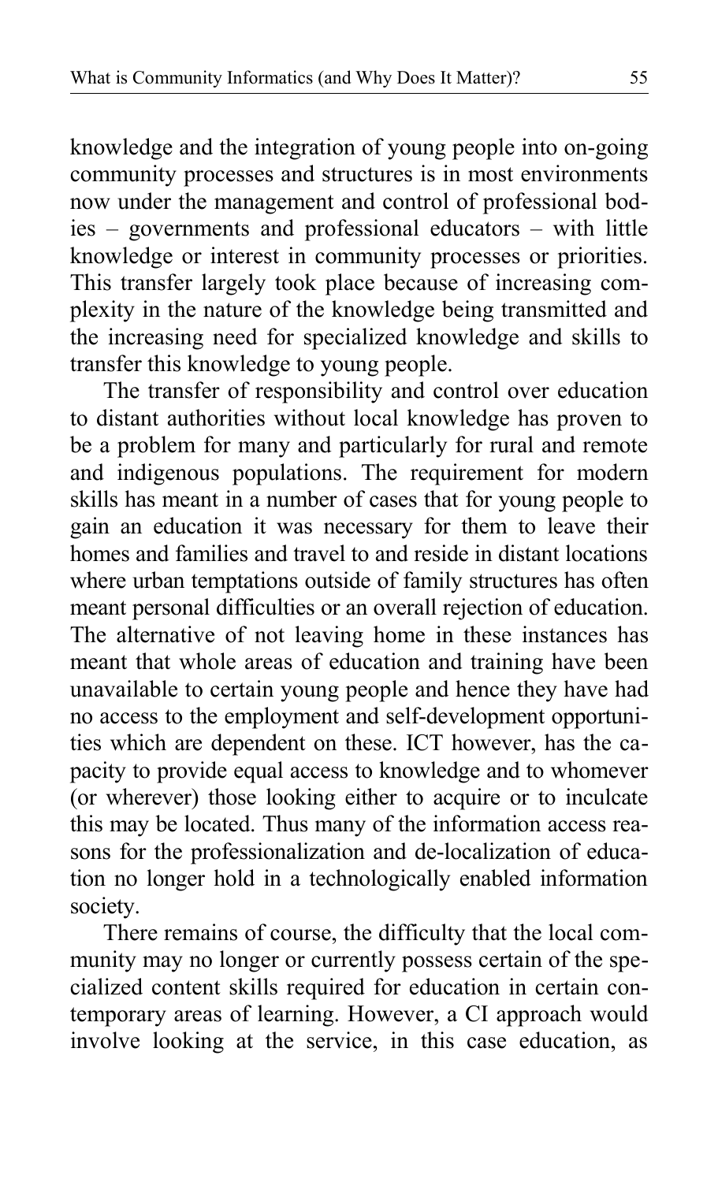knowledge and the integration of young people into on-going community processes and structures is in most environments now under the management and control of professional bodies – governments and professional educators – with little knowledge or interest in community processes or priorities. This transfer largely took place because of increasing complexity in the nature of the knowledge being transmitted and the increasing need for specialized knowledge and skills to transfer this knowledge to young people.

The transfer of responsibility and control over education to distant authorities without local knowledge has proven to be a problem for many and particularly for rural and remote and indigenous populations. The requirement for modern skills has meant in a number of cases that for young people to gain an education it was necessary for them to leave their homes and families and travel to and reside in distant locations where urban temptations outside of family structures has often meant personal difficulties or an overall rejection of education. The alternative of not leaving home in these instances has meant that whole areas of education and training have been unavailable to certain young people and hence they have had no access to the employment and self-development opportunities which are dependent on these. ICT however, has the capacity to provide equal access to knowledge and to whomever (or wherever) those looking either to acquire or to inculcate this may be located. Thus many of the information access reasons for the professionalization and de-localization of education no longer hold in a technologically enabled information society.

There remains of course, the difficulty that the local community may no longer or currently possess certain of the specialized content skills required for education in certain contemporary areas of learning. However, a CI approach would involve looking at the service, in this case education, as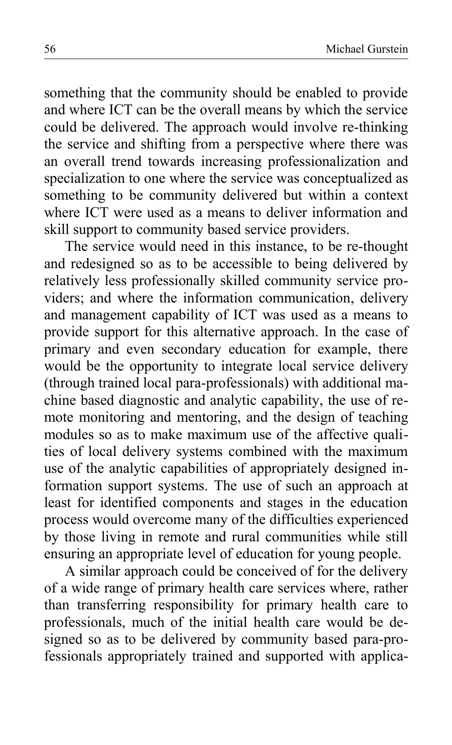something that the community should be enabled to provide and where ICT can be the overall means by which the service could be delivered. The approach would involve re-thinking the service and shifting from a perspective where there was an overall trend towards increasing professionalization and specialization to one where the service was conceptualized as something to be community delivered but within a context where ICT were used as a means to deliver information and skill support to community based service providers.

The service would need in this instance, to be re-thought and redesigned so as to be accessible to being delivered by relatively less professionally skilled community service providers; and where the information communication, delivery and management capability of ICT was used as a means to provide support for this alternative approach. In the case of primary and even secondary education for example, there would be the opportunity to integrate local service delivery (through trained local para-professionals) with additional machine based diagnostic and analytic capability, the use of remote monitoring and mentoring, and the design of teaching modules so as to make maximum use of the affective qualities of local delivery systems combined with the maximum use of the analytic capabilities of appropriately designed information support systems. The use of such an approach at least for identified components and stages in the education process would overcome many of the difficulties experienced by those living in remote and rural communities while still ensuring an appropriate level of education for young people.

A similar approach could be conceived of for the delivery of a wide range of primary health care services where, rather than transferring responsibility for primary health care to professionals, much of the initial health care would be designed so as to be delivered by community based para-professionals appropriately trained and supported with applica-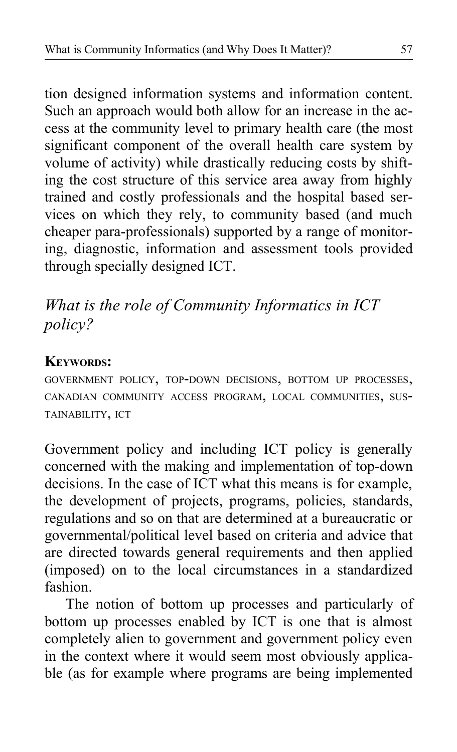tion designed information systems and information content. Such an approach would both allow for an increase in the access at the community level to primary health care (the most significant component of the overall health care system by volume of activity) while drastically reducing costs by shifting the cost structure of this service area away from highly trained and costly professionals and the hospital based services on which they rely, to community based (and much cheaper para-professionals) supported by a range of monitoring, diagnostic, information and assessment tools provided through specially designed ICT.

## *What is the role of Community Informatics in ICT policy?*

**KEYWORDS:**

GOVERNMENT POLICY, TOP-DOWN DECISIONS, BOTTOM UP PROCESSES, CANADIAN COMMUNITY ACCESS PROGRAM, LOCAL COMMUNITIES, SUSTAINABILITY, ICT

Government policy and including ICT policy is generally concerned with the making and implementation of top-down decisions. In the case of ICT what this means is for example, the development of projects, programs, policies, standards, regulations and so on that are determined at a bureaucratic or governmental/political level based on criteria and advice that are directed towards general requirements and then applied (imposed) on to the local circumstances in a standardized fashion.

The notion of bottom up processes and particularly of bottom up processes enabled by ICT is one that is almost completely alien to government and government policy even in the context where it would seem most obviously applicable (as for example where programs are being implemented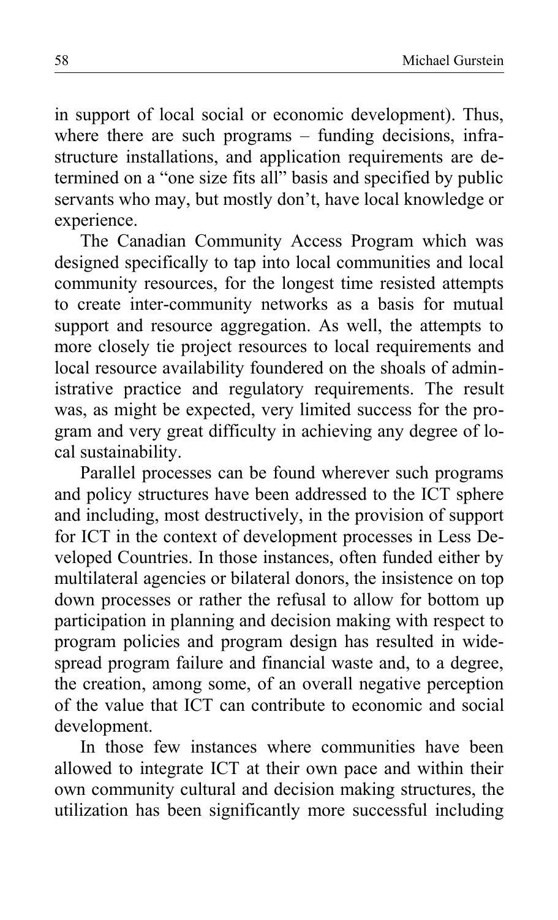in support of local social or economic development). Thus, where there are such programs – funding decisions, infrastructure installations, and application requirements are determined on a "one size fits all" basis and specified by public servants who may, but mostly don't, have local knowledge or experience.

The Canadian Community Access Program which was designed specifically to tap into local communities and local community resources, for the longest time resisted attempts to create inter-community networks as a basis for mutual support and resource aggregation. As well, the attempts to more closely tie project resources to local requirements and local resource availability foundered on the shoals of administrative practice and regulatory requirements. The result was, as might be expected, very limited success for the program and very great difficulty in achieving any degree of local sustainability.

Parallel processes can be found wherever such programs and policy structures have been addressed to the ICT sphere and including, most destructively, in the provision of support for ICT in the context of development processes in Less Developed Countries. In those instances, often funded either by multilateral agencies or bilateral donors, the insistence on top down processes or rather the refusal to allow for bottom up participation in planning and decision making with respect to program policies and program design has resulted in widespread program failure and financial waste and, to a degree, the creation, among some, of an overall negative perception of the value that ICT can contribute to economic and social development.

In those few instances where communities have been allowed to integrate ICT at their own pace and within their own community cultural and decision making structures, the utilization has been significantly more successful including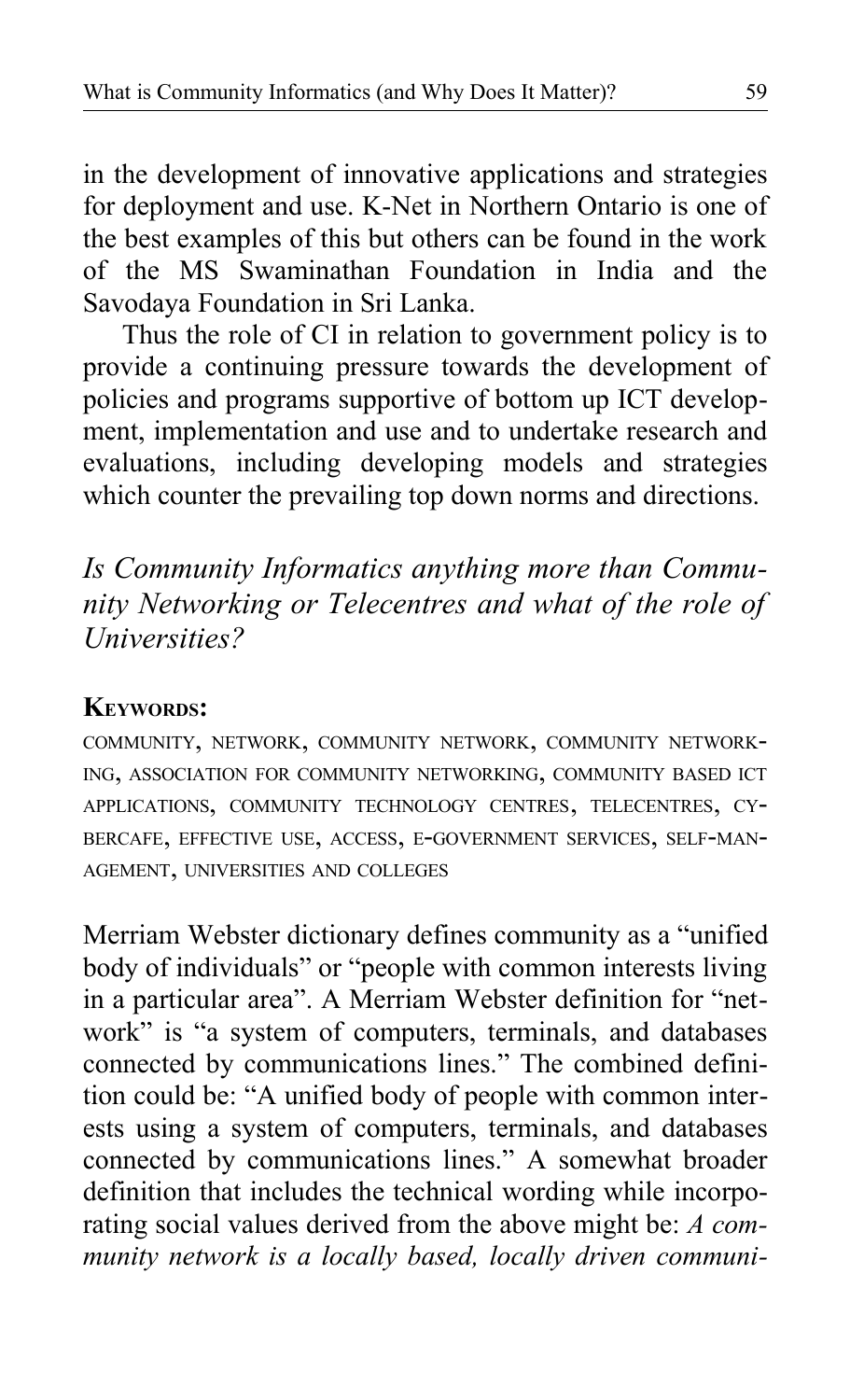in the development of innovative applications and strategies for deployment and use. K-Net in Northern Ontario is one of the best examples of this but others can be found in the work of the MS Swaminathan Foundation in India and the Savodaya Foundation in Sri Lanka.

Thus the role of CI in relation to government policy is to provide a continuing pressure towards the development of policies and programs supportive of bottom up ICT development, implementation and use and to undertake research and evaluations, including developing models and strategies which counter the prevailing top down norms and directions.

## *Is Community Informatics anything more than Community Networking or Telecentres and what of the role of Universities?*

**KEYWORDS:**

COMMUNITY, NETWORK, COMMUNITY NETWORK, COMMUNITY NETWORKING, ASSOCIATION FOR COMMUNITY NETWORKING, COMMUNITY BASED ICT APPLICATIONS, COMMUNITY TECHNOLOGY CENTRES, TELECENTRES, CYBERCAFE, EFFECTIVE USE, ACCESS, E-GOVERNMENT SERVICES, SELF-MANAGEMENT, UNIVERSITIES AND COLLEGES

Merriam Webster dictionary defines community as a "unified body of individuals" or "people with common interests living in a particular area". A Merriam Webster definition for "network" is "a system of computers, terminals, and databases connected by communications lines." The combined definition could be: "A unified body of people with common interests using a system of computers, terminals, and databases connected by communications lines." A somewhat broader definition that includes the technical wording while incorporating social values derived from the above might be: *A community network is a locally based, locally driven communi-*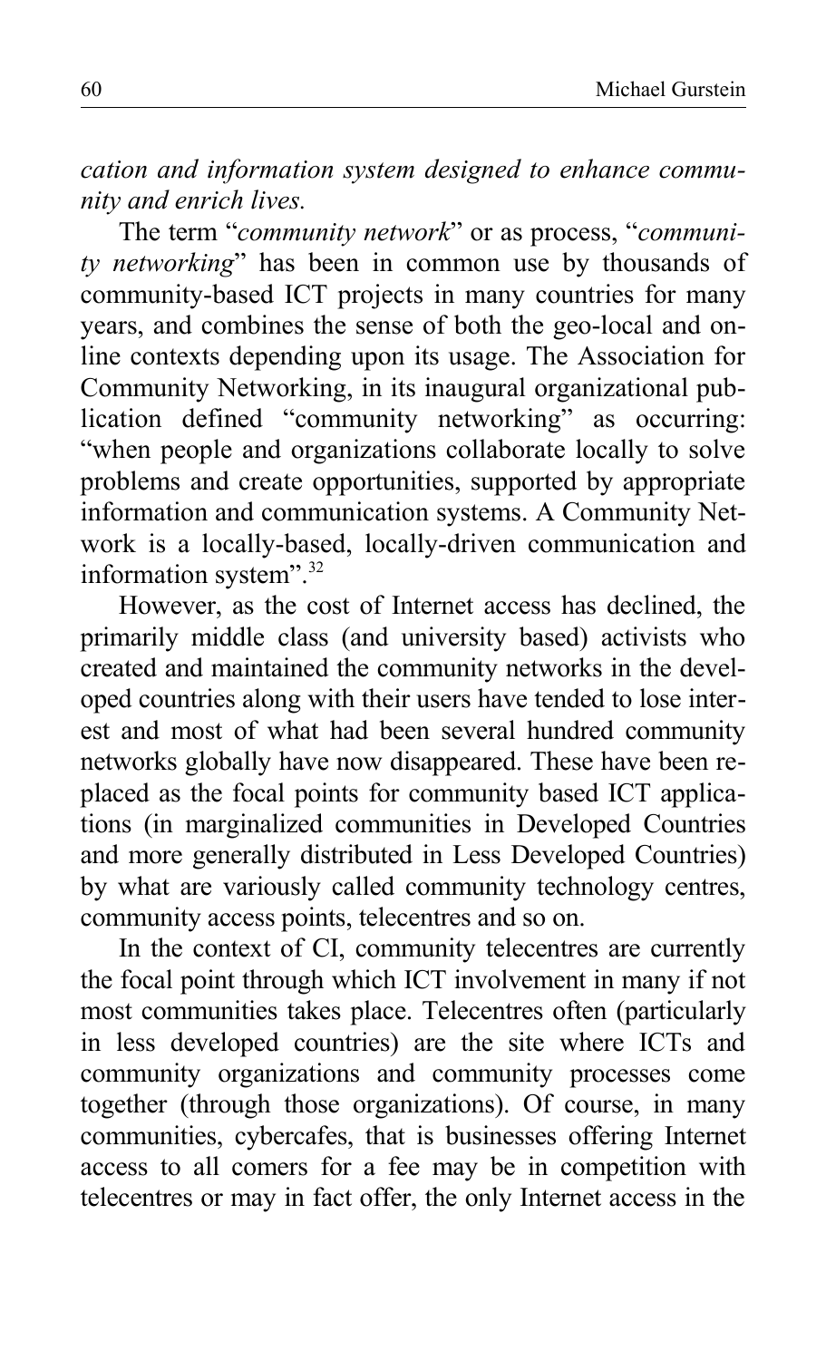*cation and information system designed to enhance community and enrich lives.*

The term "*community network*" or as process, "*community networking*" has been in common use by thousands of community-based ICT projects in many countries for many years, and combines the sense of both the geo-local and online contexts depending upon its usage. The Association for Community Networking, in its inaugural organizational publication defined "community networking" as occurring: "when people and organizations collaborate locally to solve problems and create opportunities, supported by appropriate information and communication systems. A Community Network is a locally-based, locally-driven communication and information system".[32]

However, as the cost of Internet access has declined, the primarily middle class (and university based) activists who created and maintained the community networks in the developed countries along with their users have tended to lose interest and most of what had been several hundred community networks globally have now disappeared. These have been replaced as the focal points for community based ICT applications (in marginalized communities in Developed Countries and more generally distributed in Less Developed Countries) by what are variously called community technology centres, community access points, telecentres and so on.

In the context of CI, community telecentres are currently the focal point through which ICT involvement in many if not most communities takes place. Telecentres often (particularly in less developed countries) are the site where ICTs and community organizations and community processes come together (through those organizations). Of course, in many communities, cybercafes, that is businesses offering Internet access to all comers for a fee may be in competition with telecentres or may in fact offer, the only Internet access in the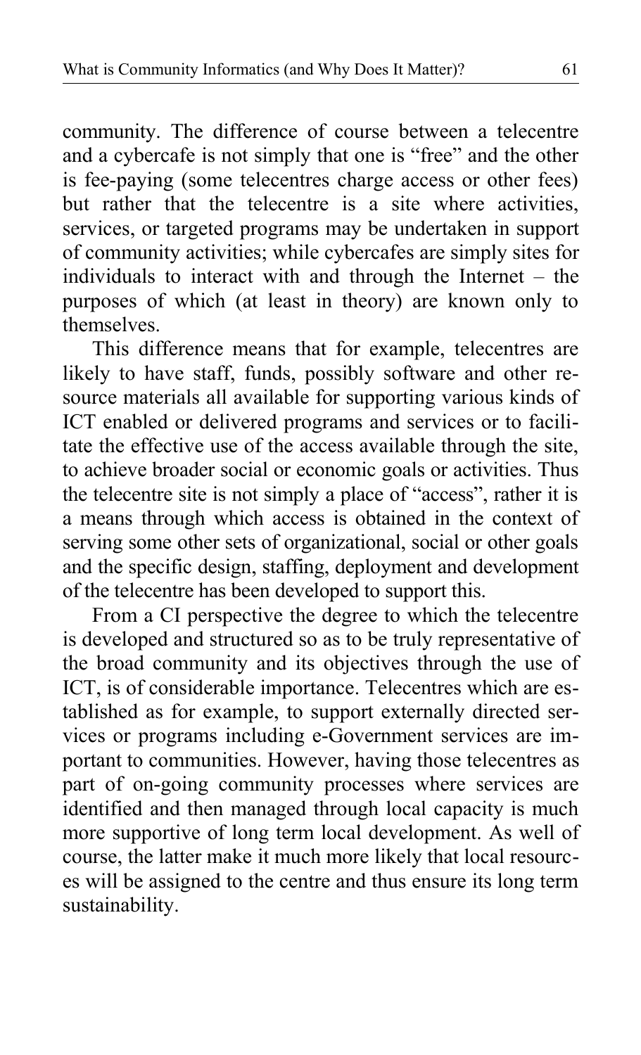community. The difference of course between a telecentre and a cybercafe is not simply that one is "free" and the other is fee-paying (some telecentres charge access or other fees) but rather that the telecentre is a site where activities, services, or targeted programs may be undertaken in support of community activities; while cybercafes are simply sites for individuals to interact with and through the Internet – the purposes of which (at least in theory) are known only to themselves.

This difference means that for example, telecentres are likely to have staff, funds, possibly software and other resource materials all available for supporting various kinds of ICT enabled or delivered programs and services or to facilitate the effective use of the access available through the site, to achieve broader social or economic goals or activities. Thus the telecentre site is not simply a place of "access", rather it is a means through which access is obtained in the context of serving some other sets of organizational, social or other goals and the specific design, staffing, deployment and development of the telecentre has been developed to support this.

From a CI perspective the degree to which the telecentre is developed and structured so as to be truly representative of the broad community and its objectives through the use of ICT, is of considerable importance. Telecentres which are established as for example, to support externally directed services or programs including e-Government services are important to communities. However, having those telecentres as part of on-going community processes where services are identified and then managed through local capacity is much more supportive of long term local development. As well of course, the latter make it much more likely that local resources will be assigned to the centre and thus ensure its long term sustainability.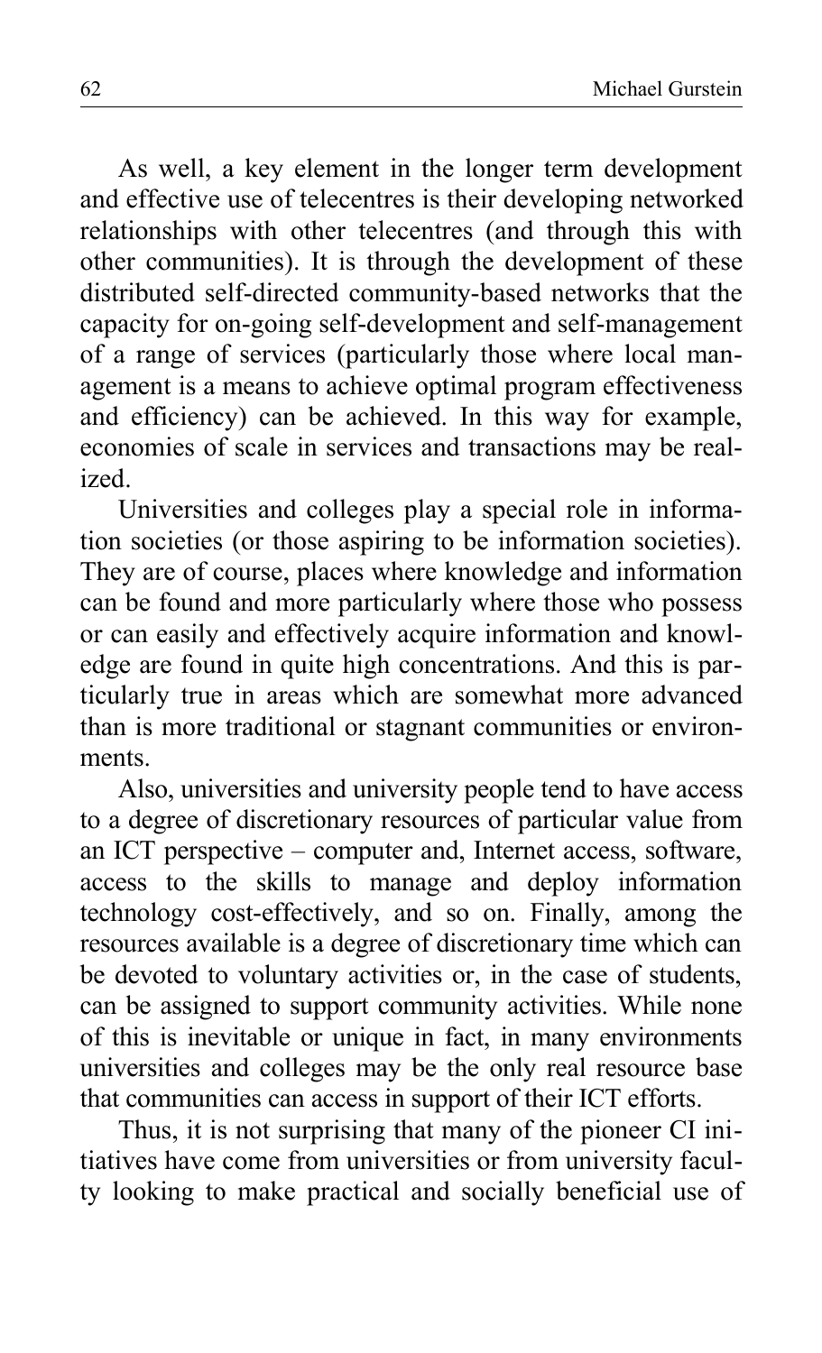As well, a key element in the longer term development and effective use of telecentres is their developing networked relationships with other telecentres (and through this with other communities). It is through the development of these distributed self-directed community-based networks that the capacity for on-going self-development and self-management of a range of services (particularly those where local management is a means to achieve optimal program effectiveness and efficiency) can be achieved. In this way for example, economies of scale in services and transactions may be realized.

Universities and colleges play a special role in information societies (or those aspiring to be information societies). They are of course, places where knowledge and information can be found and more particularly where those who possess or can easily and effectively acquire information and knowledge are found in quite high concentrations. And this is particularly true in areas which are somewhat more advanced than is more traditional or stagnant communities or environments.

Also, universities and university people tend to have access to a degree of discretionary resources of particular value from an ICT perspective – computer and, Internet access, software, access to the skills to manage and deploy information technology cost-effectively, and so on. Finally, among the resources available is a degree of discretionary time which can be devoted to voluntary activities or, in the case of students, can be assigned to support community activities. While none of this is inevitable or unique in fact, in many environments universities and colleges may be the only real resource base that communities can access in support of their ICT efforts.

Thus, it is not surprising that many of the pioneer CI initiatives have come from universities or from university faculty looking to make practical and socially beneficial use of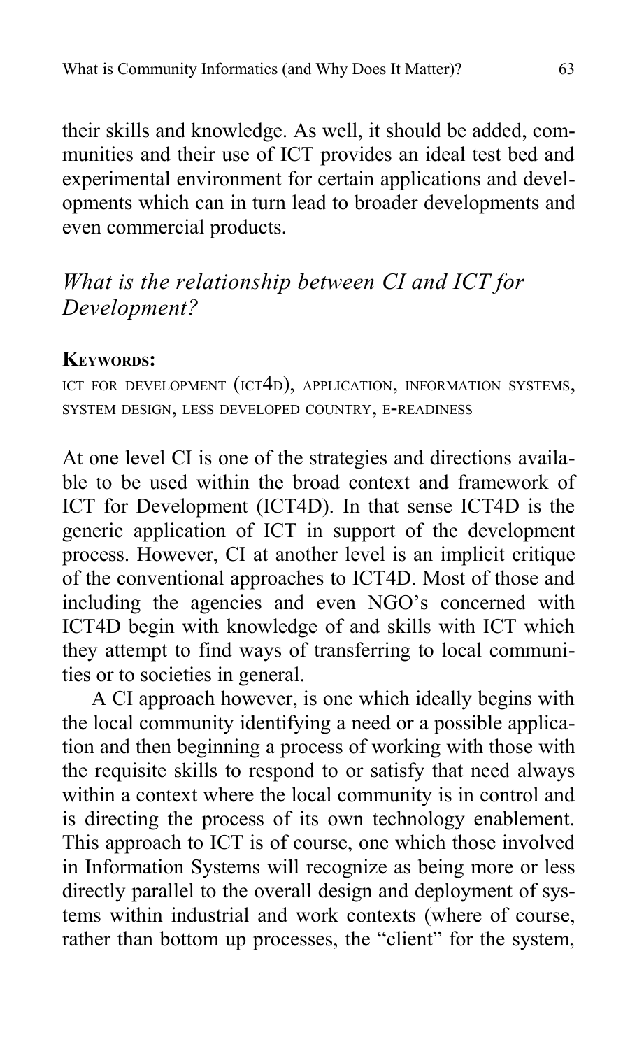their skills and knowledge. As well, it should be added, communities and their use of ICT provides an ideal test bed and experimental environment for certain applications and developments which can in turn lead to broader developments and even commercial products.

## *What is the relationship between CI and ICT for Development?*

**KEYWORDS:**

ICT FOR DEVELOPMENT (ICT4D), APPLICATION, INFORMATION SYSTEMS, SYSTEM DESIGN, LESS DEVELOPED COUNTRY, E-READINESS

At one level CI is one of the strategies and directions available to be used within the broad context and framework of ICT for Development (ICT4D). In that sense ICT4D is the generic application of ICT in support of the development process. However, CI at another level is an implicit critique of the conventional approaches to ICT4D. Most of those and including the agencies and even NGO's concerned with ICT4D begin with knowledge of and skills with ICT which they attempt to find ways of transferring to local communities or to societies in general.

A CI approach however, is one which ideally begins with the local community identifying a need or a possible application and then beginning a process of working with those with the requisite skills to respond to or satisfy that need always within a context where the local community is in control and is directing the process of its own technology enablement. This approach to ICT is of course, one which those involved in Information Systems will recognize as being more or less directly parallel to the overall design and deployment of systems within industrial and work contexts (where of course, rather than bottom up processes, the "client" for the system,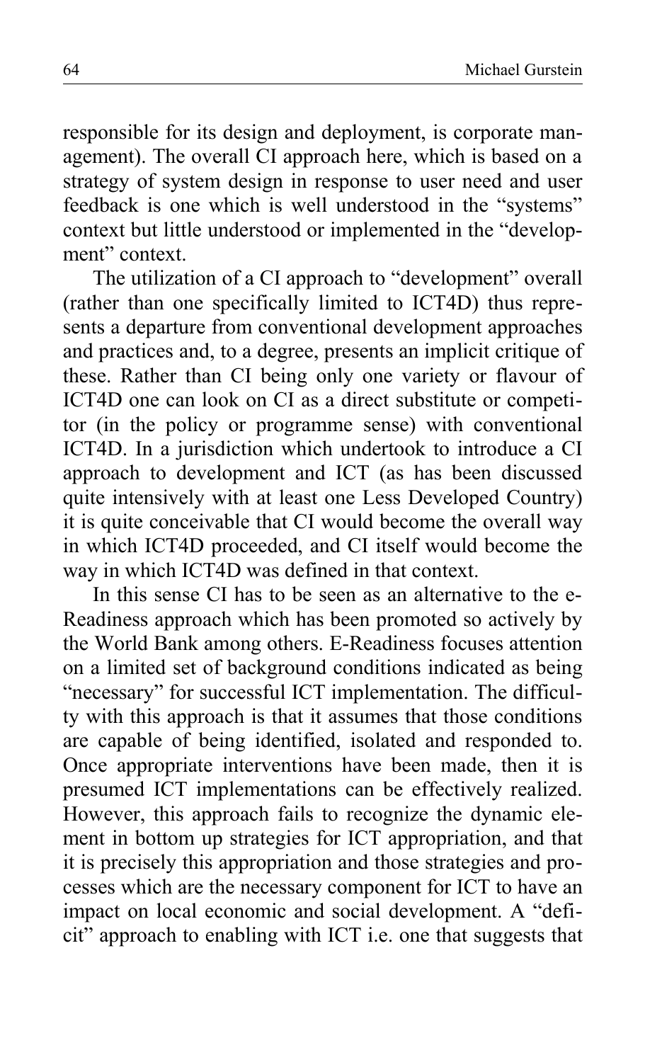responsible for its design and deployment, is corporate management). The overall CI approach here, which is based on a strategy of system design in response to user need and user feedback is one which is well understood in the "systems" context but little understood or implemented in the "development" context.

The utilization of a CI approach to "development" overall (rather than one specifically limited to ICT4D) thus represents a departure from conventional development approaches and practices and, to a degree, presents an implicit critique of these. Rather than CI being only one variety or flavour of ICT4D one can look on CI as a direct substitute or competitor (in the policy or programme sense) with conventional ICT4D. In a jurisdiction which undertook to introduce a CI approach to development and ICT (as has been discussed quite intensively with at least one Less Developed Country) it is quite conceivable that CI would become the overall way in which ICT4D proceeded, and CI itself would become the way in which ICT4D was defined in that context.

In this sense CI has to be seen as an alternative to the e-Readiness approach which has been promoted so actively by the World Bank among others. E-Readiness focuses attention on a limited set of background conditions indicated as being "necessary" for successful ICT implementation. The difficulty with this approach is that it assumes that those conditions are capable of being identified, isolated and responded to. Once appropriate interventions have been made, then it is presumed ICT implementations can be effectively realized. However, this approach fails to recognize the dynamic element in bottom up strategies for ICT appropriation, and that it is precisely this appropriation and those strategies and processes which are the necessary component for ICT to have an impact on local economic and social development. A "deficit" approach to enabling with ICT i.e. one that suggests that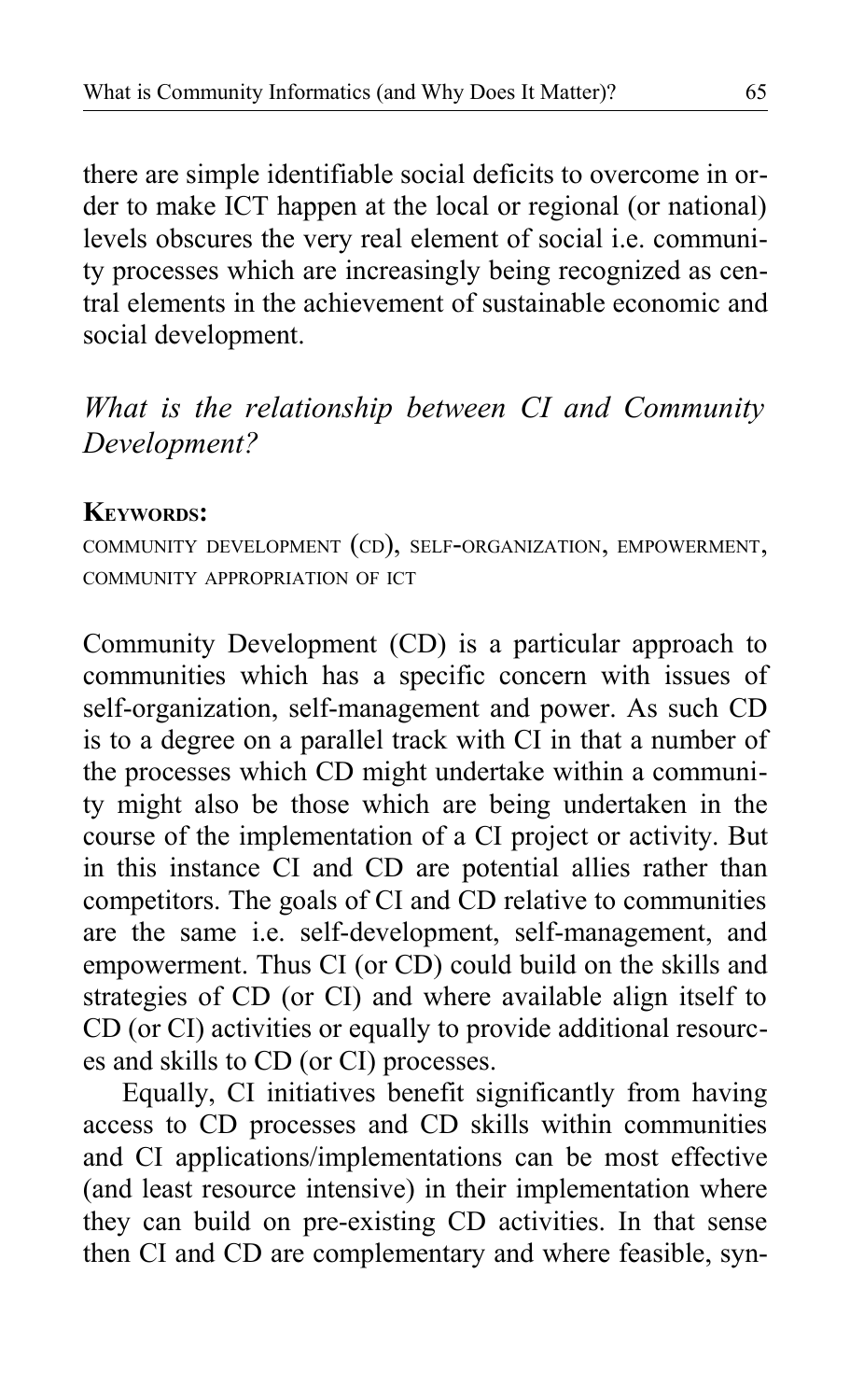there are simple identifiable social deficits to overcome in order to make ICT happen at the local or regional (or national) levels obscures the very real element of social i.e. community processes which are increasingly being recognized as central elements in the achievement of sustainable economic and social development.

### *What is the relationship between CI and Community Development?*

**KEYWORDS:**

COMMUNITY DEVELOPMENT (CD), SELF-ORGANIZATION, EMPOWERMENT, COMMUNITY APPROPRIATION OF ICT

Community Development (CD) is a particular approach to communities which has a specific concern with issues of self-organization, self-management and power. As such CD is to a degree on a parallel track with CI in that a number of the processes which CD might undertake within a community might also be those which are being undertaken in the course of the implementation of a CI project or activity. But in this instance CI and CD are potential allies rather than competitors. The goals of CI and CD relative to communities are the same i.e. self-development, self-management, and empowerment. Thus CI (or CD) could build on the skills and strategies of CD (or CI) and where available align itself to CD (or CI) activities or equally to provide additional resources and skills to CD (or CI) processes.

Equally, CI initiatives benefit significantly from having access to CD processes and CD skills within communities and CI applications/implementations can be most effective (and least resource intensive) in their implementation where they can build on pre-existing CD activities. In that sense then CI and CD are complementary and where feasible, syn-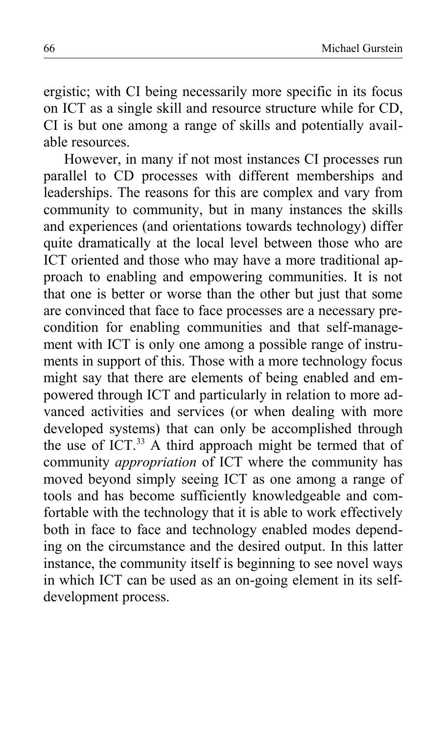ergistic; with CI being necessarily more specific in its focus on ICT as a single skill and resource structure while for CD, CI is but one among a range of skills and potentially available resources.

However, in many if not most instances CI processes run parallel to CD processes with different memberships and leaderships. The reasons for this are complex and vary from community to community, but in many instances the skills and experiences (and orientations towards technology) differ quite dramatically at the local level between those who are ICT oriented and those who may have a more traditional approach to enabling and empowering communities. It is not that one is better or worse than the other but just that some are convinced that face to face processes are a necessary precondition for enabling communities and that self-management with ICT is only one among a possible range of instruments in support of this. Those with a more technology focus might say that there are elements of being enabled and empowered through ICT and particularly in relation to more advanced activities and services (or when dealing with more developed systems) that can only be accomplished through the use of ICT.[33] A third approach might be termed that of community *appropriation* of ICT where the community has moved beyond simply seeing ICT as one among a range of tools and has become sufficiently knowledgeable and comfortable with the technology that it is able to work effectively both in face to face and technology enabled modes depending on the circumstance and the desired output. In this latter instance, the community itself is beginning to see novel ways in which ICT can be used as an on-going element in its self-development process.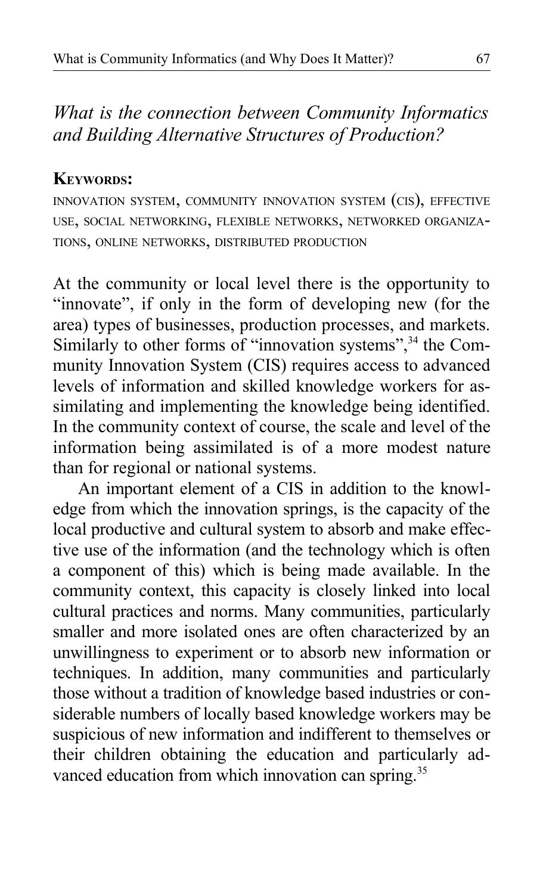## *What is the connection between Community Informatics and Building Alternative Structures of Production?*

**KEYWORDS:**

INNOVATION SYSTEM, COMMUNITY INNOVATION SYSTEM (CIS), EFFECTIVE USE, SOCIAL NETWORKING, FLEXIBLE NETWORKS, NETWORKED ORGANIZATIONS, ONLINE NETWORKS, DISTRIBUTED PRODUCTION

At the community or local level there is the opportunity to "innovate", if only in the form of developing new (for the area) types of businesses, production processes, and markets. Similarly to other forms of "innovation systems",[34] the Community Innovation System (CIS) requires access to advanced levels of information and skilled knowledge workers for assimilating and implementing the knowledge being identified. In the community context of course, the scale and level of the information being assimilated is of a more modest nature than for regional or national systems.

An important element of a CIS in addition to the knowledge from which the innovation springs, is the capacity of the local productive and cultural system to absorb and make effective use of the information (and the technology which is often a component of this) which is being made available. In the community context, this capacity is closely linked into local cultural practices and norms. Many communities, particularly smaller and more isolated ones are often characterized by an unwillingness to experiment or to absorb new information or techniques. In addition, many communities and particularly those without a tradition of knowledge based industries or considerable numbers of locally based knowledge workers may be suspicious of new information and indifferent to themselves or their children obtaining the education and particularly advanced education from which innovation can spring.[35]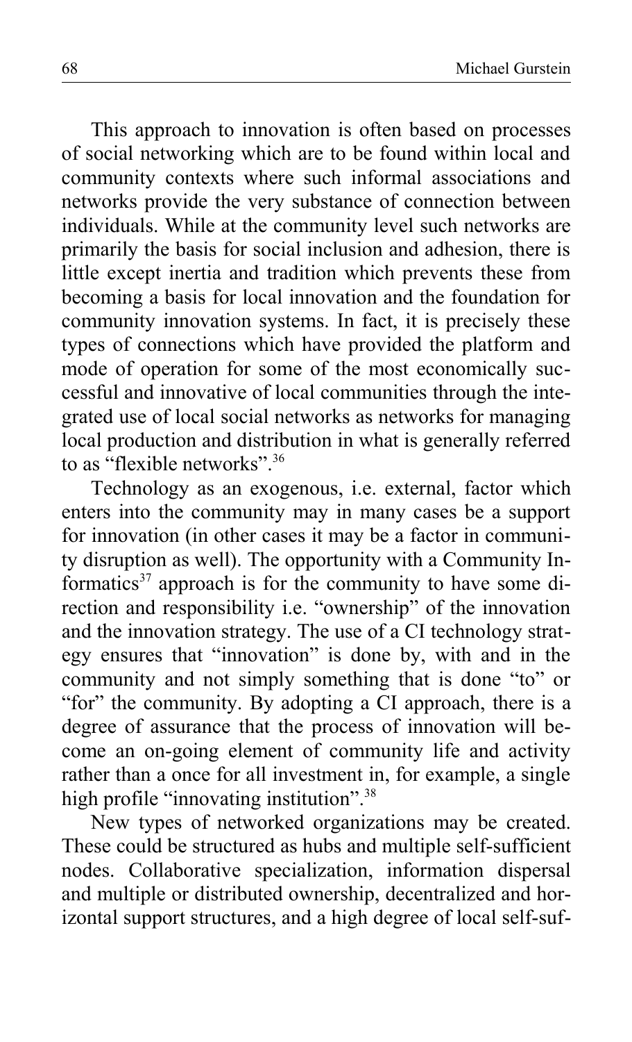This approach to innovation is often based on processes of social networking which are to be found within local and community contexts where such informal associations and networks provide the very substance of connection between individuals. While at the community level such networks are primarily the basis for social inclusion and adhesion, there is little except inertia and tradition which prevents these from becoming a basis for local innovation and the foundation for community innovation systems. In fact, it is precisely these types of connections which have provided the platform and mode of operation for some of the most economically successful and innovative of local communities through the integrated use of local social networks as networks for managing local production and distribution in what is generally referred to as "flexible networks".[36]

Technology as an exogenous, i.e. external, factor which enters into the community may in many cases be a support for innovation (in other cases it may be a factor in community disruption as well). The opportunity with a Community Informatics[37] approach is for the community to have some direction and responsibility i.e. "ownership" of the innovation and the innovation strategy. The use of a CI technology strategy ensures that "innovation" is done by, with and in the community and not simply something that is done "to" or "for" the community. By adopting a CI approach, there is a degree of assurance that the process of innovation will become an on-going element of community life and activity rather than a once for all investment in, for example, a single high profile "innovating institution".[38]

New types of networked organizations may be created. These could be structured as hubs and multiple self-sufficient nodes. Collaborative specialization, information dispersal and multiple or distributed ownership, decentralized and horizontal support structures, and a high degree of local self-suf-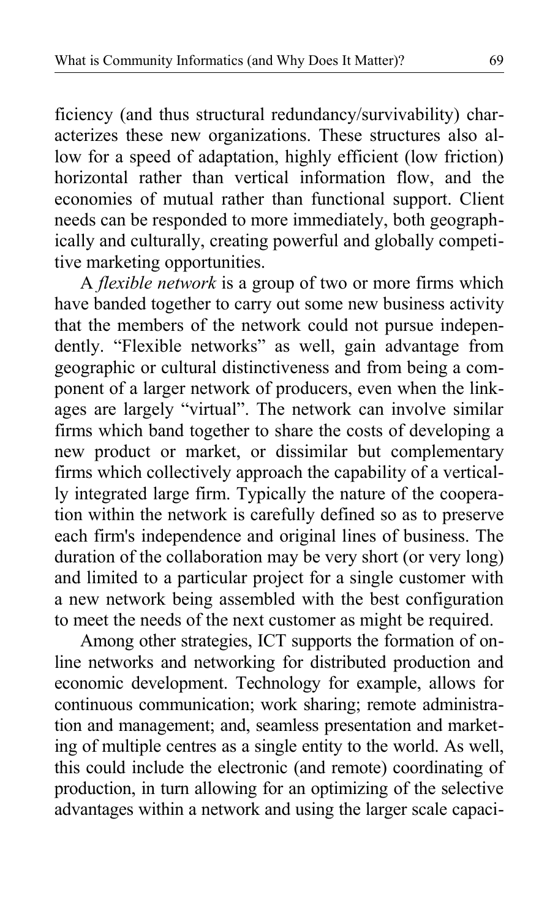ficiency (and thus structural redundancy/survivability) characterizes these new organizations. These structures also allow for a speed of adaptation, highly efficient (low friction) horizontal rather than vertical information flow, and the economies of mutual rather than functional support. Client needs can be responded to more immediately, both geographically and culturally, creating powerful and globally competitive marketing opportunities.

A *flexible network* is a group of two or more firms which have banded together to carry out some new business activity that the members of the network could not pursue independently. "Flexible networks" as well, gain advantage from geographic or cultural distinctiveness and from being a component of a larger network of producers, even when the linkages are largely "virtual". The network can involve similar firms which band together to share the costs of developing a new product or market, or dissimilar but complementary firms which collectively approach the capability of a vertically integrated large firm. Typically the nature of the cooperation within the network is carefully defined so as to preserve each firm's independence and original lines of business. The duration of the collaboration may be very short (or very long) and limited to a particular project for a single customer with a new network being assembled with the best configuration to meet the needs of the next customer as might be required.

Among other strategies, ICT supports the formation of online networks and networking for distributed production and economic development. Technology for example, allows for continuous communication; work sharing; remote administration and management; and, seamless presentation and marketing of multiple centres as a single entity to the world. As well, this could include the electronic (and remote) coordinating of production, in turn allowing for an optimizing of the selective advantages within a network and using the larger scale capaci-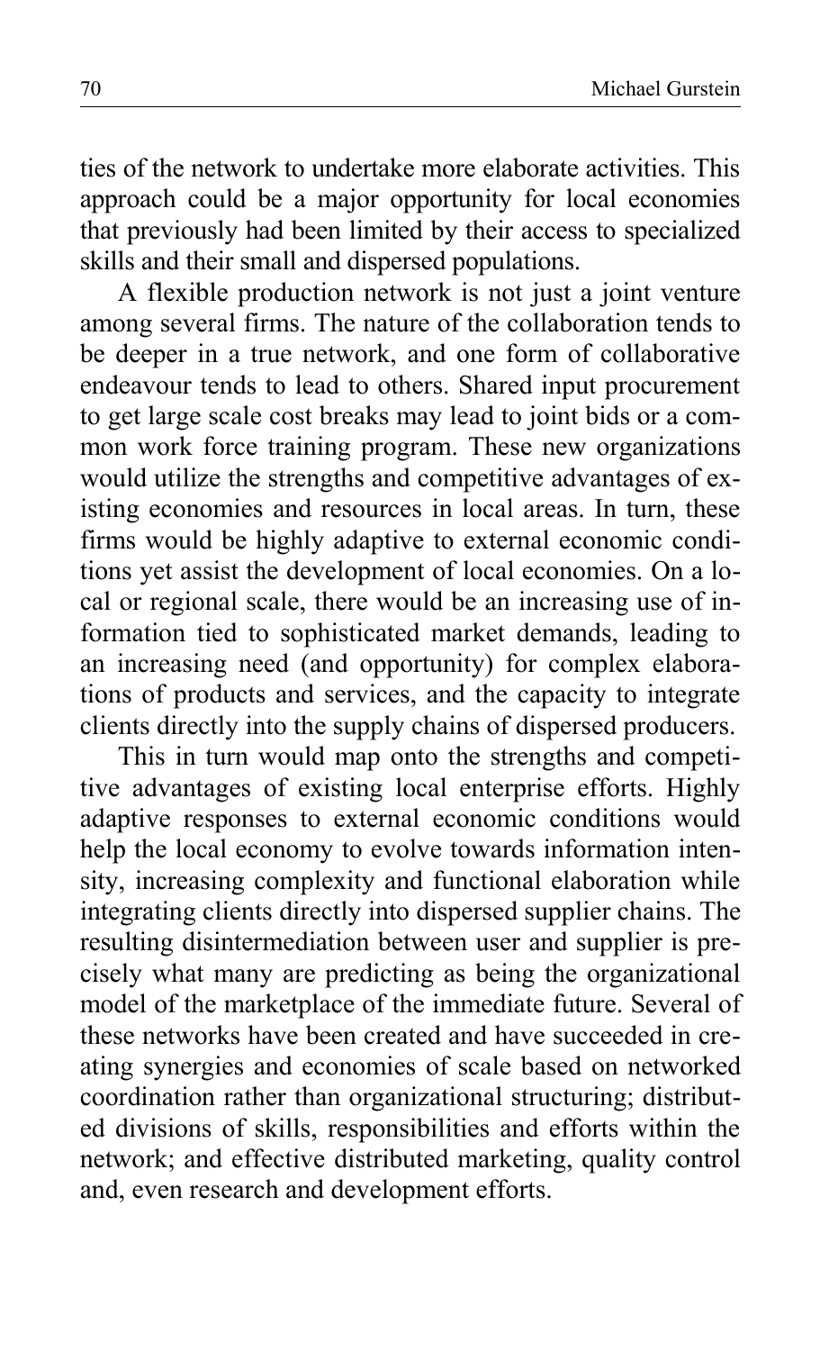ties of the network to undertake more elaborate activities. This approach could be a major opportunity for local economies that previously had been limited by their access to specialized skills and their small and dispersed populations.

A flexible production network is not just a joint venture among several firms. The nature of the collaboration tends to be deeper in a true network, and one form of collaborative endeavour tends to lead to others. Shared input procurement to get large scale cost breaks may lead to joint bids or a common work force training program. These new organizations would utilize the strengths and competitive advantages of existing economies and resources in local areas. In turn, these firms would be highly adaptive to external economic conditions yet assist the development of local economies. On a local or regional scale, there would be an increasing use of information tied to sophisticated market demands, leading to an increasing need (and opportunity) for complex elaborations of products and services, and the capacity to integrate clients directly into the supply chains of dispersed producers.

This in turn would map onto the strengths and competitive advantages of existing local enterprise efforts. Highly adaptive responses to external economic conditions would help the local economy to evolve towards information intensity, increasing complexity and functional elaboration while integrating clients directly into dispersed supplier chains. The resulting disintermediation between user and supplier is precisely what many are predicting as being the organizational model of the marketplace of the immediate future. Several of these networks have been created and have succeeded in creating synergies and economies of scale based on networked coordination rather than organizational structuring; distributed divisions of skills, responsibilities and efforts within the network; and effective distributed marketing, quality control and, even research and development efforts.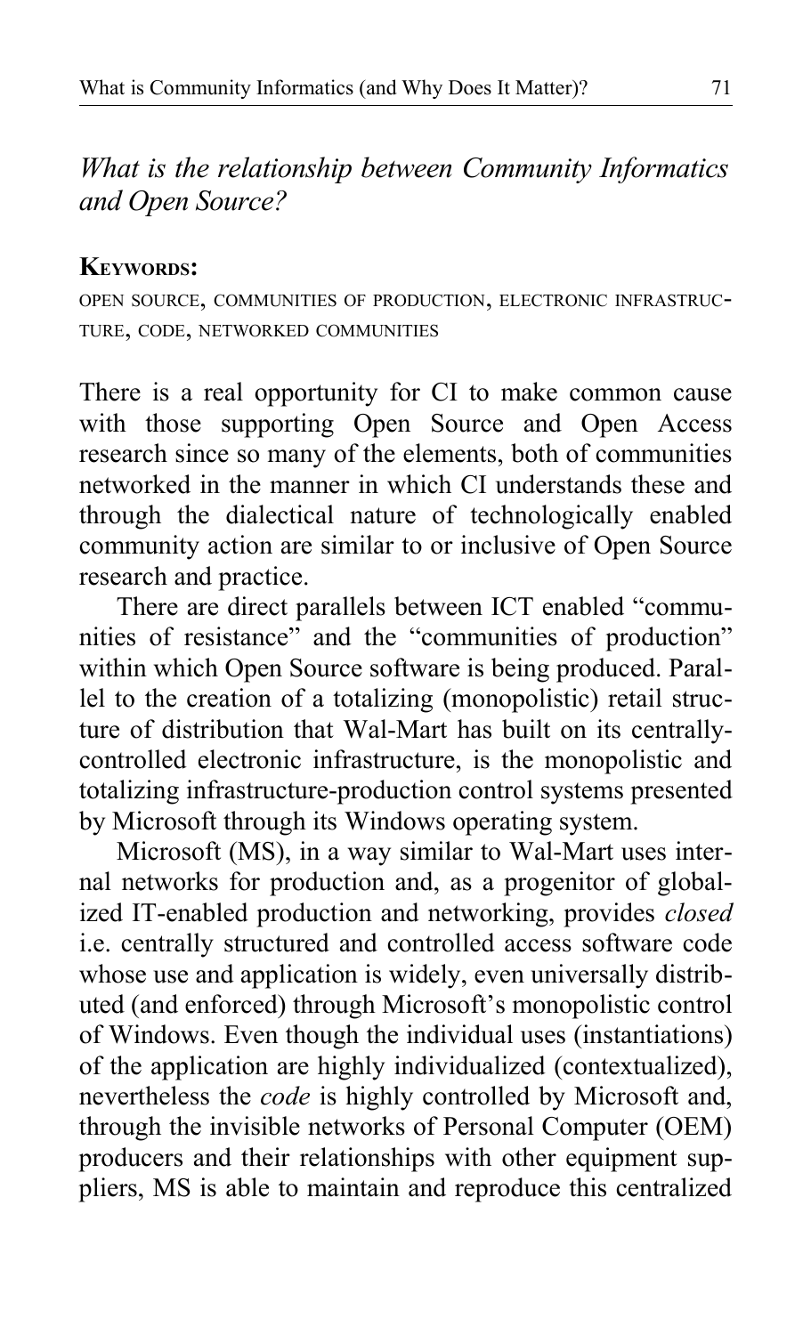## *What is the relationship between Community Informatics and Open Source?*

**KEYWORDS:**

OPEN SOURCE, COMMUNITIES OF PRODUCTION, ELECTRONIC INFRASTRUCTURE, CODE, NETWORKED COMMUNITIES

There is a real opportunity for CI to make common cause with those supporting Open Source and Open Access research since so many of the elements, both of communities networked in the manner in which CI understands these and through the dialectical nature of technologically enabled community action are similar to or inclusive of Open Source research and practice.

There are direct parallels between ICT enabled "communities of resistance" and the "communities of production" within which Open Source software is being produced. Parallel to the creation of a totalizing (monopolistic) retail structure of distribution that Wal-Mart has built on its centrally-controlled electronic infrastructure, is the monopolistic and totalizing infrastructure-production control systems presented by Microsoft through its Windows operating system.

Microsoft (MS), in a way similar to Wal-Mart uses internal networks for production and, as a progenitor of globalized IT-enabled production and networking, provides *closed* i.e. centrally structured and controlled access software code whose use and application is widely, even universally distributed (and enforced) through Microsoft's monopolistic control of Windows. Even though the individual uses (instantiations) of the application are highly individualized (contextualized), nevertheless the *code* is highly controlled by Microsoft and, through the invisible networks of Personal Computer (OEM) producers and their relationships with other equipment suppliers, MS is able to maintain and reproduce this centralized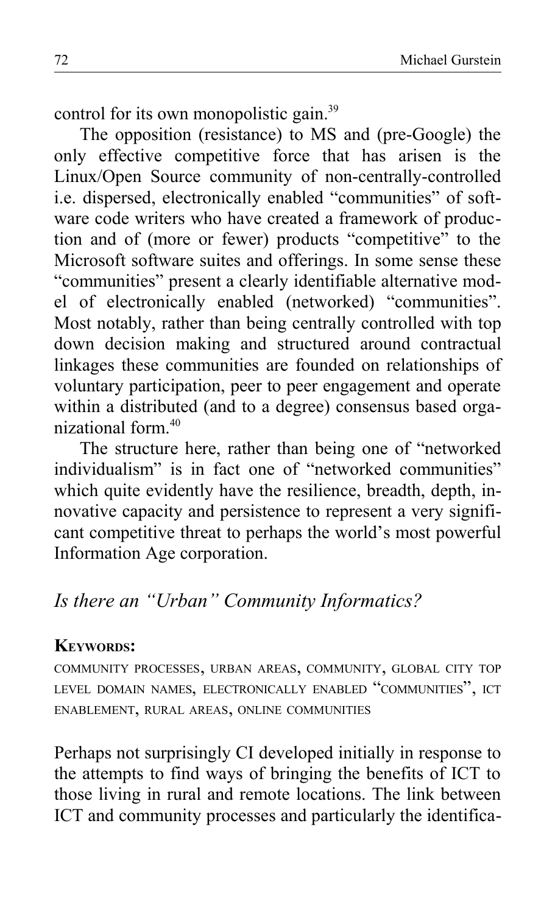control for its own monopolistic gain.[39]

The opposition (resistance) to MS and (pre-Google) the only effective competitive force that has arisen is the Linux/Open Source community of non-centrally-controlled i.e. dispersed, electronically enabled "communities" of software code writers who have created a framework of production and of (more or fewer) products "competitive" to the Microsoft software suites and offerings. In some sense these "communities" present a clearly identifiable alternative model of electronically enabled (networked) "communities". Most notably, rather than being centrally controlled with top down decision making and structured around contractual linkages these communities are founded on relationships of voluntary participation, peer to peer engagement and operate within a distributed (and to a degree) consensus based organizational form.[40]

The structure here, rather than being one of "networked individualism" is in fact one of "networked communities" which quite evidently have the resilience, breadth, depth, innovative capacity and persistence to represent a very significant competitive threat to perhaps the world's most powerful Information Age corporation.

### *Is there an "Urban" Community Informatics?*

**Keywords:**

community processes, urban areas, community, global city top level domain names, electronically enabled "communities", ICT enablement, rural areas, online communities

Perhaps not surprisingly CI developed initially in response to the attempts to find ways of bringing the benefits of ICT to those living in rural and remote locations. The link between ICT and community processes and particularly the identifica-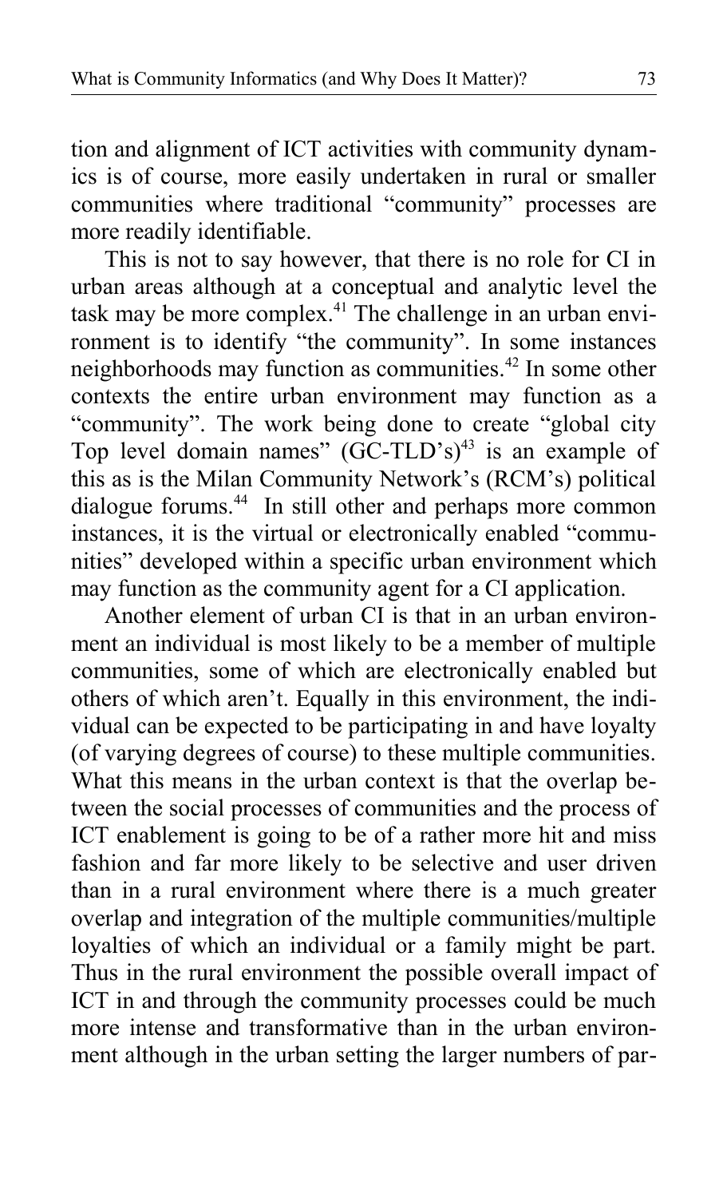tion and alignment of ICT activities with community dynamics is of course, more easily undertaken in rural or smaller communities where traditional "community" processes are more readily identifiable.

This is not to say however, that there is no role for CI in urban areas although at a conceptual and analytic level the task may be more complex.[41] The challenge in an urban environment is to identify "the community". In some instances neighborhoods may function as communities.[42] In some other contexts the entire urban environment may function as a "community". The work being done to create "global city Top level domain names" (GC-TLD's)[43] is an example of this as is the Milan Community Network's (RCM's) political dialogue forums.[44] In still other and perhaps more common instances, it is the virtual or electronically enabled "communities" developed within a specific urban environment which may function as the community agent for a CI application.

Another element of urban CI is that in an urban environment an individual is most likely to be a member of multiple communities, some of which are electronically enabled but others of which aren't. Equally in this environment, the individual can be expected to be participating in and have loyalty (of varying degrees of course) to these multiple communities. What this means in the urban context is that the overlap between the social processes of communities and the process of ICT enablement is going to be of a rather more hit and miss fashion and far more likely to be selective and user driven than in a rural environment where there is a much greater overlap and integration of the multiple communities/multiple loyalties of which an individual or a family might be part. Thus in the rural environment the possible overall impact of ICT in and through the community processes could be much more intense and transformative than in the urban environment although in the urban setting the larger numbers of par-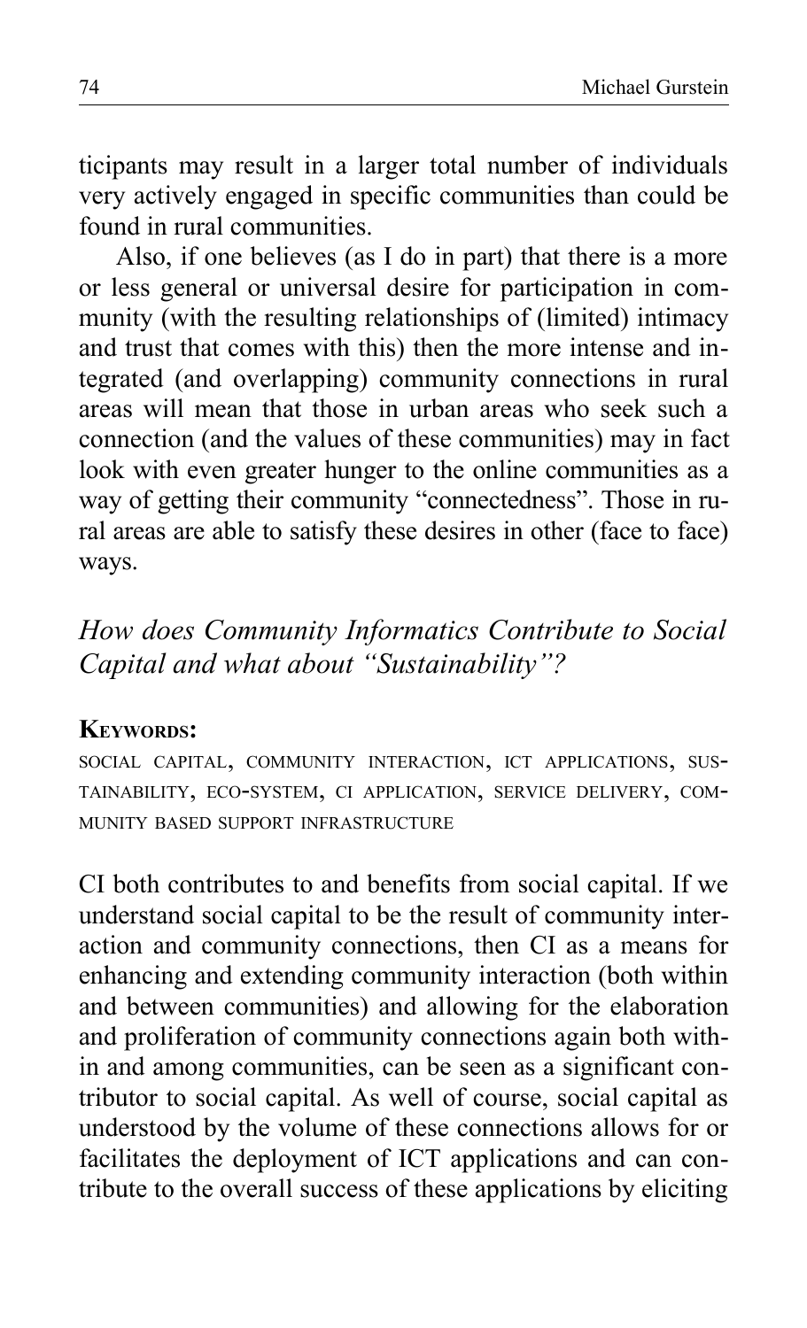ticipants may result in a larger total number of individuals very actively engaged in specific communities than could be found in rural communities.

Also, if one believes (as I do in part) that there is a more or less general or universal desire for participation in community (with the resulting relationships of (limited) intimacy and trust that comes with this) then the more intense and integrated (and overlapping) community connections in rural areas will mean that those in urban areas who seek such a connection (and the values of these communities) may in fact look with even greater hunger to the online communities as a way of getting their community "connectedness". Those in rural areas are able to satisfy these desires in other (face to face) ways.

## *How does Community Informatics Contribute to Social Capital and what about "Sustainability"?*

**KEYWORDS:**

SOCIAL CAPITAL, COMMUNITY INTERACTION, ICT APPLICATIONS, SUSTAINABILITY, ECO-SYSTEM, CI APPLICATION, SERVICE DELIVERY, COMMUNITY BASED SUPPORT INFRASTRUCTURE

CI both contributes to and benefits from social capital. If we understand social capital to be the result of community interaction and community connections, then CI as a means for enhancing and extending community interaction (both within and between communities) and allowing for the elaboration and proliferation of community connections again both within and among communities, can be seen as a significant contributor to social capital. As well of course, social capital as understood by the volume of these connections allows for or facilitates the deployment of ICT applications and can contribute to the overall success of these applications by eliciting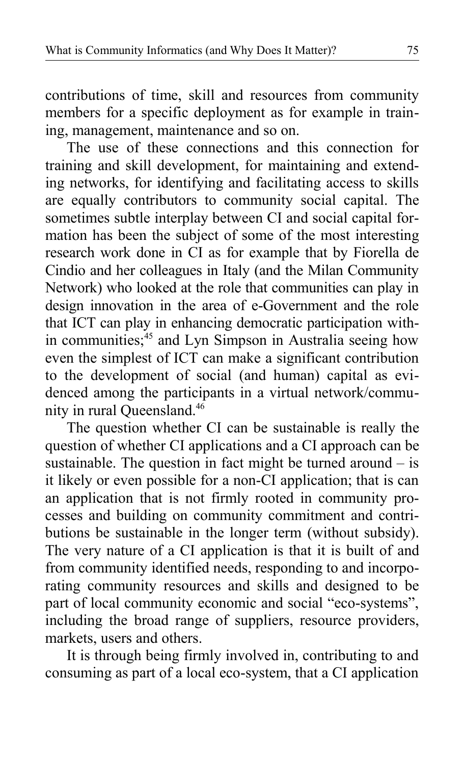contributions of time, skill and resources from community members for a specific deployment as for example in training, management, maintenance and so on.

The use of these connections and this connection for training and skill development, for maintaining and extending networks, for identifying and facilitating access to skills are equally contributors to community social capital. The sometimes subtle interplay between CI and social capital formation has been the subject of some of the most interesting research work done in CI as for example that by Fiorella de Cindio and her colleagues in Italy (and the Milan Community Network) who looked at the role that communities can play in design innovation in the area of e-Government and the role that ICT can play in enhancing democratic participation within communities;[45] and Lyn Simpson in Australia seeing how even the simplest of ICT can make a significant contribution to the development of social (and human) capital as evidenced among the participants in a virtual network/community in rural Queensland.[46]

The question whether CI can be sustainable is really the question of whether CI applications and a CI approach can be sustainable. The question in fact might be turned around – is it likely or even possible for a non-CI application; that is can an application that is not firmly rooted in community processes and building on community commitment and contributions be sustainable in the longer term (without subsidy). The very nature of a CI application is that it is built of and from community identified needs, responding to and incorporating community resources and skills and designed to be part of local community economic and social "eco-systems", including the broad range of suppliers, resource providers, markets, users and others.

It is through being firmly involved in, contributing to and consuming as part of a local eco-system, that a CI application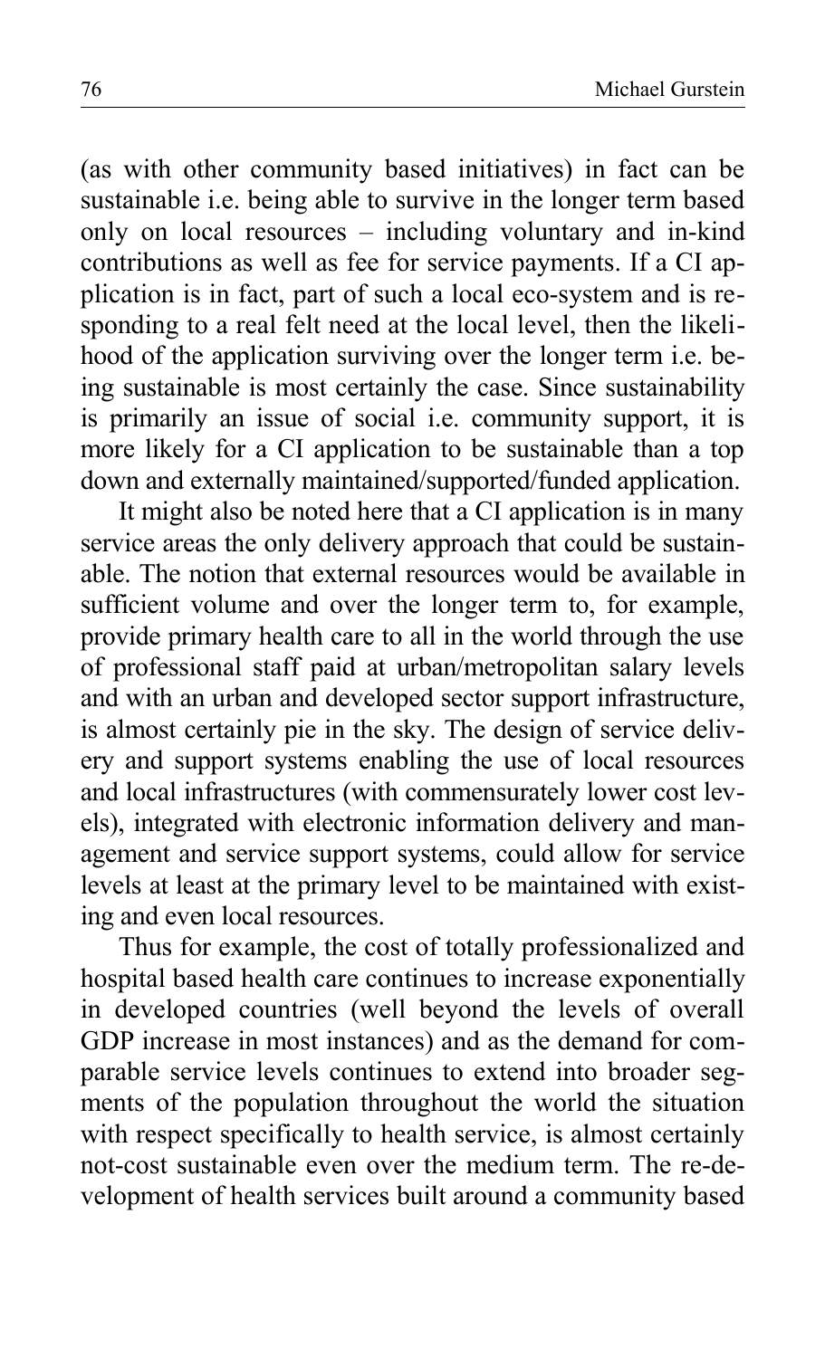(as with other community based initiatives) in fact can be sustainable i.e. being able to survive in the longer term based only on local resources – including voluntary and in-kind contributions as well as fee for service payments. If a CI application is in fact, part of such a local eco-system and is responding to a real felt need at the local level, then the likelihood of the application surviving over the longer term i.e. being sustainable is most certainly the case. Since sustainability is primarily an issue of social i.e. community support, it is more likely for a CI application to be sustainable than a top down and externally maintained/supported/funded application.

It might also be noted here that a CI application is in many service areas the only delivery approach that could be sustainable. The notion that external resources would be available in sufficient volume and over the longer term to, for example, provide primary health care to all in the world through the use of professional staff paid at urban/metropolitan salary levels and with an urban and developed sector support infrastructure, is almost certainly pie in the sky. The design of service delivery and support systems enabling the use of local resources and local infrastructures (with commensurately lower cost levels), integrated with electronic information delivery and management and service support systems, could allow for service levels at least at the primary level to be maintained with existing and even local resources.

Thus for example, the cost of totally professionalized and hospital based health care continues to increase exponentially in developed countries (well beyond the levels of overall GDP increase in most instances) and as the demand for comparable service levels continues to extend into broader segments of the population throughout the world the situation with respect specifically to health service, is almost certainly not-cost sustainable even over the medium term. The re-development of health services built around a community based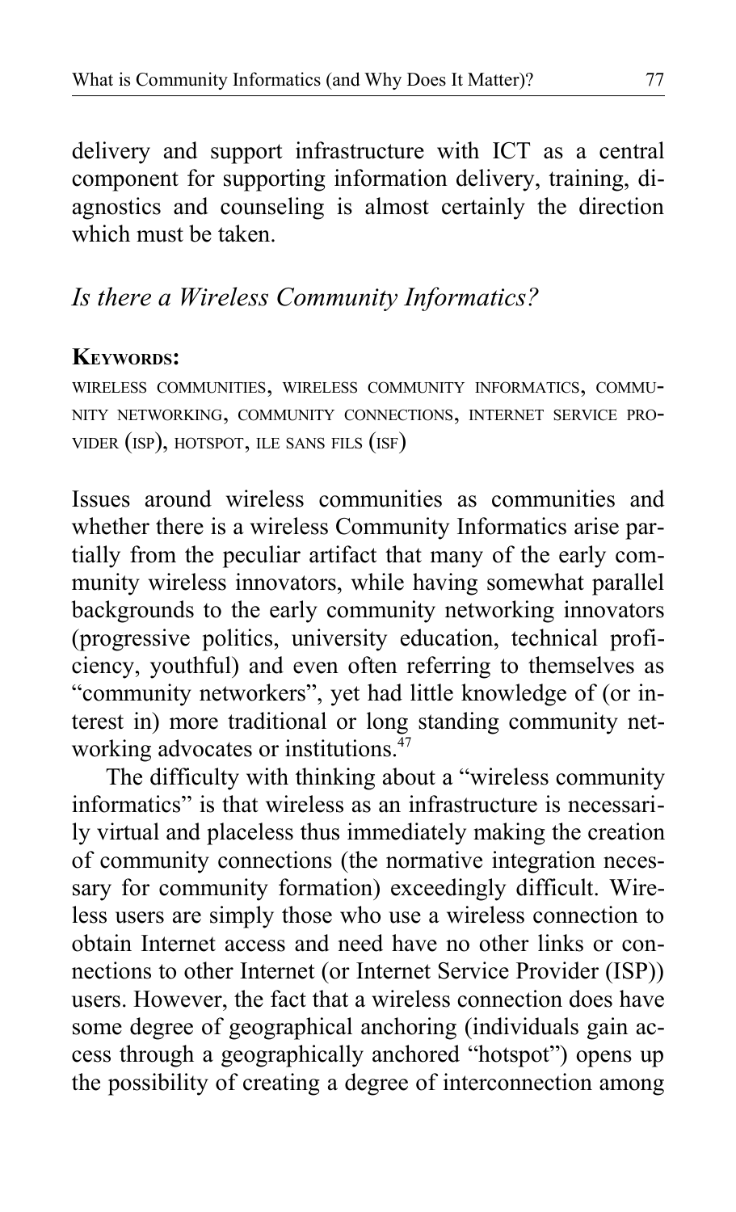delivery and support infrastructure with ICT as a central component for supporting information delivery, training, diagnostics and counseling is almost certainly the direction which must be taken.

## *Is there a Wireless Community Informatics?*

**KEYWORDS:**

WIRELESS COMMUNITIES, WIRELESS COMMUNITY INFORMATICS, COMMUNITY NETWORKING, COMMUNITY CONNECTIONS, INTERNET SERVICE PROVIDER (ISP), HOTSPOT, ILE SANS FILS (ISF)

Issues around wireless communities as communities and whether there is a wireless Community Informatics arise partially from the peculiar artifact that many of the early community wireless innovators, while having somewhat parallel backgrounds to the early community networking innovators (progressive politics, university education, technical proficiency, youthful) and even often referring to themselves as "community networkers", yet had little knowledge of (or interest in) more traditional or long standing community networking advocates or institutions.[47]

The difficulty with thinking about a "wireless community informatics" is that wireless as an infrastructure is necessarily virtual and placeless thus immediately making the creation of community connections (the normative integration necessary for community formation) exceedingly difficult. Wireless users are simply those who use a wireless connection to obtain Internet access and need have no other links or connections to other Internet (or Internet Service Provider (ISP)) users. However, the fact that a wireless connection does have some degree of geographical anchoring (individuals gain access through a geographically anchored "hotspot") opens up the possibility of creating a degree of interconnection among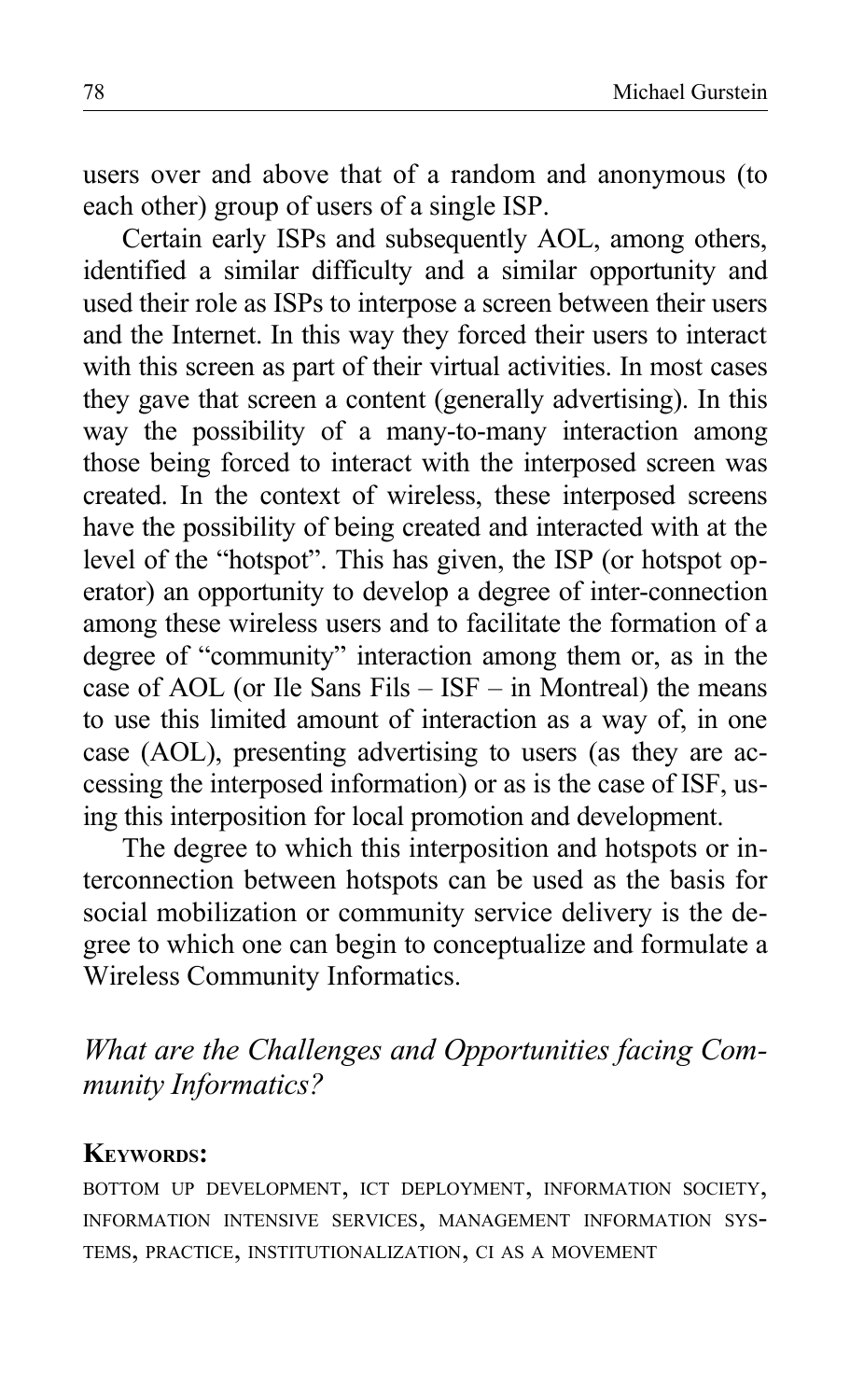users over and above that of a random and anonymous (to each other) group of users of a single ISP.

Certain early ISPs and subsequently AOL, among others, identified a similar difficulty and a similar opportunity and used their role as ISPs to interpose a screen between their users and the Internet. In this way they forced their users to interact with this screen as part of their virtual activities. In most cases they gave that screen a content (generally advertising). In this way the possibility of a many-to-many interaction among those being forced to interact with the interposed screen was created. In the context of wireless, these interposed screens have the possibility of being created and interacted with at the level of the "hotspot". This has given, the ISP (or hotspot operator) an opportunity to develop a degree of inter-connection among these wireless users and to facilitate the formation of a degree of "community" interaction among them or, as in the case of AOL (or Ile Sans Fils – ISF – in Montreal) the means to use this limited amount of interaction as a way of, in one case (AOL), presenting advertising to users (as they are accessing the interposed information) or as is the case of ISF, using this interposition for local promotion and development.

The degree to which this interposition and hotspots or interconnection between hotspots can be used as the basis for social mobilization or community service delivery is the degree to which one can begin to conceptualize and formulate a Wireless Community Informatics.

## *What are the Challenges and Opportunities facing Community Informatics?*

**KEYWORDS:**

BOTTOM UP DEVELOPMENT, ICT DEPLOYMENT, INFORMATION SOCIETY, INFORMATION INTENSIVE SERVICES, MANAGEMENT INFORMATION SYSTEMS, PRACTICE, INSTITUTIONALIZATION, CI AS A MOVEMENT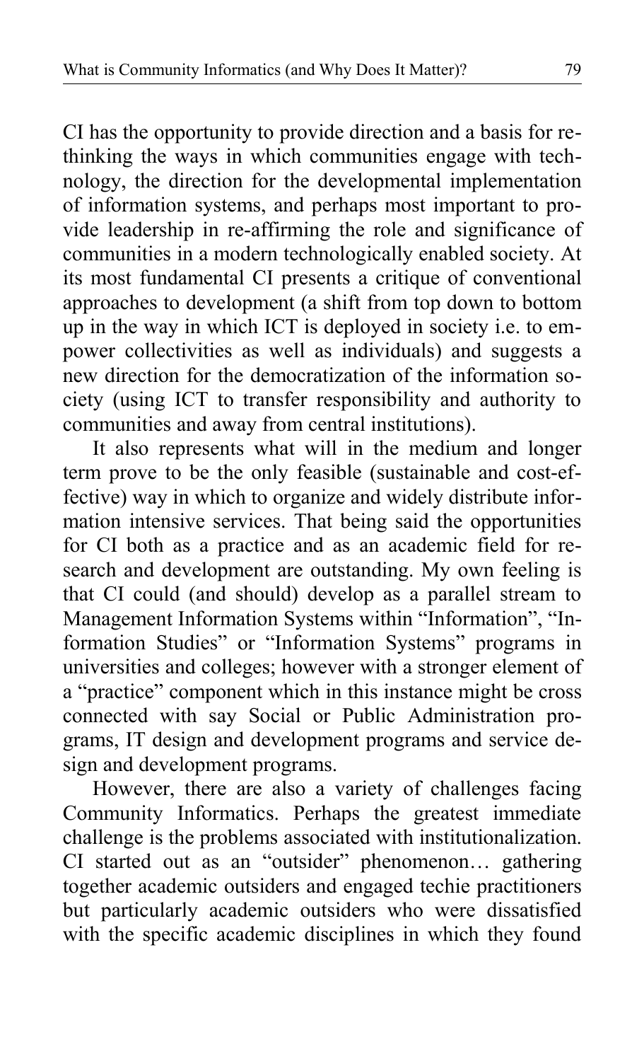CI has the opportunity to provide direction and a basis for rethinking the ways in which communities engage with technology, the direction for the developmental implementation of information systems, and perhaps most important to provide leadership in re-affirming the role and significance of communities in a modern technologically enabled society. At its most fundamental CI presents a critique of conventional approaches to development (a shift from top down to bottom up in the way in which ICT is deployed in society i.e. to empower collectivities as well as individuals) and suggests a new direction for the democratization of the information society (using ICT to transfer responsibility and authority to communities and away from central institutions).

It also represents what will in the medium and longer term prove to be the only feasible (sustainable and cost-effective) way in which to organize and widely distribute information intensive services. That being said the opportunities for CI both as a practice and as an academic field for research and development are outstanding. My own feeling is that CI could (and should) develop as a parallel stream to Management Information Systems within "Information", "Information Studies" or "Information Systems" programs in universities and colleges; however with a stronger element of a "practice" component which in this instance might be cross connected with say Social or Public Administration programs, IT design and development programs and service design and development programs.

However, there are also a variety of challenges facing Community Informatics. Perhaps the greatest immediate challenge is the problems associated with institutionalization. CI started out as an "outsider" phenomenon… gathering together academic outsiders and engaged techie practitioners but particularly academic outsiders who were dissatisfied with the specific academic disciplines in which they found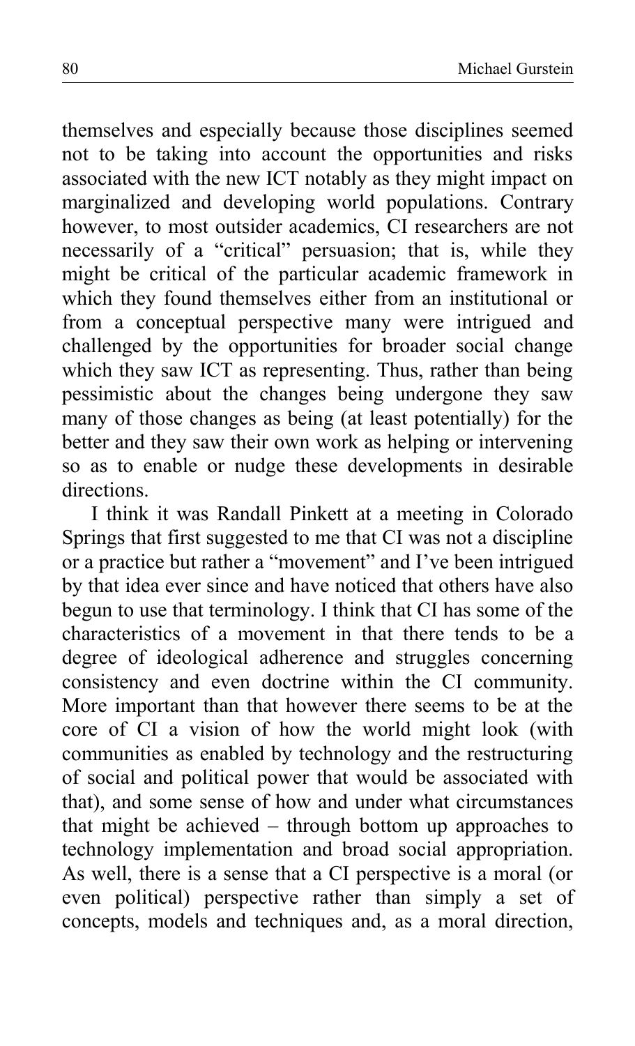themselves and especially because those disciplines seemed not to be taking into account the opportunities and risks associated with the new ICT notably as they might impact on marginalized and developing world populations. Contrary however, to most outsider academics, CI researchers are not necessarily of a "critical" persuasion; that is, while they might be critical of the particular academic framework in which they found themselves either from an institutional or from a conceptual perspective many were intrigued and challenged by the opportunities for broader social change which they saw ICT as representing. Thus, rather than being pessimistic about the changes being undergone they saw many of those changes as being (at least potentially) for the better and they saw their own work as helping or intervening so as to enable or nudge these developments in desirable directions.

I think it was Randall Pinkett at a meeting in Colorado Springs that first suggested to me that CI was not a discipline or a practice but rather a "movement" and I've been intrigued by that idea ever since and have noticed that others have also begun to use that terminology. I think that CI has some of the characteristics of a movement in that there tends to be a degree of ideological adherence and struggles concerning consistency and even doctrine within the CI community. More important than that however there seems to be at the core of CI a vision of how the world might look (with communities as enabled by technology and the restructuring of social and political power that would be associated with that), and some sense of how and under what circumstances that might be achieved – through bottom up approaches to technology implementation and broad social appropriation. As well, there is a sense that a CI perspective is a moral (or even political) perspective rather than simply a set of concepts, models and techniques and, as a moral direction,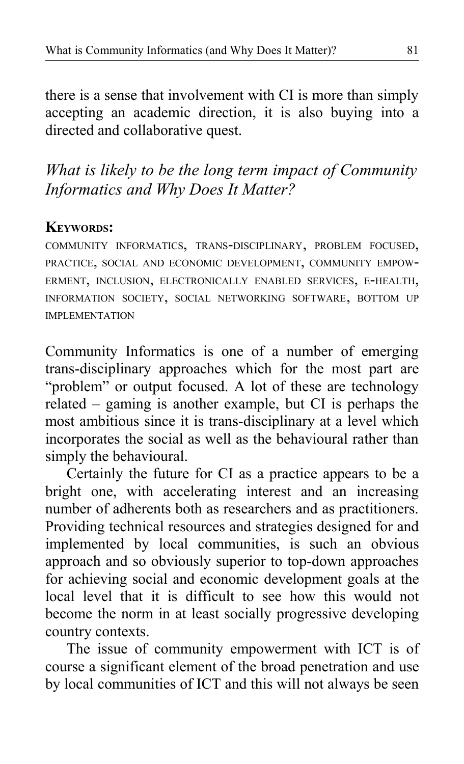there is a sense that involvement with CI is more than simply accepting an academic direction, it is also buying into a directed and collaborative quest.

## *What is likely to be the long term impact of Community Informatics and Why Does It Matter?*

**KEYWORDS:**

COMMUNITY INFORMATICS, TRANS-DISCIPLINARY, PROBLEM FOCUSED, PRACTICE, SOCIAL AND ECONOMIC DEVELOPMENT, COMMUNITY EMPOWERMENT, INCLUSION, ELECTRONICALLY ENABLED SERVICES, E-HEALTH, INFORMATION SOCIETY, SOCIAL NETWORKING SOFTWARE, BOTTOM UP IMPLEMENTATION

Community Informatics is one of a number of emerging trans-disciplinary approaches which for the most part are "problem" or output focused. A lot of these are technology related – gaming is another example, but CI is perhaps the most ambitious since it is trans-disciplinary at a level which incorporates the social as well as the behavioural rather than simply the behavioural.

Certainly the future for CI as a practice appears to be a bright one, with accelerating interest and an increasing number of adherents both as researchers and as practitioners. Providing technical resources and strategies designed for and implemented by local communities, is such an obvious approach and so obviously superior to top-down approaches for achieving social and economic development goals at the local level that it is difficult to see how this would not become the norm in at least socially progressive developing country contexts.

The issue of community empowerment with ICT is of course a significant element of the broad penetration and use by local communities of ICT and this will not always be seen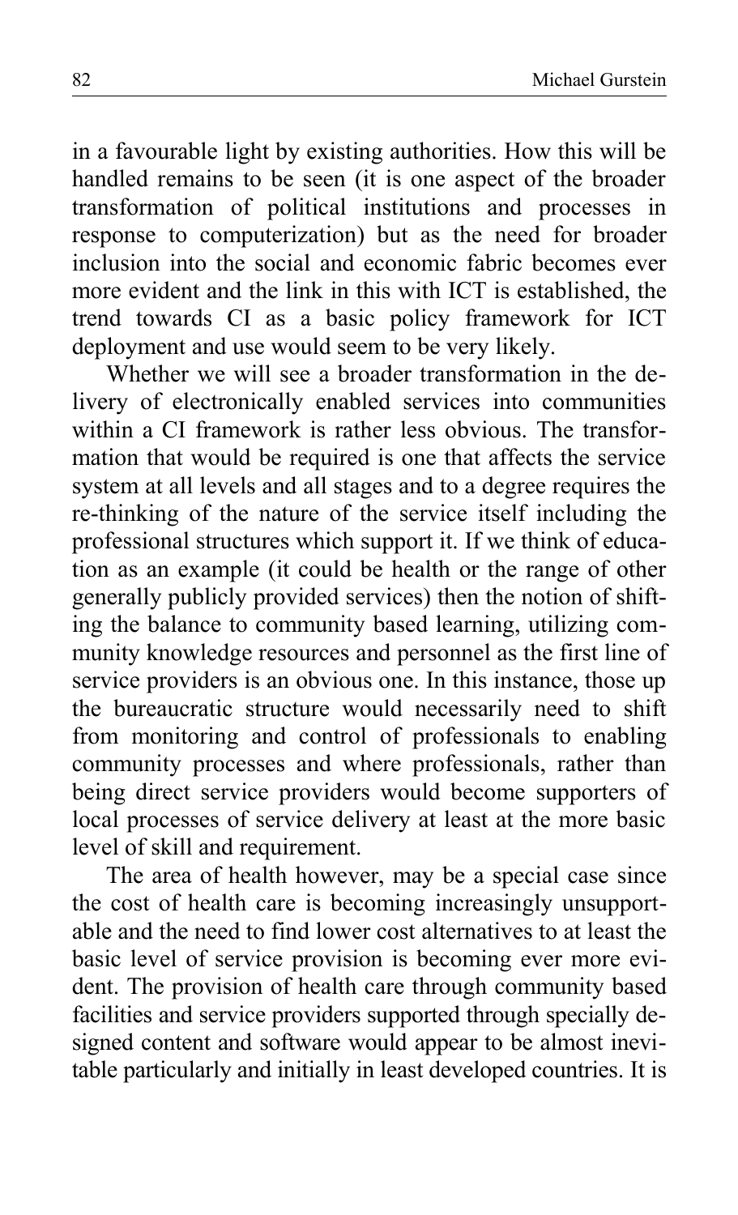in a favourable light by existing authorities. How this will be handled remains to be seen (it is one aspect of the broader transformation of political institutions and processes in response to computerization) but as the need for broader inclusion into the social and economic fabric becomes ever more evident and the link in this with ICT is established, the trend towards CI as a basic policy framework for ICT deployment and use would seem to be very likely.

Whether we will see a broader transformation in the delivery of electronically enabled services into communities within a CI framework is rather less obvious. The transformation that would be required is one that affects the service system at all levels and all stages and to a degree requires the re-thinking of the nature of the service itself including the professional structures which support it. If we think of education as an example (it could be health or the range of other generally publicly provided services) then the notion of shifting the balance to community based learning, utilizing community knowledge resources and personnel as the first line of service providers is an obvious one. In this instance, those up the bureaucratic structure would necessarily need to shift from monitoring and control of professionals to enabling community processes and where professionals, rather than being direct service providers would become supporters of local processes of service delivery at least at the more basic level of skill and requirement.

The area of health however, may be a special case since the cost of health care is becoming increasingly unsupportable and the need to find lower cost alternatives to at least the basic level of service provision is becoming ever more evident. The provision of health care through community based facilities and service providers supported through specially designed content and software would appear to be almost inevitable particularly and initially in least developed countries. It is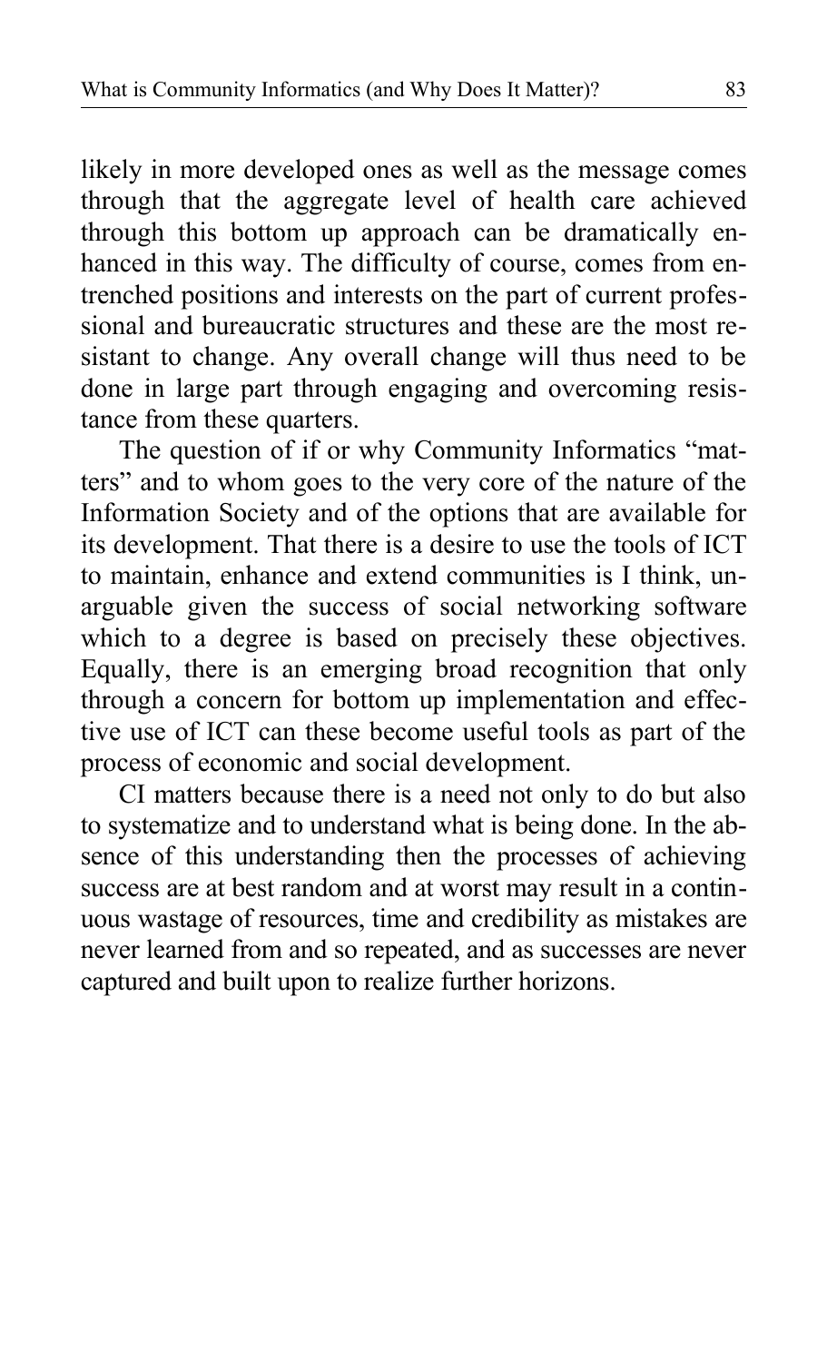likely in more developed ones as well as the message comes through that the aggregate level of health care achieved through this bottom up approach can be dramatically enhanced in this way. The difficulty of course, comes from entrenched positions and interests on the part of current professional and bureaucratic structures and these are the most resistant to change. Any overall change will thus need to be done in large part through engaging and overcoming resistance from these quarters.

The question of if or why Community Informatics "matters" and to whom goes to the very core of the nature of the Information Society and of the options that are available for its development. That there is a desire to use the tools of ICT to maintain, enhance and extend communities is I think, unarguable given the success of social networking software which to a degree is based on precisely these objectives. Equally, there is an emerging broad recognition that only through a concern for bottom up implementation and effective use of ICT can these become useful tools as part of the process of economic and social development.

CI matters because there is a need not only to do but also to systematize and to understand what is being done. In the absence of this understanding then the processes of achieving success are at best random and at worst may result in a continuous wastage of resources, time and credibility as mistakes are never learned from and so repeated, and as successes are never captured and built upon to realize further horizons.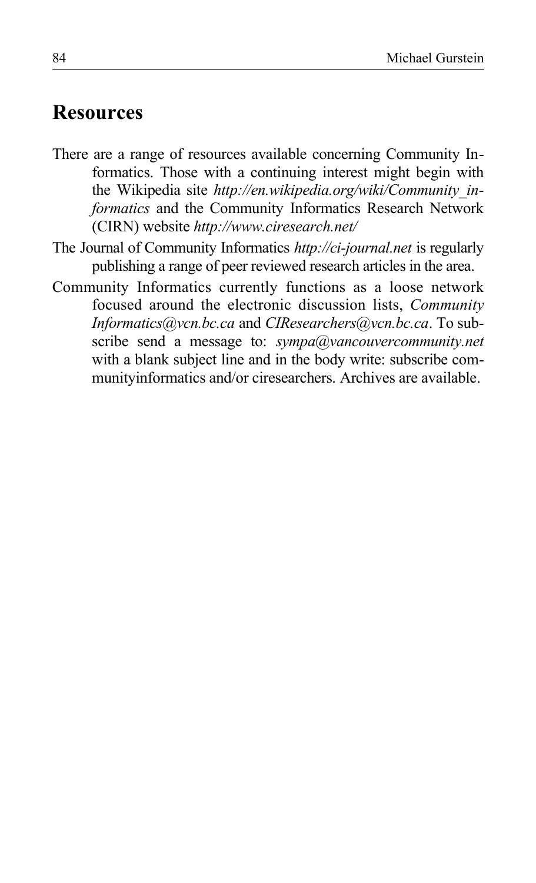## Resources

There are a range of resources available concerning Community Informatics. Those with a continuing interest might begin with the Wikipedia site *http://en.wikipedia.org/wiki/Community_informatics* and the Community Informatics Research Network (CIRN) website *http://www.ciresearch.net/*

The Journal of Community Informatics *http://ci-journal.net* is regularly publishing a range of peer reviewed research articles in the area.

Community Informatics currently functions as a loose network focused around the electronic discussion lists, *Community Informatics@vcn.bc.ca* and *CIResearchers@vcn.bc.ca*. To subscribe send a message to: *sympa@vancouvercommunity.net* with a blank subject line and in the body write: subscribe communityinformatics and/or ciresearchers. Archives are available.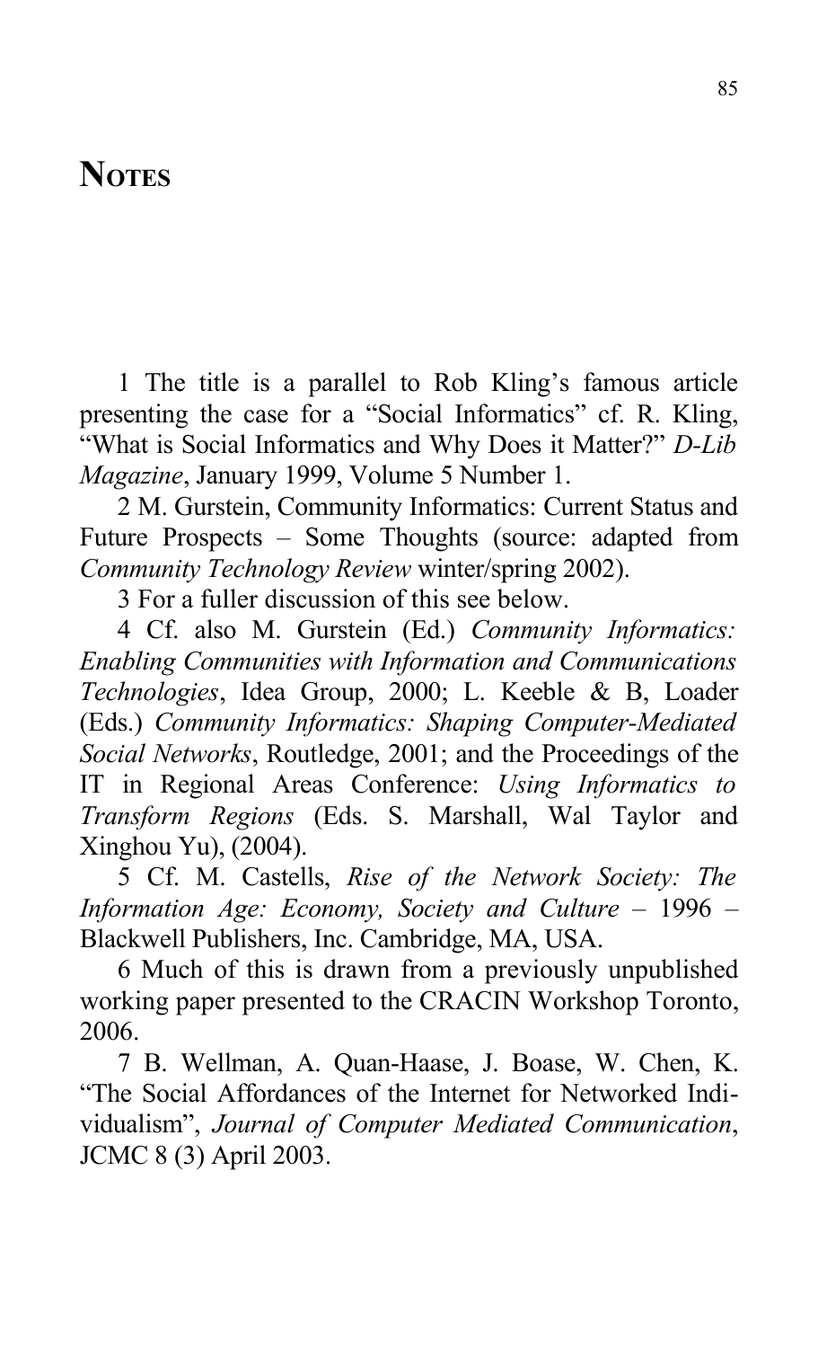# Notes

1 The title is a parallel to Rob Kling's famous article presenting the case for a "Social Informatics" cf. R. Kling, "What is Social Informatics and Why Does it Matter?" *D-Lib Magazine*, January 1999, Volume 5 Number 1.

2 M. Gurstein, Community Informatics: Current Status and Future Prospects – Some Thoughts (source: adapted from *Community Technology Review* winter/spring 2002).

3 For a fuller discussion of this see below.

4 Cf. also M. Gurstein (Ed.) *Community Informatics: Enabling Communities with Information and Communications Technologies*, Idea Group, 2000; L. Keeble & B, Loader (Eds.) *Community Informatics: Shaping Computer-Mediated Social Networks*, Routledge, 2001; and the Proceedings of the IT in Regional Areas Conference: *Using Informatics to Transform Regions* (Eds. S. Marshall, Wal Taylor and Xinghou Yu), (2004).

5 Cf. M. Castells, *Rise of the Network Society: The Information Age: Economy, Society and Culture* – 1996 – Blackwell Publishers, Inc. Cambridge, MA, USA.

6 Much of this is drawn from a previously unpublished working paper presented to the CRACIN Workshop Toronto, 2006.

7 B. Wellman, A. Quan-Haase, J. Boase, W. Chen, K. "The Social Affordances of the Internet for Networked Individualism", *Journal of Computer Mediated Communication*, JCMC 8 (3) April 2003.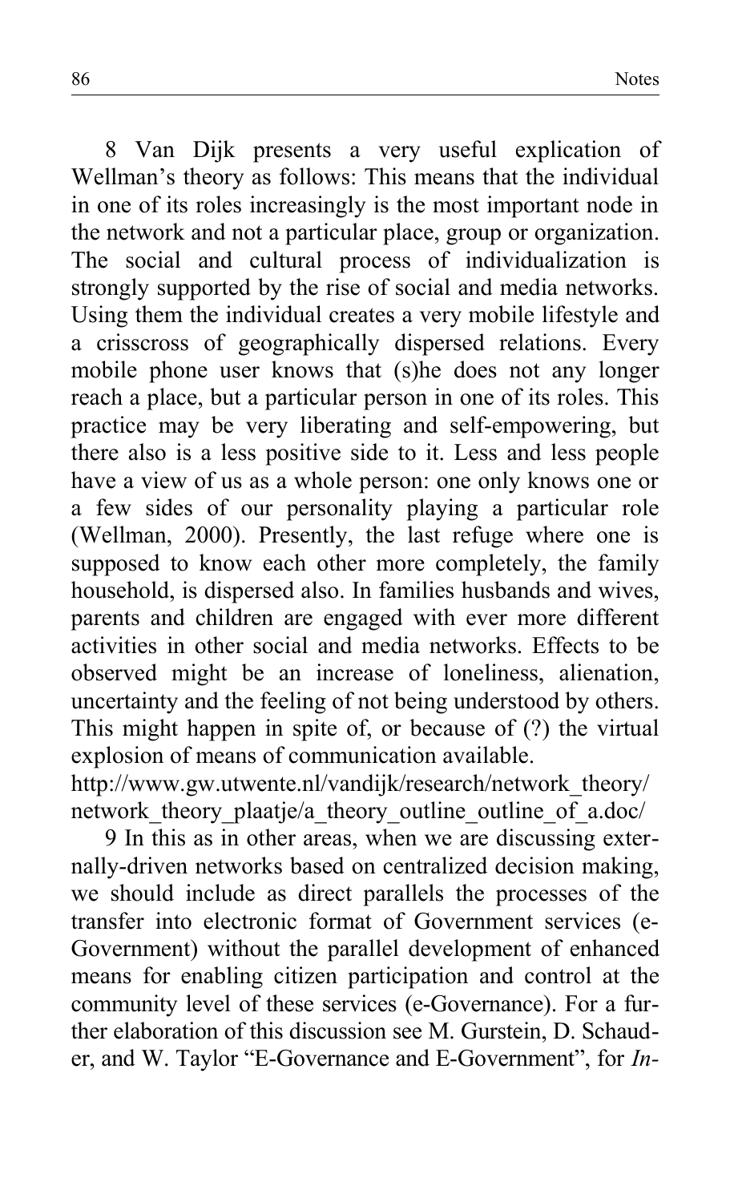8 Van Dijk presents a very useful explication of Wellman's theory as follows: This means that the individual in one of its roles increasingly is the most important node in the network and not a particular place, group or organization. The social and cultural process of individualization is strongly supported by the rise of social and media networks. Using them the individual creates a very mobile lifestyle and a crisscross of geographically dispersed relations. Every mobile phone user knows that (s)he does not any longer reach a place, but a particular person in one of its roles. This practice may be very liberating and self-empowering, but there also is a less positive side to it. Less and less people have a view of us as a whole person: one only knows one or a few sides of our personality playing a particular role (Wellman, 2000). Presently, the last refuge where one is supposed to know each other more completely, the family household, is dispersed also. In families husbands and wives, parents and children are engaged with ever more different activities in other social and media networks. Effects to be observed might be an increase of loneliness, alienation, uncertainty and the feeling of not being understood by others. This might happen in spite of, or because of (?) the virtual explosion of means of communication available.
http://www.gw.utwente.nl/vandijk/research/network_theory/network_theory_plaatje/a_theory_outline_outline_of_a.doc/

9 In this as in other areas, when we are discussing externally-driven networks based on centralized decision making, we should include as direct parallels the processes of the transfer into electronic format of Government services (e-Government) without the parallel development of enhanced means for enabling citizen participation and control at the community level of these services (e-Governance). For a further elaboration of this discussion see M. Gurstein, D. Schauder, and W. Taylor "E-Governance and E-Government", for *In-*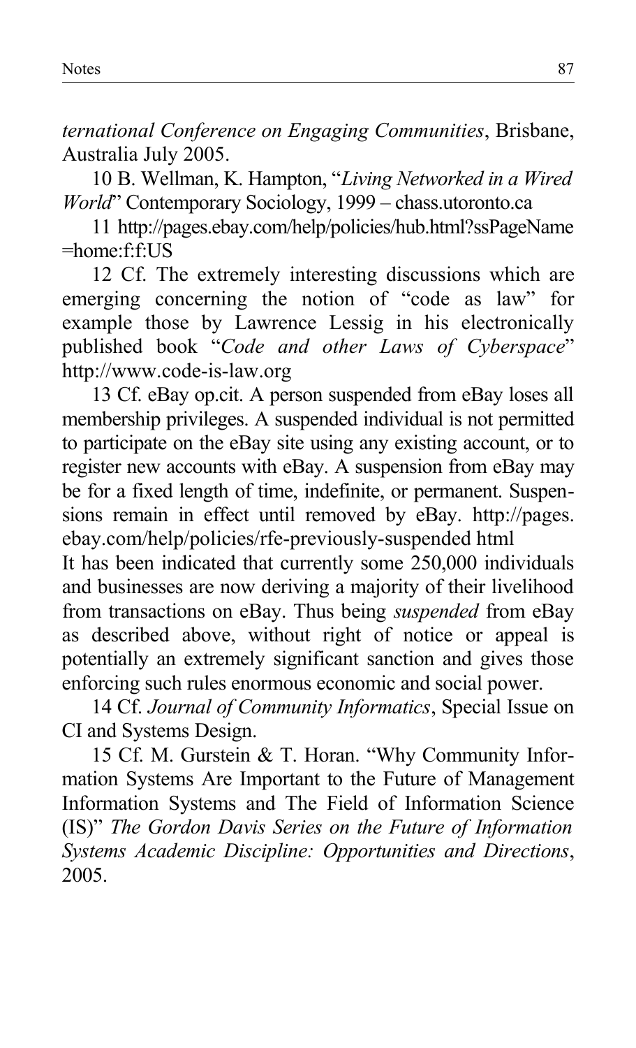*ternational Conference on Engaging Communities*, Brisbane, Australia July 2005.

10 B. Wellman, K. Hampton, "*Living Networked in a Wired World*" Contemporary Sociology, 1999 – chass.utoronto.ca

11 http://pages.ebay.com/help/policies/hub.html?ssPageName =home:f:f:US

12 Cf. The extremely interesting discussions which are emerging concerning the notion of "code as law" for example those by Lawrence Lessig in his electronically published book "*Code and other Laws of Cyberspace*" http://www.code-is-law.org

13 Cf. eBay op.cit. A person suspended from eBay loses all membership privileges. A suspended individual is not permitted to participate on the eBay site using any existing account, or to register new accounts with eBay. A suspension from eBay may be for a fixed length of time, indefinite, or permanent. Suspensions remain in effect until removed by eBay. http://pages.ebay.com/help/policies/rfe-previously-suspended html

It has been indicated that currently some 250,000 individuals and businesses are now deriving a majority of their livelihood from transactions on eBay. Thus being *suspended* from eBay as described above, without right of notice or appeal is potentially an extremely significant sanction and gives those enforcing such rules enormous economic and social power.

14 Cf. *Journal of Community Informatics*, Special Issue on CI and Systems Design.

15 Cf. M. Gurstein & T. Horan. "Why Community Information Systems Are Important to the Future of Management Information Systems and The Field of Information Science (IS)" *The Gordon Davis Series on the Future of Information Systems Academic Discipline: Opportunities and Directions*, 2005.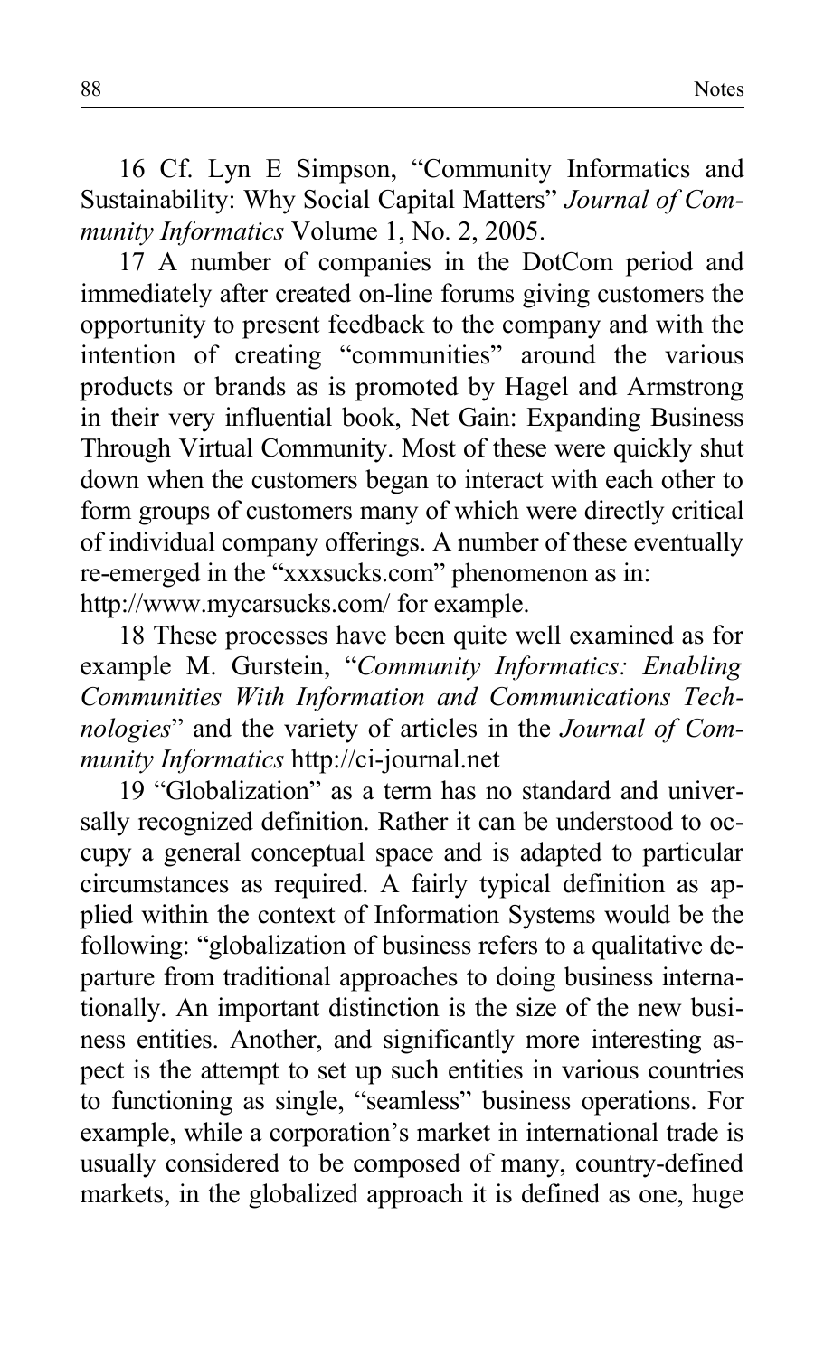16 Cf. Lyn E Simpson, "Community Informatics and Sustainability: Why Social Capital Matters" *Journal of Community Informatics* Volume 1, No. 2, 2005.

17 A number of companies in the DotCom period and immediately after created on-line forums giving customers the opportunity to present feedback to the company and with the intention of creating "communities" around the various products or brands as is promoted by Hagel and Armstrong in their very influential book, Net Gain: Expanding Business Through Virtual Community. Most of these were quickly shut down when the customers began to interact with each other to form groups of customers many of which were directly critical of individual company offerings. A number of these eventually re-emerged in the "xxxsucks.com" phenomenon as in: http://www.mycarsucks.com/ for example.

18 These processes have been quite well examined as for example M. Gurstein, "*Community Informatics: Enabling Communities With Information and Communications Technologies*" and the variety of articles in the *Journal of Community Informatics* http://ci-journal.net

19 "Globalization" as a term has no standard and universally recognized definition. Rather it can be understood to occupy a general conceptual space and is adapted to particular circumstances as required. A fairly typical definition as applied within the context of Information Systems would be the following: "globalization of business refers to a qualitative departure from traditional approaches to doing business internationally. An important distinction is the size of the new business entities. Another, and significantly more interesting aspect is the attempt to set up such entities in various countries to functioning as single, "seamless" business operations. For example, while a corporation's market in international trade is usually considered to be composed of many, country-defined markets, in the globalized approach it is defined as one, huge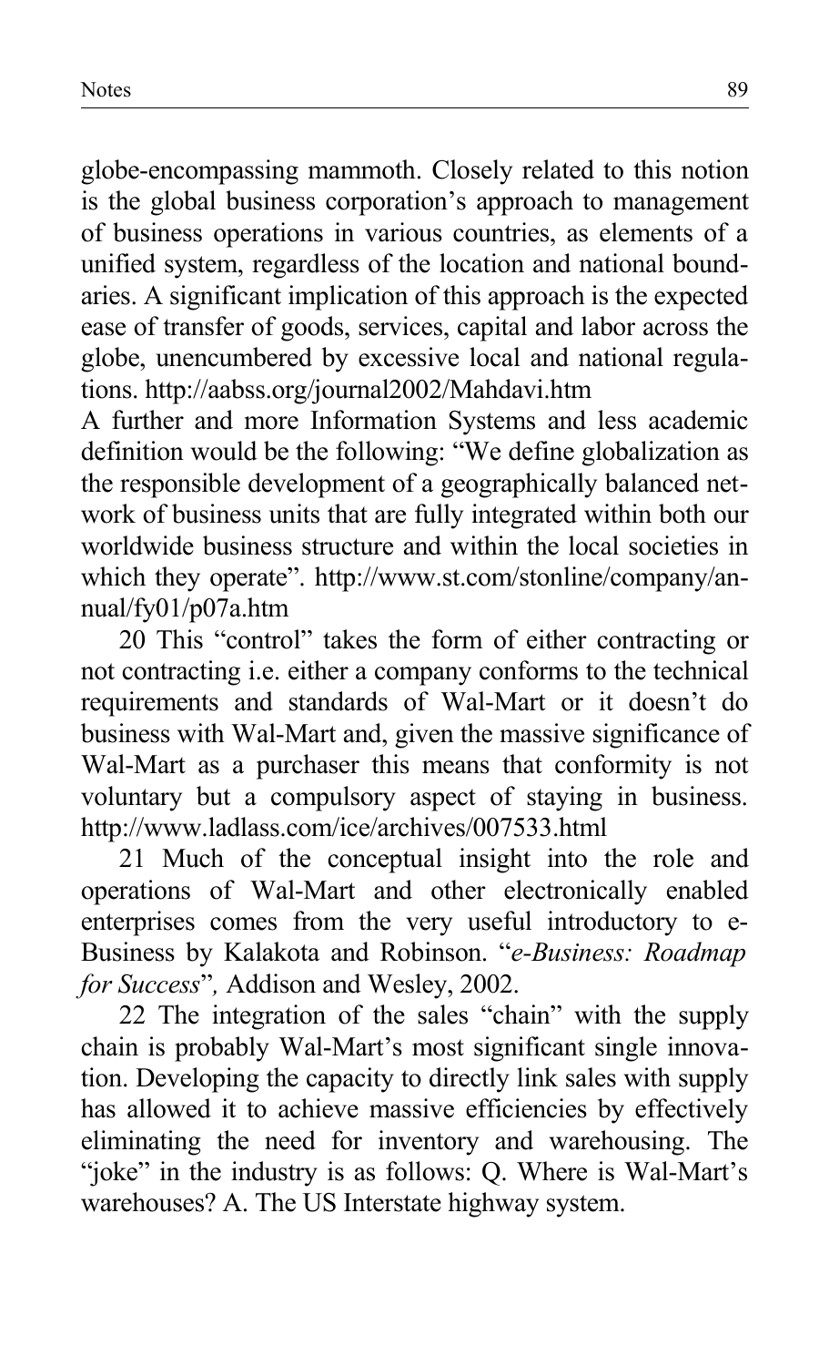globe-encompassing mammoth. Closely related to this notion is the global business corporation's approach to management of business operations in various countries, as elements of a unified system, regardless of the location and national boundaries. A significant implication of this approach is the expected ease of transfer of goods, services, capital and labor across the globe, unencumbered by excessive local and national regulations. http://aabss.org/journal2002/Mahdavi.htm

A further and more Information Systems and less academic definition would be the following: "We define globalization as the responsible development of a geographically balanced network of business units that are fully integrated within both our worldwide business structure and within the local societies in which they operate". http://www.st.com/stonline/company/annual/fy01/p07a.htm

20 This "control" takes the form of either contracting or not contracting i.e. either a company conforms to the technical requirements and standards of Wal-Mart or it doesn't do business with Wal-Mart and, given the massive significance of Wal-Mart as a purchaser this means that conformity is not voluntary but a compulsory aspect of staying in business. http://www.ladlass.com/ice/archives/007533.html

21 Much of the conceptual insight into the role and operations of Wal-Mart and other electronically enabled enterprises comes from the very useful introductory to e-Business by Kalakota and Robinson. "*e-Business: Roadmap for Success*", Addison and Wesley, 2002.

22 The integration of the sales "chain" with the supply chain is probably Wal-Mart's most significant single innovation. Developing the capacity to directly link sales with supply has allowed it to achieve massive efficiencies by effectively eliminating the need for inventory and warehousing. The "joke" in the industry is as follows: Q. Where is Wal-Mart's warehouses? A. The US Interstate highway system.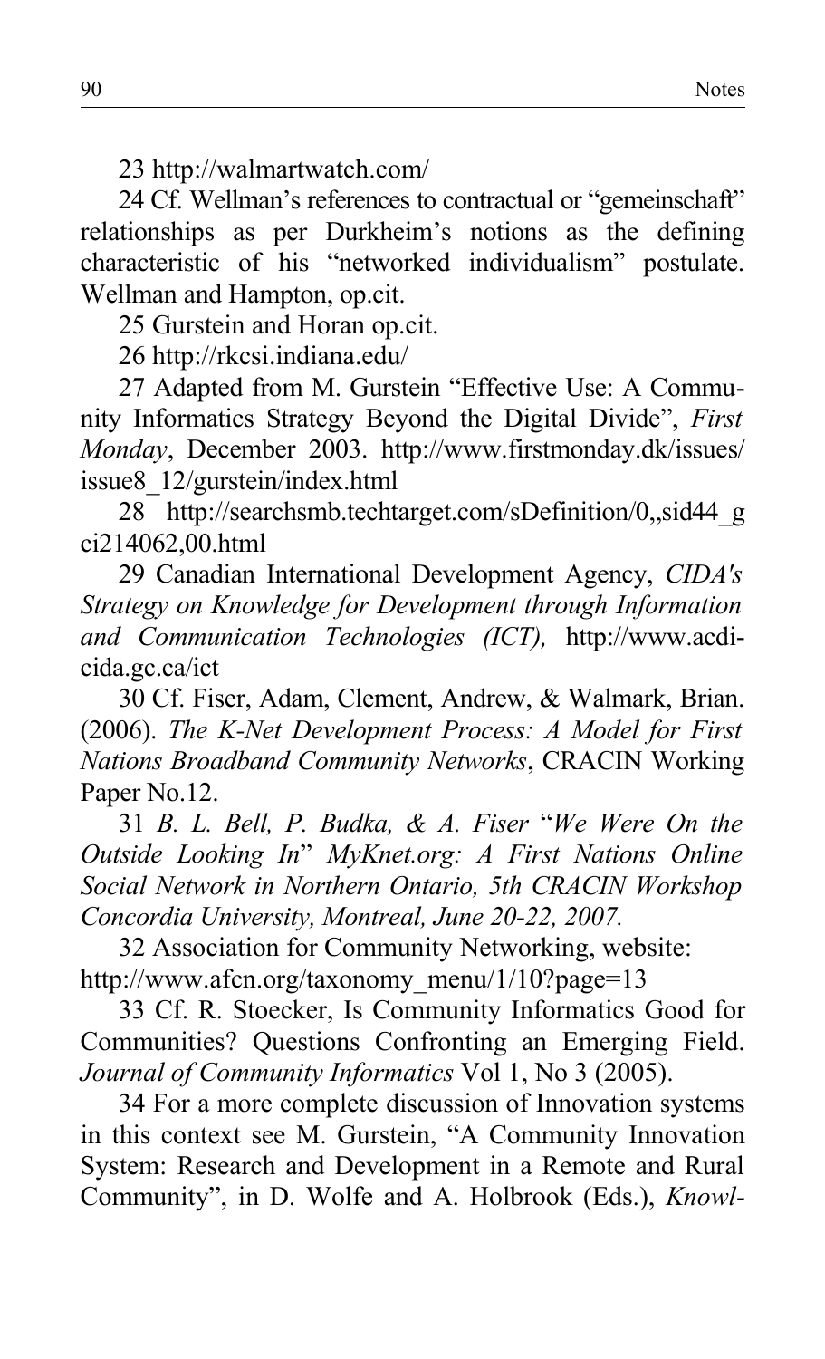23 http://walmartwatch.com/

24 Cf. Wellman's references to contractual or "gemeinschaft" relationships as per Durkheim's notions as the defining characteristic of his "networked individualism" postulate. Wellman and Hampton, op.cit.

25 Gurstein and Horan op.cit.

26 http://rkcsi.indiana.edu/

27 Adapted from M. Gurstein "Effective Use: A Community Informatics Strategy Beyond the Digital Divide", *First Monday*, December 2003. http://www.firstmonday.dk/issues/issue8_12/gurstein/index.html

28 http://searchsmb.techtarget.com/sDefinition/0,,sid44_gci214062,00.html

29 Canadian International Development Agency, *CIDA's Strategy on Knowledge for Development through Information and Communication Technologies (ICT),* http://www.acdi-cida.gc.ca/ict

30 Cf. Fiser, Adam, Clement, Andrew, & Walmark, Brian. (2006). *The K-Net Development Process: A Model for First Nations Broadband Community Networks*, CRACIN Working Paper No.12.

31 *B. L. Bell, P. Budka, & A. Fiser* "*We Were On the Outside Looking In*" *MyKnet.org: A First Nations Online Social Network in Northern Ontario, 5th CRACIN Workshop Concordia University, Montreal, June 20-22, 2007.*

32 Association for Community Networking, website: http://www.afcn.org/taxonomy_menu/1/10?page=13

33 Cf. R. Stoecker, Is Community Informatics Good for Communities? Questions Confronting an Emerging Field. *Journal of Community Informatics* Vol 1, No 3 (2005).

34 For a more complete discussion of Innovation systems in this context see M. Gurstein, "A Community Innovation System: Research and Development in a Remote and Rural Community", in D. Wolfe and A. Holbrook (Eds.), *Knowl-*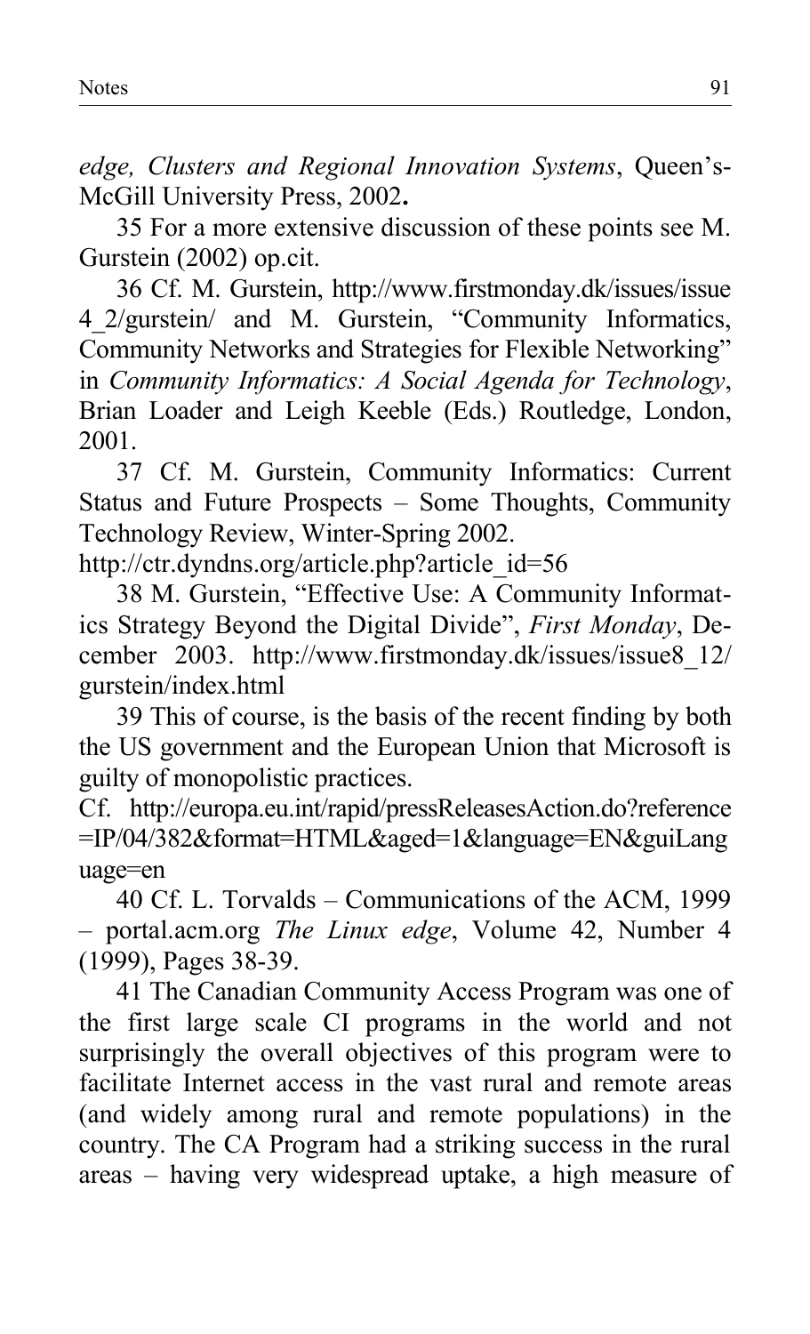*edge, Clusters and Regional Innovation Systems*, Queen's-McGill University Press, 2002**.**

35 For a more extensive discussion of these points see M. Gurstein (2002) op.cit.

36 Cf. M. Gurstein, http://www.firstmonday.dk/issues/issue4_2/gurstein/ and M. Gurstein, "Community Informatics, Community Networks and Strategies for Flexible Networking" in *Community Informatics: A Social Agenda for Technology*, Brian Loader and Leigh Keeble (Eds.) Routledge, London, 2001.

37 Cf. M. Gurstein, Community Informatics: Current Status and Future Prospects – Some Thoughts, Community Technology Review, Winter-Spring 2002.
http://ctr.dyndns.org/article.php?article_id=56

38 M. Gurstein, "Effective Use: A Community Informatics Strategy Beyond the Digital Divide", *First Monday*, December 2003. http://www.firstmonday.dk/issues/issue8_12/gurstein/index.html

39 This of course, is the basis of the recent finding by both the US government and the European Union that Microsoft is guilty of monopolistic practices.
Cf. http://europa.eu.int/rapid/pressReleasesAction.do?reference=IP/04/382&format=HTML&aged=1&language=EN&guiLanguage=en

40 Cf. L. Torvalds – Communications of the ACM, 1999 – portal.acm.org *The Linux edge*, Volume 42, Number 4 (1999), Pages 38-39.

41 The Canadian Community Access Program was one of the first large scale CI programs in the world and not surprisingly the overall objectives of this program were to facilitate Internet access in the vast rural and remote areas (and widely among rural and remote populations) in the country. The CA Program had a striking success in the rural areas – having very widespread uptake, a high measure of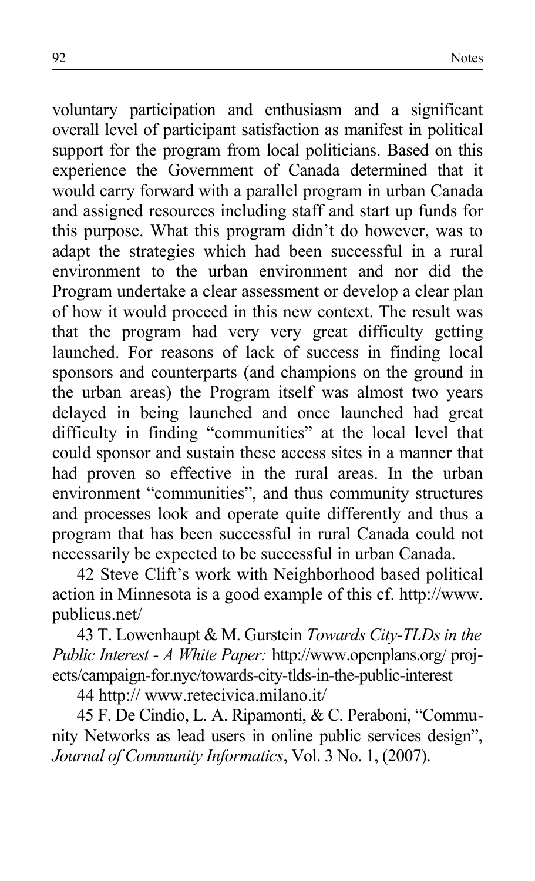voluntary participation and enthusiasm and a significant overall level of participant satisfaction as manifest in political support for the program from local politicians. Based on this experience the Government of Canada determined that it would carry forward with a parallel program in urban Canada and assigned resources including staff and start up funds for this purpose. What this program didn't do however, was to adapt the strategies which had been successful in a rural environment to the urban environment and nor did the Program undertake a clear assessment or develop a clear plan of how it would proceed in this new context. The result was that the program had very very great difficulty getting launched. For reasons of lack of success in finding local sponsors and counterparts (and champions on the ground in the urban areas) the Program itself was almost two years delayed in being launched and once launched had great difficulty in finding "communities" at the local level that could sponsor and sustain these access sites in a manner that had proven so effective in the rural areas. In the urban environment "communities", and thus community structures and processes look and operate quite differently and thus a program that has been successful in rural Canada could not necessarily be expected to be successful in urban Canada.

42 Steve Clift's work with Neighborhood based political action in Minnesota is a good example of this cf. http://www.publicus.net/

43 T. Lowenhaupt & M. Gurstein *Towards City-TLDs in the Public Interest - A White Paper:* http://www.openplans.org/projects/campaign-for.nyc/towards-city-tlds-in-the-public-interest

44 http:// www.retecivica.milano.it/

45 F. De Cindio, L. A. Ripamonti, & C. Peraboni, "Community Networks as lead users in online public services design", *Journal of Community Informatics*, Vol. 3 No. 1, (2007).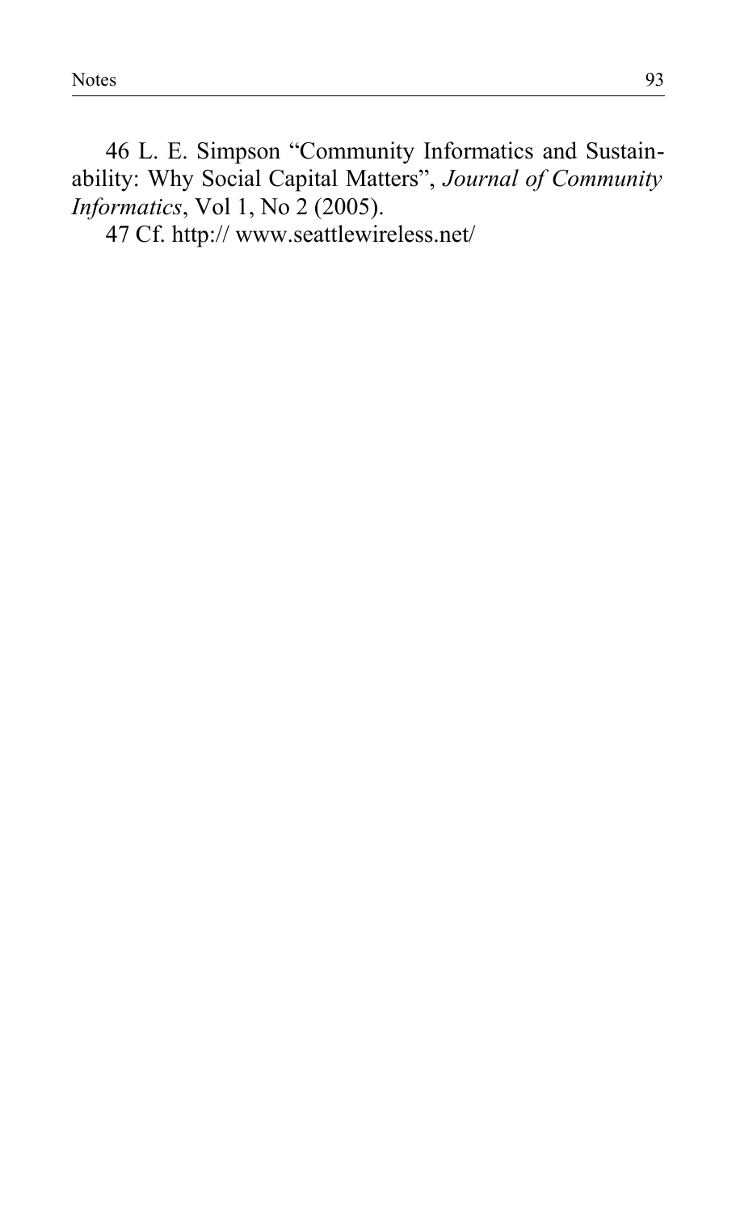46 L. E. Simpson "Community Informatics and Sustainability: Why Social Capital Matters", *Journal of Community Informatics*, Vol 1, No 2 (2005).

47 Cf. http:// www.seattlewireless.net/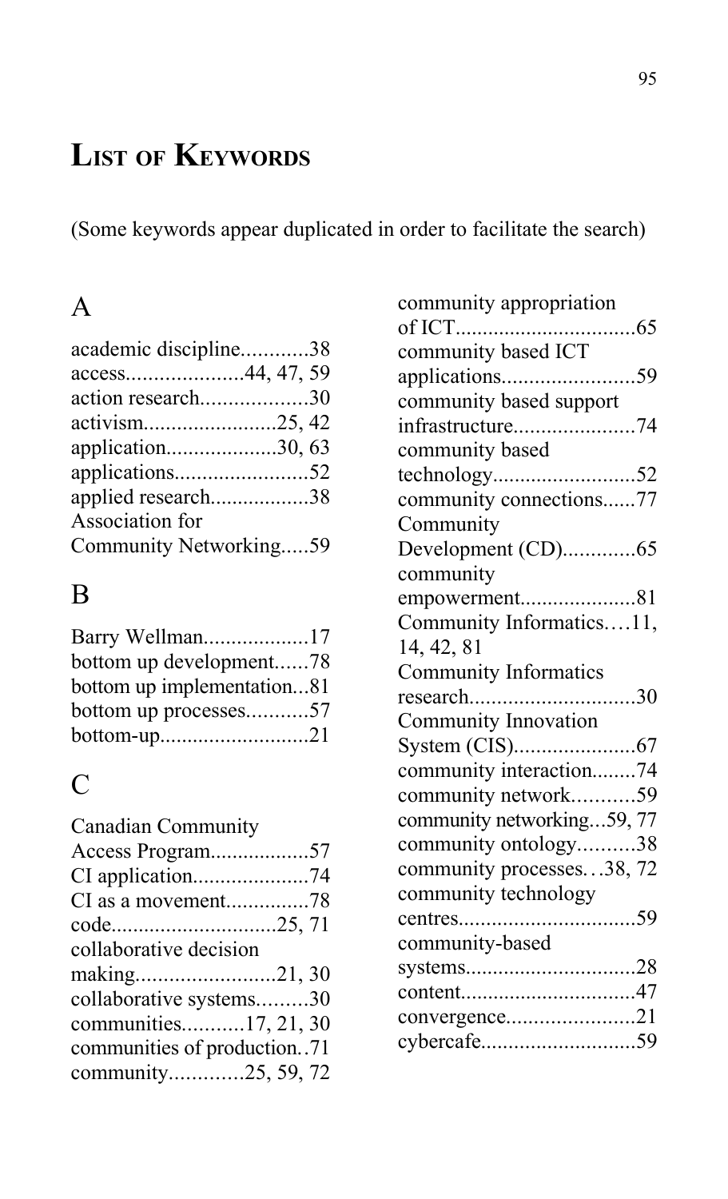# List of Keywords

(Some keywords appear duplicated in order to facilitate the search)

## A

academic discipline............38
access.....................44, 47, 59
action research...................30
activism........................25, 42
application....................30, 63
applications........................52
applied research..................38
Association for Community Networking.....59

## B

Barry Wellman..................17
bottom up development......78
bottom up implementation...81
bottom up processes...........57
bottom-up...........................21

## C

Canadian Community Access Program..................57
CI application.....................74
CI as a movement...............78
code..............................25, 71
collaborative decision making.........................21, 30
collaborative systems.........30
communities...........17, 21, 30
communities of production..71
community............25, 59, 72
community appropriation of ICT.................................65
community based ICT applications........................59
community based support infrastructure......................74
community based technology..........................52
community connections......77
Community Development (CD).............65
community empowerment.....................81
Community Informatics….11, 14, 42, 81
Community Informatics research..............................30
Community Innovation System (CIS)......................67
community interaction........74
community network...........59
community networking...59, 77
community ontology..........38
community processes…38, 72
community technology centres................................59
community-based systems...............................28
content................................47
convergence.......................21
cybercafe............................59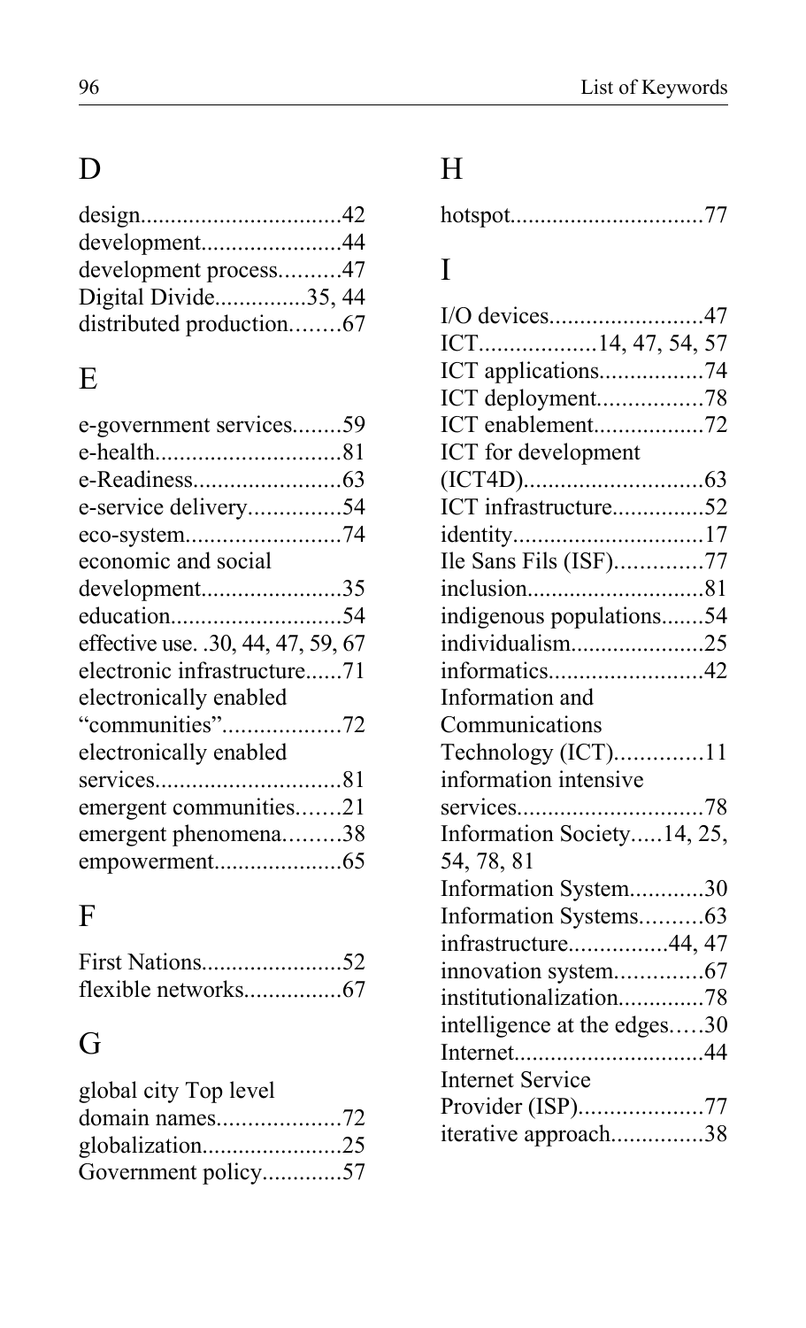## D

design 42
development 44
development process 47
Digital Divide 35, 44
distributed production 67

## E

e-government services 59
e-health 81
e-Readiness 63
e-service delivery 54
eco-system 74
economic and social development 35
education 54
effective use 30, 44, 47, 59, 67
electronic infrastructure 71
electronically enabled "communities" 72
electronically enabled services 81
emergent communities 21
emergent phenomena 38
empowerment 65

## F

First Nations 52
flexible networks 67

## G

global city Top level domain names 72
globalization 25
Government policy 57

## H

hotspot 77

## I

I/O devices 47
ICT 14, 47, 54, 57
ICT applications 74
ICT deployment 78
ICT enablement 72
ICT for development (ICT4D) 63
ICT infrastructure 52
identity 17
Ile Sans Fils (ISF) 77
inclusion 81
indigenous populations 54
individualism 25
informatics 42
Information and Communications Technology (ICT) 11
information intensive services 78
Information Society 14, 25, 54, 78, 81
Information System 30
Information Systems 63
infrastructure 44, 47
innovation system 67
institutionalization 78
intelligence at the edges 30
Internet 44
Internet Service Provider (ISP) 77
iterative approach 38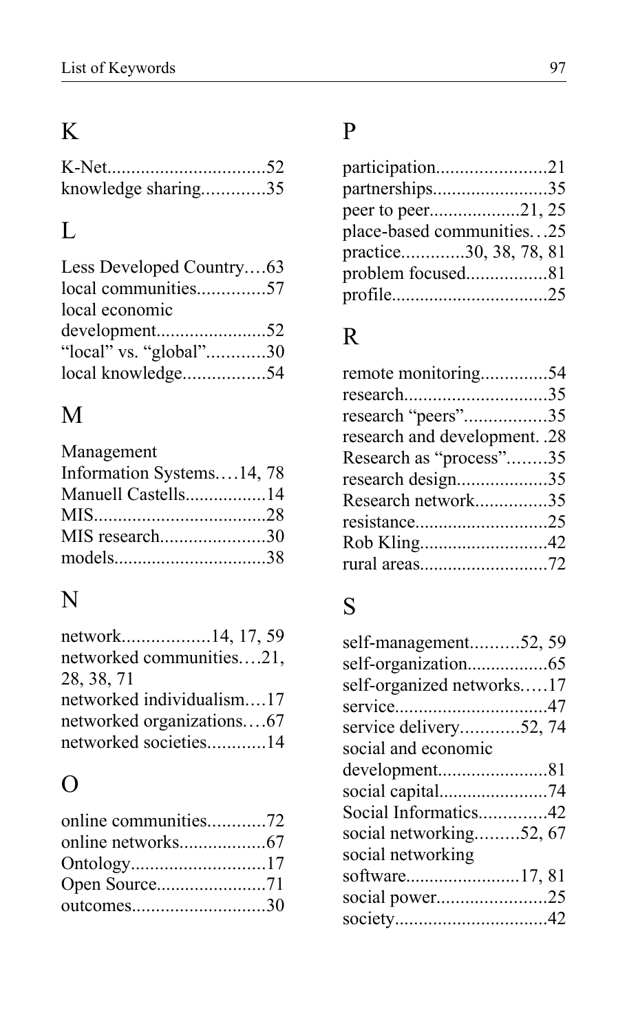## K

K-Net.................................52
knowledge sharing............35

## L

Less Developed Country....63
local communities.............57
local economic development.......................52
"local" vs. "global"............30
local knowledge.................54

## M

Management Information Systems....14, 78
Manuell Castells.................14
MIS....................................28
MIS research......................30
models................................38

## N

network..................14, 17, 59
networked communities....21, 28, 38, 71
networked individualism....17
networked organizations....67
networked societies............14

## O

online communities............72
online networks..................67
Ontology............................17
Open Source.......................71
outcomes............................30

## P

participation.......................21
partnerships........................35
peer to peer...................21, 25
place-based communities...25
practice.............30, 38, 78, 81
problem focused.................81
profile.................................25

## R

remote monitoring..............54
research..............................35
research "peers".................35
research and development. .28
Research as "process"........35
research design...................35
Research network...............35
resistance............................25
Rob Kling...........................42
rural areas...........................72

## S

self-management..........52, 59
self-organization.................65
self-organized networks.....17
service................................47
service delivery............52, 74
social and economic development.......................81
social capital.......................74
Social Informatics..............42
social networking.........52, 67
social networking software........................17, 81
social power.......................25
society................................42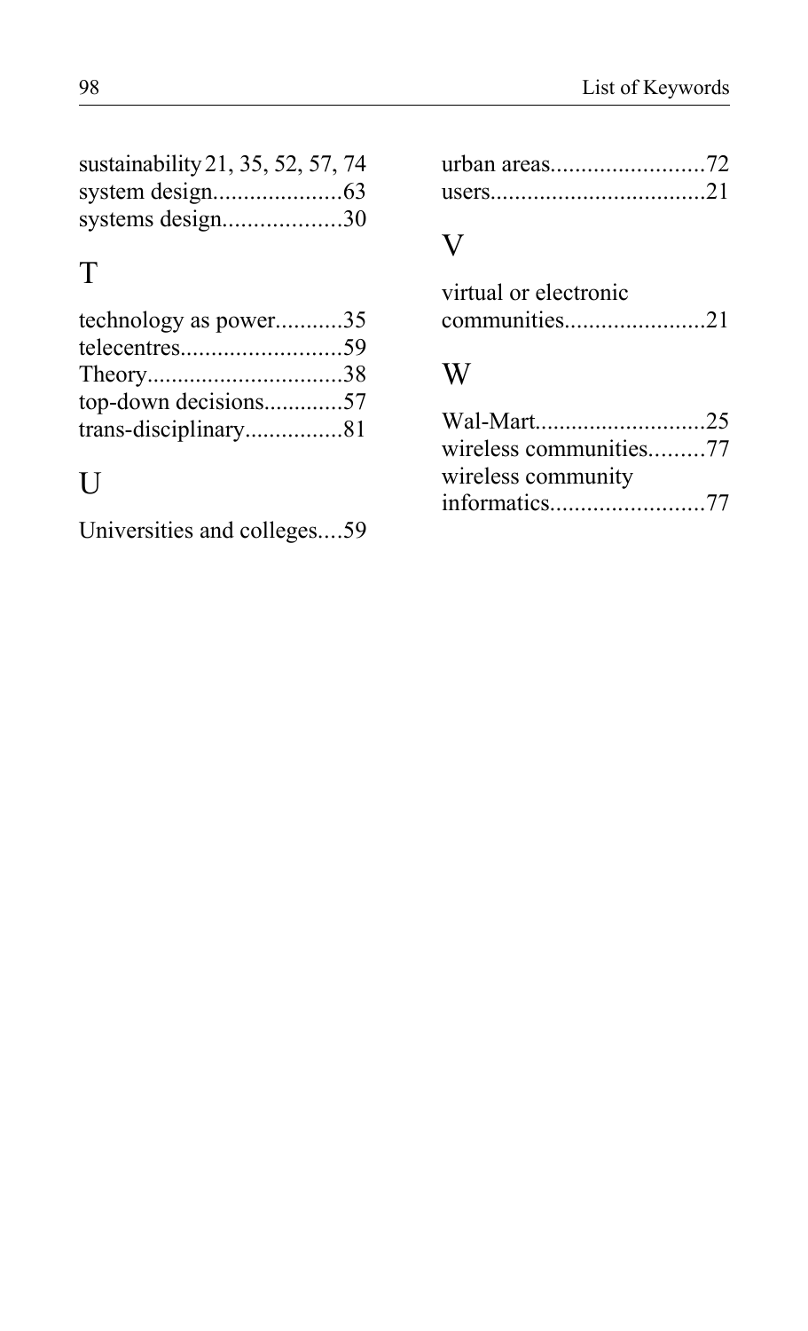sustainability 21, 35, 52, 57, 74
system design.....................63
systems design...................30

## T

technology as power...........35
telecentres..........................59
Theory................................38
top-down decisions.............57
trans-disciplinary................81

## U

Universities and colleges....59

urban areas.........................72
users...................................21

## V

virtual or electronic communities.......................21

## W

Wal-Mart............................25
wireless communities.........77
wireless community informatics.........................77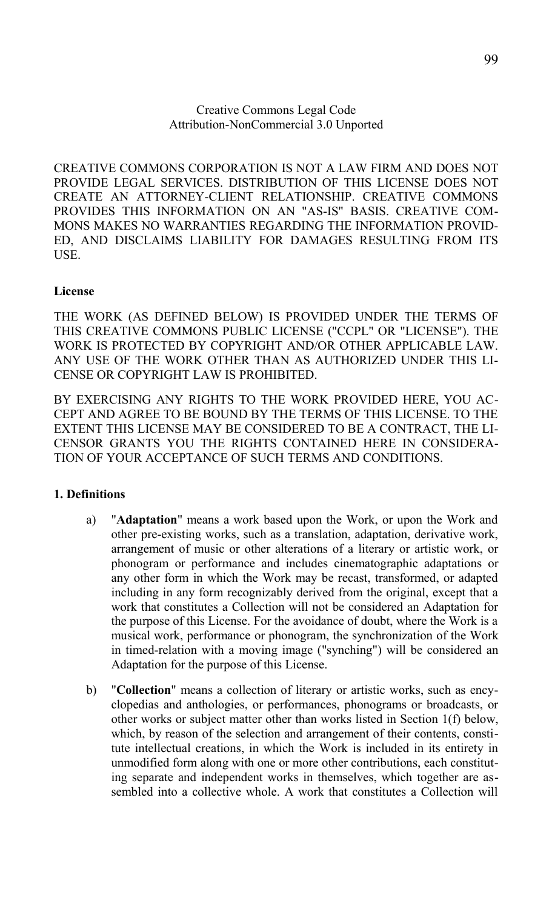Creative Commons Legal Code
Attribution-NonCommercial 3.0 Unported

CREATIVE COMMONS CORPORATION IS NOT A LAW FIRM AND DOES NOT PROVIDE LEGAL SERVICES. DISTRIBUTION OF THIS LICENSE DOES NOT CREATE AN ATTORNEY-CLIENT RELATIONSHIP. CREATIVE COMMONS PROVIDES THIS INFORMATION ON AN "AS-IS" BASIS. CREATIVE COMMONS MAKES NO WARRANTIES REGARDING THE INFORMATION PROVIDED, AND DISCLAIMS LIABILITY FOR DAMAGES RESULTING FROM ITS USE.

**License**

THE WORK (AS DEFINED BELOW) IS PROVIDED UNDER THE TERMS OF THIS CREATIVE COMMONS PUBLIC LICENSE ("CCPL" OR "LICENSE"). THE WORK IS PROTECTED BY COPYRIGHT AND/OR OTHER APPLICABLE LAW. ANY USE OF THE WORK OTHER THAN AS AUTHORIZED UNDER THIS LICENSE OR COPYRIGHT LAW IS PROHIBITED.

BY EXERCISING ANY RIGHTS TO THE WORK PROVIDED HERE, YOU ACCEPT AND AGREE TO BE BOUND BY THE TERMS OF THIS LICENSE. TO THE EXTENT THIS LICENSE MAY BE CONSIDERED TO BE A CONTRACT, THE LICENSOR GRANTS YOU THE RIGHTS CONTAINED HERE IN CONSIDERATION OF YOUR ACCEPTANCE OF SUCH TERMS AND CONDITIONS.

**1. Definitions**

a) "**Adaptation**" means a work based upon the Work, or upon the Work and other pre-existing works, such as a translation, adaptation, derivative work, arrangement of music or other alterations of a literary or artistic work, or phonogram or performance and includes cinematographic adaptations or any other form in which the Work may be recast, transformed, or adapted including in any form recognizably derived from the original, except that a work that constitutes a Collection will not be considered an Adaptation for the purpose of this License. For the avoidance of doubt, where the Work is a musical work, performance or phonogram, the synchronization of the Work in timed-relation with a moving image ("synching") will be considered an Adaptation for the purpose of this License.

b) "**Collection**" means a collection of literary or artistic works, such as encyclopedias and anthologies, or performances, phonograms or broadcasts, or other works or subject matter other than works listed in Section 1(f) below, which, by reason of the selection and arrangement of their contents, constitute intellectual creations, in which the Work is included in its entirety in unmodified form along with one or more other contributions, each constituting separate and independent works in themselves, which together are assembled into a collective whole. A work that constitutes a Collection will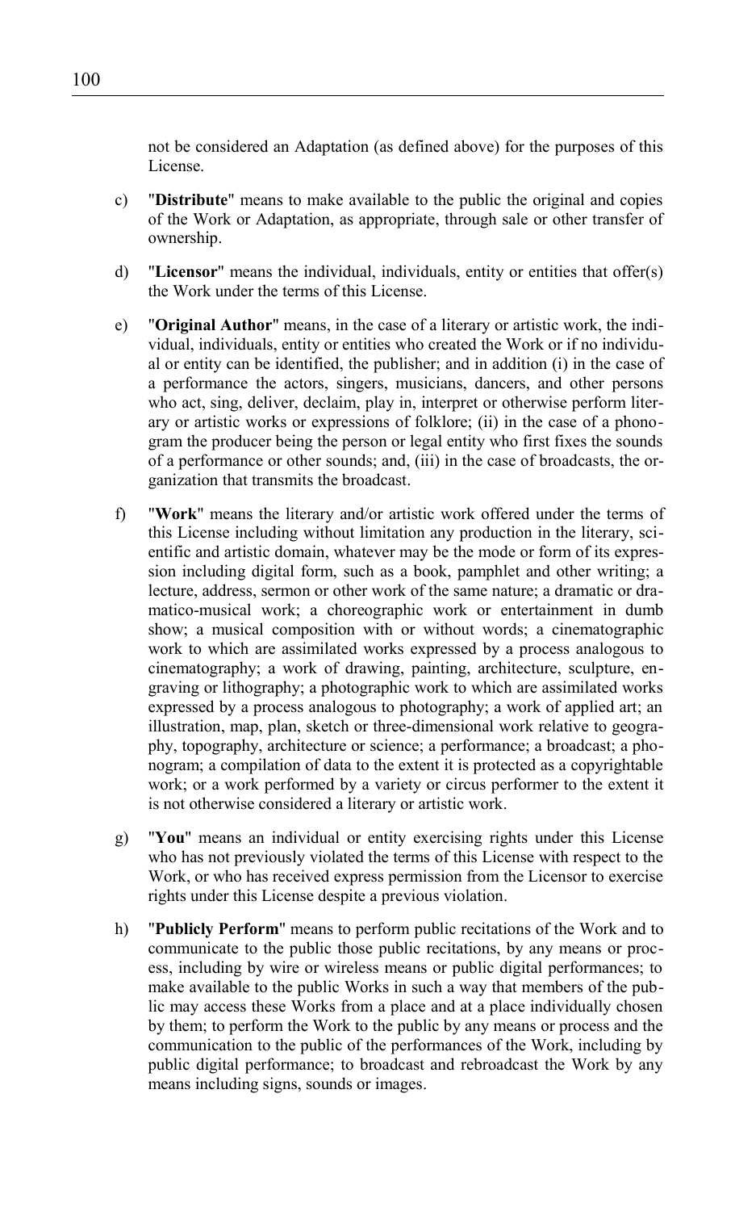not be considered an Adaptation (as defined above) for the purposes of this License.

c) "**Distribute**" means to make available to the public the original and copies of the Work or Adaptation, as appropriate, through sale or other transfer of ownership.

d) "**Licensor**" means the individual, individuals, entity or entities that offer(s) the Work under the terms of this License.

e) "**Original Author**" means, in the case of a literary or artistic work, the individual, individuals, entity or entities who created the Work or if no individual or entity can be identified, the publisher; and in addition (i) in the case of a performance the actors, singers, musicians, dancers, and other persons who act, sing, deliver, declaim, play in, interpret or otherwise perform literary or artistic works or expressions of folklore; (ii) in the case of a phonogram the producer being the person or legal entity who first fixes the sounds of a performance or other sounds; and, (iii) in the case of broadcasts, the organization that transmits the broadcast.

f) "**Work**" means the literary and/or artistic work offered under the terms of this License including without limitation any production in the literary, scientific and artistic domain, whatever may be the mode or form of its expression including digital form, such as a book, pamphlet and other writing; a lecture, address, sermon or other work of the same nature; a dramatic or dramatico-musical work; a choreographic work or entertainment in dumb show; a musical composition with or without words; a cinematographic work to which are assimilated works expressed by a process analogous to cinematography; a work of drawing, painting, architecture, sculpture, engraving or lithography; a photographic work to which are assimilated works expressed by a process analogous to photography; a work of applied art; an illustration, map, plan, sketch or three-dimensional work relative to geography, topography, architecture or science; a performance; a broadcast; a phonogram; a compilation of data to the extent it is protected as a copyrightable work; or a work performed by a variety or circus performer to the extent it is not otherwise considered a literary or artistic work.

g) "**You**" means an individual or entity exercising rights under this License who has not previously violated the terms of this License with respect to the Work, or who has received express permission from the Licensor to exercise rights under this License despite a previous violation.

h) "**Publicly Perform**" means to perform public recitations of the Work and to communicate to the public those public recitations, by any means or process, including by wire or wireless means or public digital performances; to make available to the public Works in such a way that members of the public may access these Works from a place and at a place individually chosen by them; to perform the Work to the public by any means or process and the communication to the public of the performances of the Work, including by public digital performance; to broadcast and rebroadcast the Work by any means including signs, sounds or images.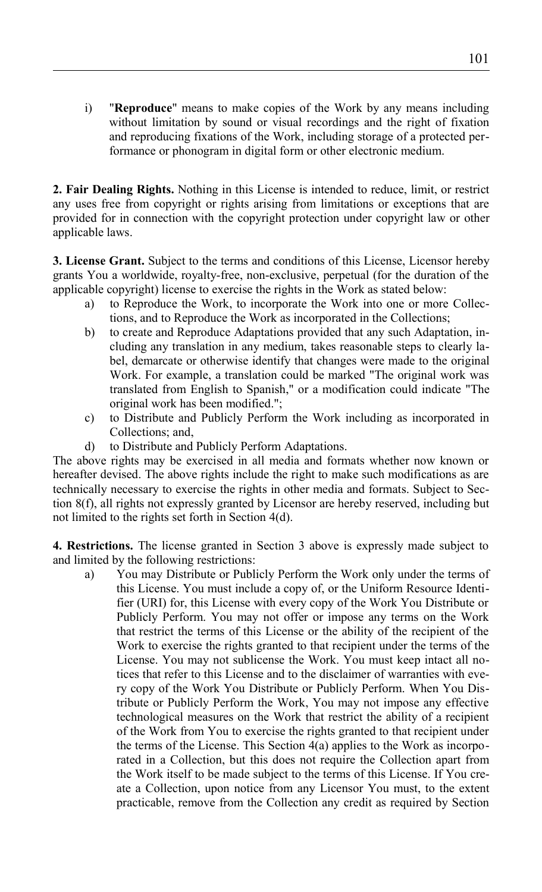i) "**Reproduce**" means to make copies of the Work by any means including without limitation by sound or visual recordings and the right of fixation and reproducing fixations of the Work, including storage of a protected performance or phonogram in digital form or other electronic medium.

**2. Fair Dealing Rights.** Nothing in this License is intended to reduce, limit, or restrict any uses free from copyright or rights arising from limitations or exceptions that are provided for in connection with the copyright protection under copyright law or other applicable laws.

**3. License Grant.** Subject to the terms and conditions of this License, Licensor hereby grants You a worldwide, royalty-free, non-exclusive, perpetual (for the duration of the applicable copyright) license to exercise the rights in the Work as stated below:

a) to Reproduce the Work, to incorporate the Work into one or more Collections, and to Reproduce the Work as incorporated in the Collections;
b) to create and Reproduce Adaptations provided that any such Adaptation, including any translation in any medium, takes reasonable steps to clearly label, demarcate or otherwise identify that changes were made to the original Work. For example, a translation could be marked "The original work was translated from English to Spanish," or a modification could indicate "The original work has been modified.";
c) to Distribute and Publicly Perform the Work including as incorporated in Collections; and,
d) to Distribute and Publicly Perform Adaptations.

The above rights may be exercised in all media and formats whether now known or hereafter devised. The above rights include the right to make such modifications as are technically necessary to exercise the rights in other media and formats. Subject to Section 8(f), all rights not expressly granted by Licensor are hereby reserved, including but not limited to the rights set forth in Section 4(d).

**4. Restrictions.** The license granted in Section 3 above is expressly made subject to and limited by the following restrictions:

a) You may Distribute or Publicly Perform the Work only under the terms of this License. You must include a copy of, or the Uniform Resource Identifier (URI) for, this License with every copy of the Work You Distribute or Publicly Perform. You may not offer or impose any terms on the Work that restrict the terms of this License or the ability of the recipient of the Work to exercise the rights granted to that recipient under the terms of the License. You may not sublicense the Work. You must keep intact all notices that refer to this License and to the disclaimer of warranties with every copy of the Work You Distribute or Publicly Perform. When You Distribute or Publicly Perform the Work, You may not impose any effective technological measures on the Work that restrict the ability of a recipient of the Work from You to exercise the rights granted to that recipient under the terms of the License. This Section 4(a) applies to the Work as incorporated in a Collection, but this does not require the Collection apart from the Work itself to be made subject to the terms of this License. If You create a Collection, upon notice from any Licensor You must, to the extent practicable, remove from the Collection any credit as required by Section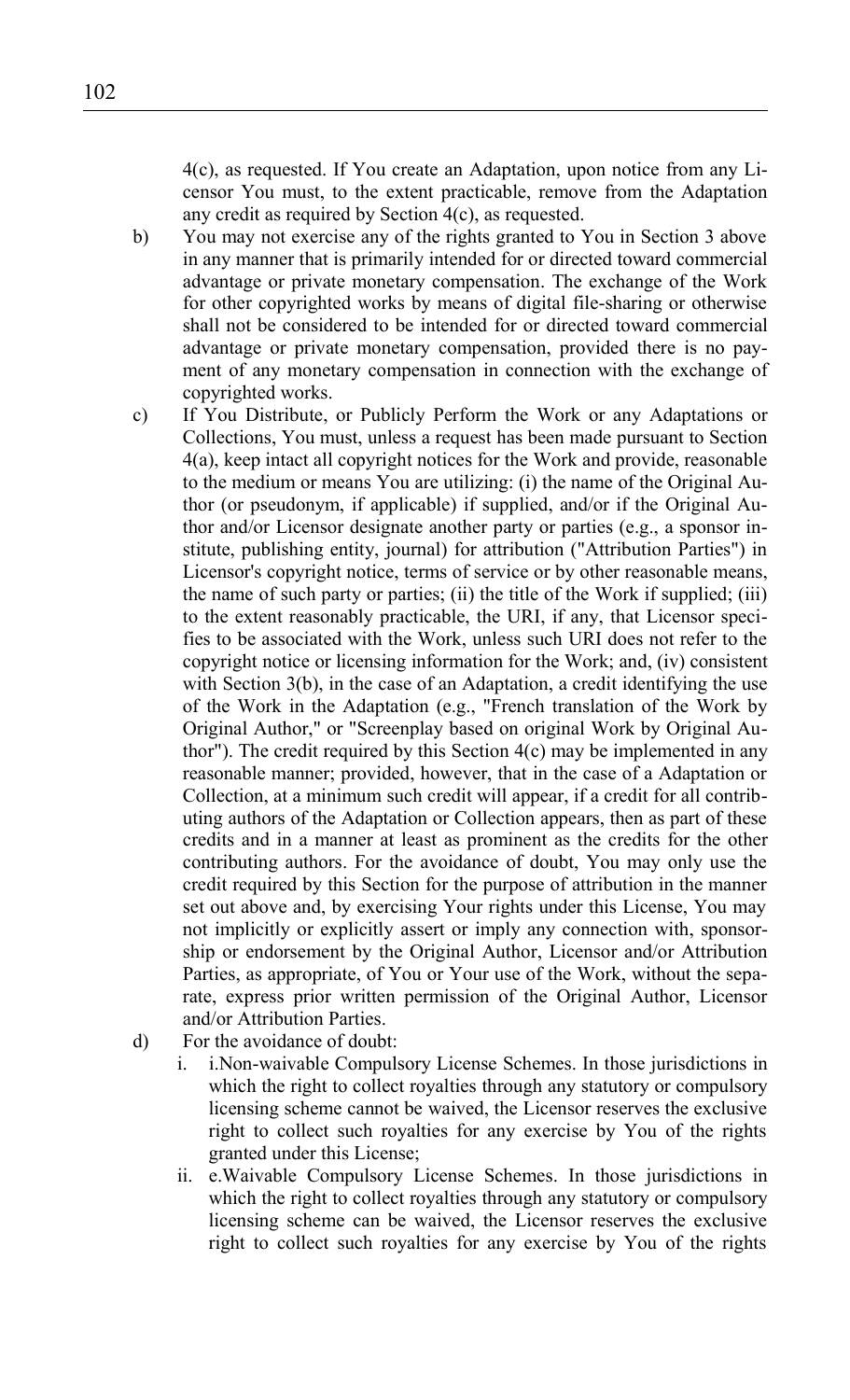4(c), as requested. If You create an Adaptation, upon notice from any Licensor You must, to the extent practicable, remove from the Adaptation any credit as required by Section 4(c), as requested.

b) You may not exercise any of the rights granted to You in Section 3 above in any manner that is primarily intended for or directed toward commercial advantage or private monetary compensation. The exchange of the Work for other copyrighted works by means of digital file-sharing or otherwise shall not be considered to be intended for or directed toward commercial advantage or private monetary compensation, provided there is no payment of any monetary compensation in connection with the exchange of copyrighted works.

c) If You Distribute, or Publicly Perform the Work or any Adaptations or Collections, You must, unless a request has been made pursuant to Section 4(a), keep intact all copyright notices for the Work and provide, reasonable to the medium or means You are utilizing: (i) the name of the Original Author (or pseudonym, if applicable) if supplied, and/or if the Original Author and/or Licensor designate another party or parties (e.g., a sponsor institute, publishing entity, journal) for attribution ("Attribution Parties") in Licensor's copyright notice, terms of service or by other reasonable means, the name of such party or parties; (ii) the title of the Work if supplied; (iii) to the extent reasonably practicable, the URI, if any, that Licensor specifies to be associated with the Work, unless such URI does not refer to the copyright notice or licensing information for the Work; and, (iv) consistent with Section 3(b), in the case of an Adaptation, a credit identifying the use of the Work in the Adaptation (e.g., "French translation of the Work by Original Author," or "Screenplay based on original Work by Original Author"). The credit required by this Section 4(c) may be implemented in any reasonable manner; provided, however, that in the case of a Adaptation or Collection, at a minimum such credit will appear, if a credit for all contributing authors of the Adaptation or Collection appears, then as part of these credits and in a manner at least as prominent as the credits for the other contributing authors. For the avoidance of doubt, You may only use the credit required by this Section for the purpose of attribution in the manner set out above and, by exercising Your rights under this License, You may not implicitly or explicitly assert or imply any connection with, sponsorship or endorsement by the Original Author, Licensor and/or Attribution Parties, as appropriate, of You or Your use of the Work, without the separate, express prior written permission of the Original Author, Licensor and/or Attribution Parties.

d) For the avoidance of doubt:
   i. i.Non-waivable Compulsory License Schemes. In those jurisdictions in which the right to collect royalties through any statutory or compulsory licensing scheme cannot be waived, the Licensor reserves the exclusive right to collect such royalties for any exercise by You of the rights granted under this License;
   ii. e.Waivable Compulsory License Schemes. In those jurisdictions in which the right to collect royalties through any statutory or compulsory licensing scheme can be waived, the Licensor reserves the exclusive right to collect such royalties for any exercise by You of the rights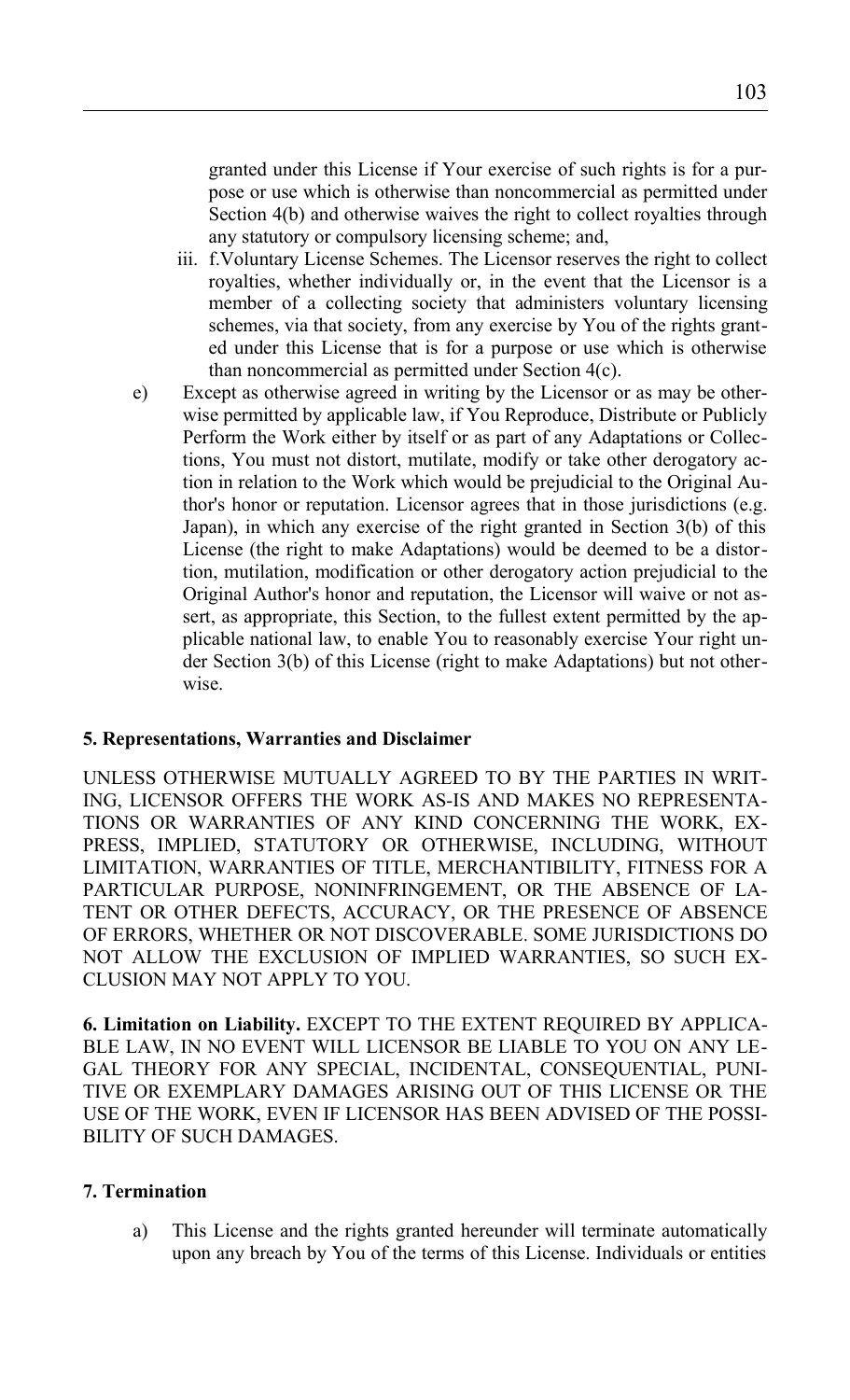granted under this License if Your exercise of such rights is for a purpose or use which is otherwise than noncommercial as permitted under Section 4(b) and otherwise waives the right to collect royalties through any statutory or compulsory licensing scheme; and,

   iii. f.Voluntary License Schemes. The Licensor reserves the right to collect royalties, whether individually or, in the event that the Licensor is a member of a collecting society that administers voluntary licensing schemes, via that society, from any exercise by You of the rights granted under this License that is for a purpose or use which is otherwise than noncommercial as permitted under Section 4(c).

e) Except as otherwise agreed in writing by the Licensor or as may be otherwise permitted by applicable law, if You Reproduce, Distribute or Publicly Perform the Work either by itself or as part of any Adaptations or Collections, You must not distort, mutilate, modify or take other derogatory action in relation to the Work which would be prejudicial to the Original Author's honor or reputation. Licensor agrees that in those jurisdictions (e.g. Japan), in which any exercise of the right granted in Section 3(b) of this License (the right to make Adaptations) would be deemed to be a distortion, mutilation, modification or other derogatory action prejudicial to the Original Author's honor and reputation, the Licensor will waive or not assert, as appropriate, this Section, to the fullest extent permitted by the applicable national law, to enable You to reasonably exercise Your right under Section 3(b) of this License (right to make Adaptations) but not otherwise.

#### 5. Representations, Warranties and Disclaimer

UNLESS OTHERWISE MUTUALLY AGREED TO BY THE PARTIES IN WRITING, LICENSOR OFFERS THE WORK AS-IS AND MAKES NO REPRESENTATIONS OR WARRANTIES OF ANY KIND CONCERNING THE WORK, EXPRESS, IMPLIED, STATUTORY OR OTHERWISE, INCLUDING, WITHOUT LIMITATION, WARRANTIES OF TITLE, MERCHANTIBILITY, FITNESS FOR A PARTICULAR PURPOSE, NONINFRINGEMENT, OR THE ABSENCE OF LATENT OR OTHER DEFECTS, ACCURACY, OR THE PRESENCE OF ABSENCE OF ERRORS, WHETHER OR NOT DISCOVERABLE. SOME JURISDICTIONS DO NOT ALLOW THE EXCLUSION OF IMPLIED WARRANTIES, SO SUCH EXCLUSION MAY NOT APPLY TO YOU.

**6. Limitation on Liability.** EXCEPT TO THE EXTENT REQUIRED BY APPLICABLE LAW, IN NO EVENT WILL LICENSOR BE LIABLE TO YOU ON ANY LEGAL THEORY FOR ANY SPECIAL, INCIDENTAL, CONSEQUENTIAL, PUNITIVE OR EXEMPLARY DAMAGES ARISING OUT OF THIS LICENSE OR THE USE OF THE WORK, EVEN IF LICENSOR HAS BEEN ADVISED OF THE POSSIBILITY OF SUCH DAMAGES.

#### 7. Termination

a) This License and the rights granted hereunder will terminate automatically upon any breach by You of the terms of this License. Individuals or entities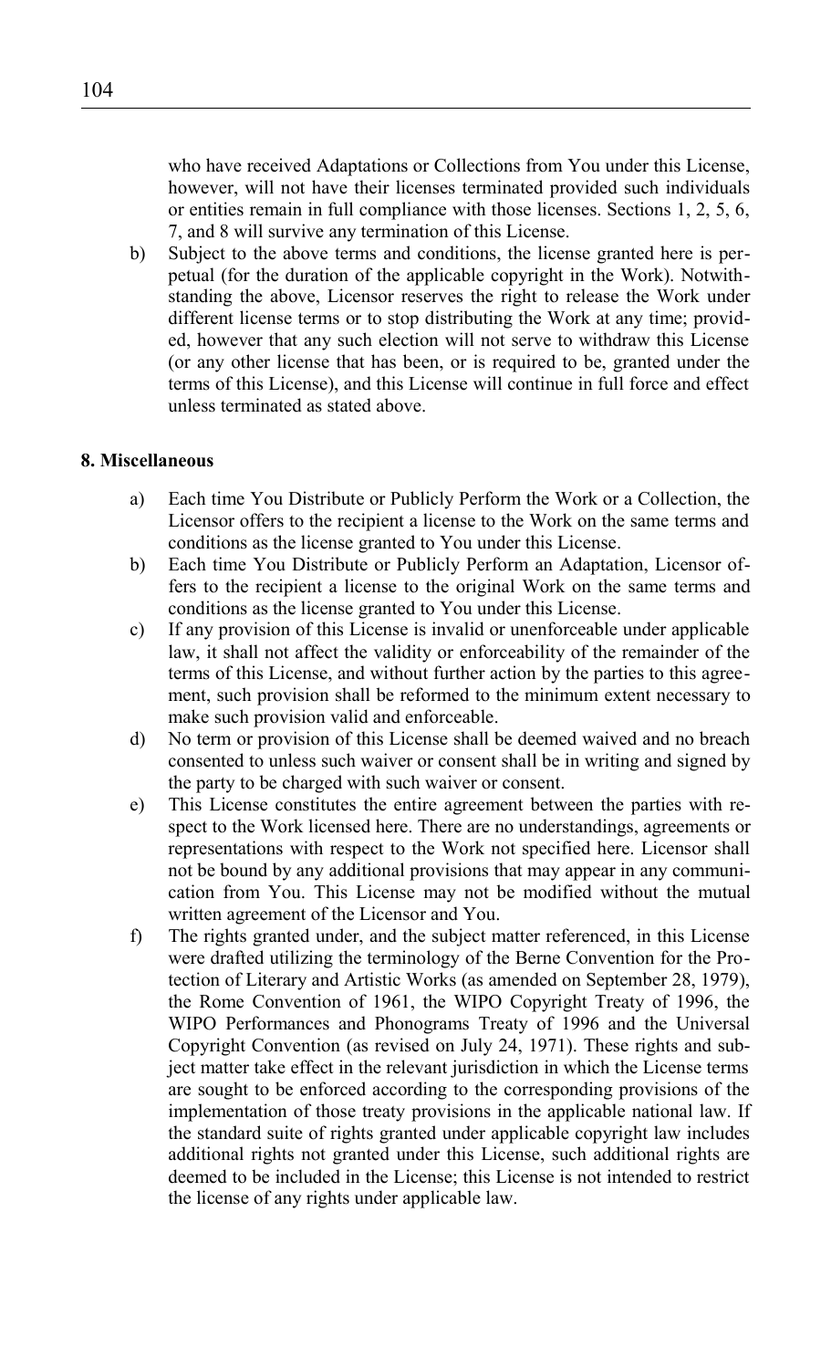who have received Adaptations or Collections from You under this License, however, will not have their licenses terminated provided such individuals or entities remain in full compliance with those licenses. Sections 1, 2, 5, 6, 7, and 8 will survive any termination of this License.

b) Subject to the above terms and conditions, the license granted here is perpetual (for the duration of the applicable copyright in the Work). Notwithstanding the above, Licensor reserves the right to release the Work under different license terms or to stop distributing the Work at any time; provided, however that any such election will not serve to withdraw this License (or any other license that has been, or is required to be, granted under the terms of this License), and this License will continue in full force and effect unless terminated as stated above.

**8. Miscellaneous**

a) Each time You Distribute or Publicly Perform the Work or a Collection, the Licensor offers to the recipient a license to the Work on the same terms and conditions as the license granted to You under this License.

b) Each time You Distribute or Publicly Perform an Adaptation, Licensor offers to the recipient a license to the original Work on the same terms and conditions as the license granted to You under this License.

c) If any provision of this License is invalid or unenforceable under applicable law, it shall not affect the validity or enforceability of the remainder of the terms of this License, and without further action by the parties to this agreement, such provision shall be reformed to the minimum extent necessary to make such provision valid and enforceable.

d) No term or provision of this License shall be deemed waived and no breach consented to unless such waiver or consent shall be in writing and signed by the party to be charged with such waiver or consent.

e) This License constitutes the entire agreement between the parties with respect to the Work licensed here. There are no understandings, agreements or representations with respect to the Work not specified here. Licensor shall not be bound by any additional provisions that may appear in any communication from You. This License may not be modified without the mutual written agreement of the Licensor and You.

f) The rights granted under, and the subject matter referenced, in this License were drafted utilizing the terminology of the Berne Convention for the Protection of Literary and Artistic Works (as amended on September 28, 1979), the Rome Convention of 1961, the WIPO Copyright Treaty of 1996, the WIPO Performances and Phonograms Treaty of 1996 and the Universal Copyright Convention (as revised on July 24, 1971). These rights and subject matter take effect in the relevant jurisdiction in which the License terms are sought to be enforced according to the corresponding provisions of the implementation of those treaty provisions in the applicable national law. If the standard suite of rights granted under applicable copyright law includes additional rights not granted under this License, such additional rights are deemed to be included in the License; this License is not intended to restrict the license of any rights under applicable law.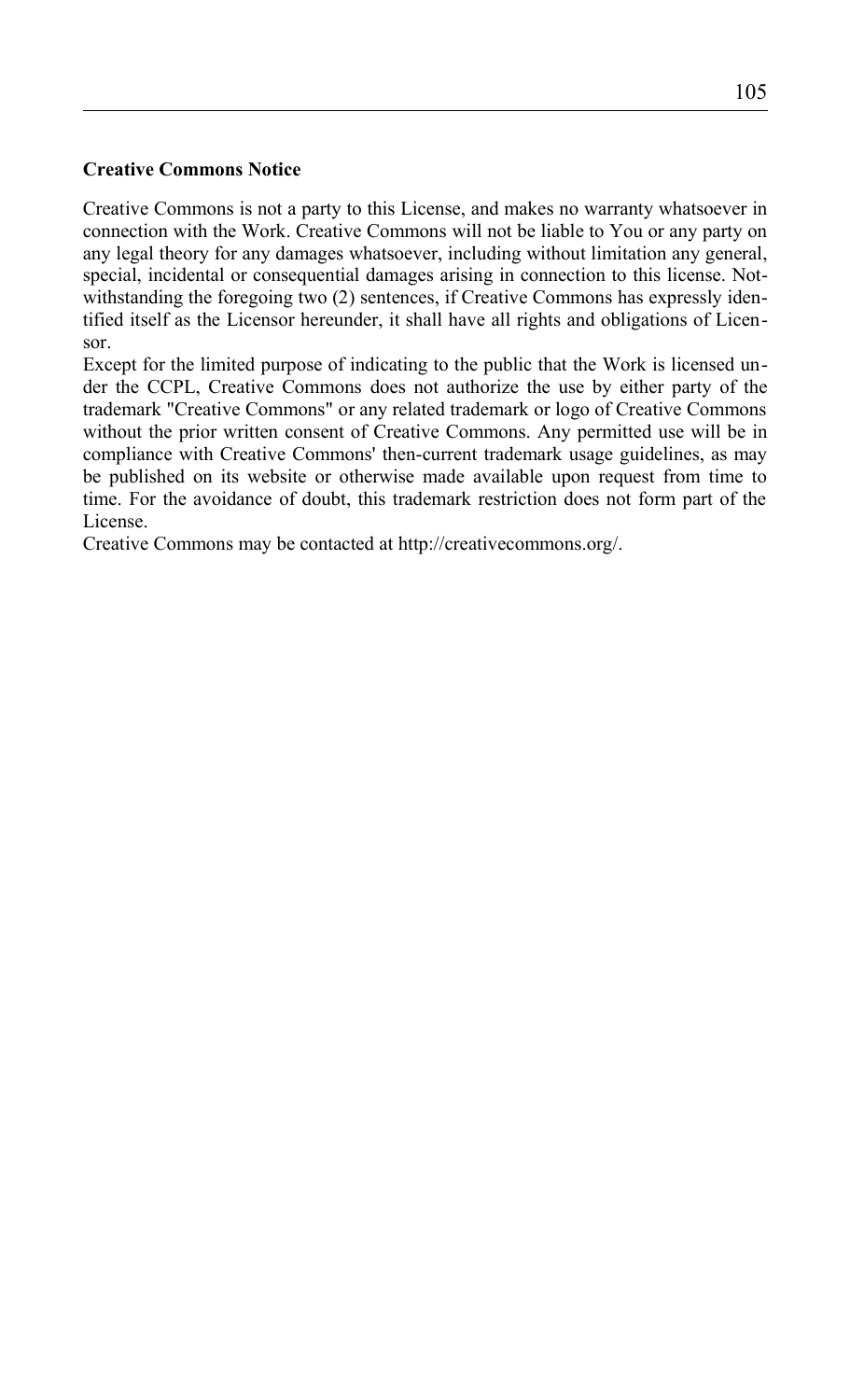**Creative Commons Notice**

Creative Commons is not a party to this License, and makes no warranty whatsoever in connection with the Work. Creative Commons will not be liable to You or any party on any legal theory for any damages whatsoever, including without limitation any general, special, incidental or consequential damages arising in connection to this license. Notwithstanding the foregoing two (2) sentences, if Creative Commons has expressly identified itself as the Licensor hereunder, it shall have all rights and obligations of Licensor.

Except for the limited purpose of indicating to the public that the Work is licensed under the CCPL, Creative Commons does not authorize the use by either party of the trademark "Creative Commons" or any related trademark or logo of Creative Commons without the prior written consent of Creative Commons. Any permitted use will be in compliance with Creative Commons' then-current trademark usage guidelines, as may be published on its website or otherwise made available upon request from time to time. For the avoidance of doubt, this trademark restriction does not form part of the License.

Creative Commons may be contacted at http://creativecommons.org/.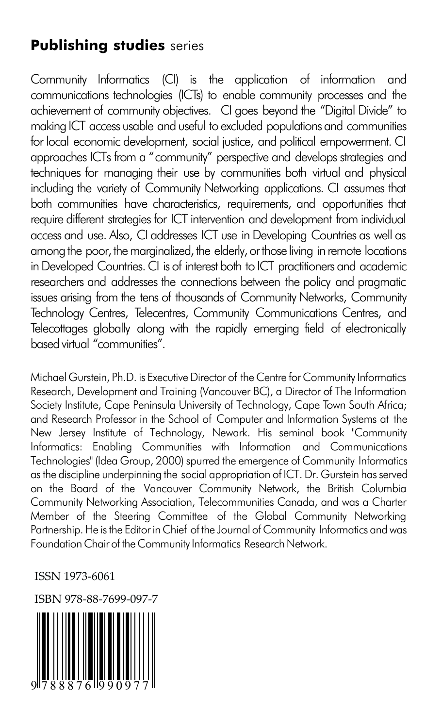## **Publishing studies** series

Community Informatics (CI) is the application of information and communications technologies (ICTs) to enable community processes and the achievement of community objectives. CI goes beyond the "Digital Divide" to making ICT access usable and useful to excluded populations and communities for local economic development, social justice, and political empowerment. CI approaches ICTs from a "community" perspective and develops strategies and techniques for managing their use by communities both virtual and physical including the variety of Community Networking applications. CI assumes that both communities have characteristics, requirements, and opportunities that require different strategies for ICT intervention and development from individual access and use. Also, CI addresses ICT use in Developing Countries as well as among the poor, the marginalized, the elderly, or those living in remote locations in Developed Countries. CI is of interest both to ICT practitioners and academic researchers and addresses the connections between the policy and pragmatic issues arising from the tens of thousands of Community Networks, Community Technology Centres, Telecentres, Community Communications Centres, and Telecottages globally along with the rapidly emerging field of electronically based virtual "communities".

Michael Gurstein, Ph.D. is Executive Director of the Centre for Community Informatics Research, Development and Training (Vancouver BC), a Director of The Information Society Institute, Cape Peninsula University of Technology, Cape Town South Africa; and Research Professor in the School of Computer and Information Systems at the New Jersey Institute of Technology, Newark. His seminal book "Community Informatics: Enabling Communities with Information and Communications Technologies" (Idea Group, 2000) spurred the emergence of Community Informatics as the discipline underpinning the social appropriation of ICT. Dr. Gurstein has served on the Board of the Vancouver Community Network, the British Columbia Community Networking Association, Telecommunities Canada, and was a Charter Member of the Steering Committee of the Global Community Networking Partnership. He is the Editor in Chief of the Journal of Community Informatics and was Foundation Chair of the Community Informatics Research Network.

ISSN 1973-6061

ISBN 978-88-7699-097-7

9 788876 990977